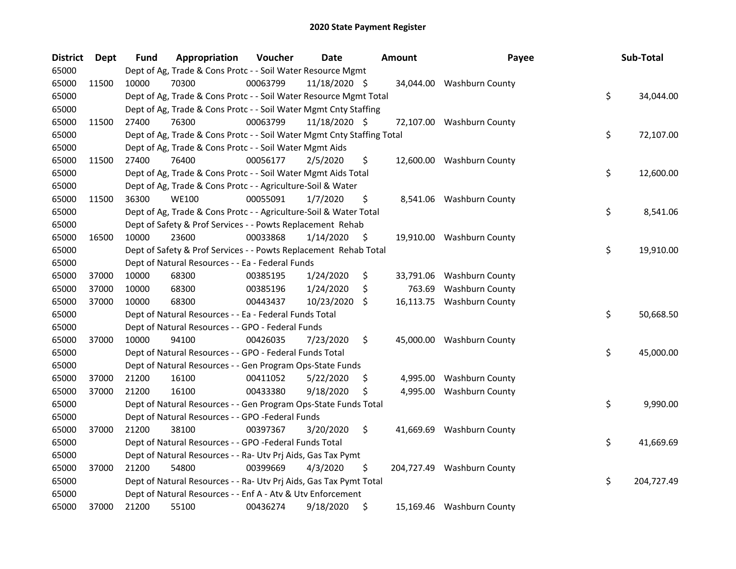# 2020 State Payment Register

| District | Dept | Fund | Appropriation | Voucher | Date | Amount | Payee | Sub-Total |
|---|---|---|---|---|---|---|---|---|
| 65000 | | Dept of Ag, Trade & Cons Protc - - Soil Water Resource Mgmt | | | | | | |
| 65000 | 11500 | 10000 | 70300 | 00063799 | 11/18/2020 | $ 34,044.00 | Washburn County | |
| 65000 | | Dept of Ag, Trade & Cons Protc - - Soil Water Resource Mgmt Total | | | | | | $ 34,044.00 |
| 65000 | | Dept of Ag, Trade & Cons Protc - - Soil Water Mgmt Cnty Staffing | | | | | | |
| 65000 | 11500 | 27400 | 76300 | 00063799 | 11/18/2020 | $ 72,107.00 | Washburn County | |
| 65000 | | Dept of Ag, Trade & Cons Protc - - Soil Water Mgmt Cnty Staffing Total | | | | | | $ 72,107.00 |
| 65000 | | Dept of Ag, Trade & Cons Protc - - Soil Water Mgmt Aids | | | | | | |
| 65000 | 11500 | 27400 | 76400 | 00056177 | 2/5/2020 | $ 12,600.00 | Washburn County | |
| 65000 | | Dept of Ag, Trade & Cons Protc - - Soil Water Mgmt Aids Total | | | | | | $ 12,600.00 |
| 65000 | | Dept of Ag, Trade & Cons Protc - - Agriculture-Soil & Water | | | | | | |
| 65000 | 11500 | 36300 | WE100 | 00055091 | 1/7/2020 | $ 8,541.06 | Washburn County | |
| 65000 | | Dept of Ag, Trade & Cons Protc - - Agriculture-Soil & Water Total | | | | | | $ 8,541.06 |
| 65000 | | Dept of Safety & Prof Services - - Powts Replacement Rehab | | | | | | |
| 65000 | 16500 | 10000 | 23600 | 00033868 | 1/14/2020 | $ 19,910.00 | Washburn County | |
| 65000 | | Dept of Safety & Prof Services - - Powts Replacement Rehab Total | | | | | | $ 19,910.00 |
| 65000 | | Dept of Natural Resources - - Ea - Federal Funds | | | | | | |
| 65000 | 37000 | 10000 | 68300 | 00385195 | 1/24/2020 | $ 33,791.06 | Washburn County | |
| 65000 | 37000 | 10000 | 68300 | 00385196 | 1/24/2020 | $ 763.69 | Washburn County | |
| 65000 | 37000 | 10000 | 68300 | 00443437 | 10/23/2020 | $ 16,113.75 | Washburn County | |
| 65000 | | Dept of Natural Resources - - Ea - Federal Funds Total | | | | | | $ 50,668.50 |
| 65000 | | Dept of Natural Resources - - GPO - Federal Funds | | | | | | |
| 65000 | 37000 | 10000 | 94100 | 00426035 | 7/23/2020 | $ 45,000.00 | Washburn County | |
| 65000 | | Dept of Natural Resources - - GPO - Federal Funds Total | | | | | | $ 45,000.00 |
| 65000 | | Dept of Natural Resources - - Gen Program Ops-State Funds | | | | | | |
| 65000 | 37000 | 21200 | 16100 | 00411052 | 5/22/2020 | $ 4,995.00 | Washburn County | |
| 65000 | 37000 | 21200 | 16100 | 00433380 | 9/18/2020 | $ 4,995.00 | Washburn County | |
| 65000 | | Dept of Natural Resources - - Gen Program Ops-State Funds Total | | | | | | $ 9,990.00 |
| 65000 | | Dept of Natural Resources - - GPO -Federal Funds | | | | | | |
| 65000 | 37000 | 21200 | 38100 | 00397367 | 3/20/2020 | $ 41,669.69 | Washburn County | |
| 65000 | | Dept of Natural Resources - - GPO -Federal Funds Total | | | | | | $ 41,669.69 |
| 65000 | | Dept of Natural Resources - - Ra- Utv Prj Aids, Gas Tax Pymt | | | | | | |
| 65000 | 37000 | 21200 | 54800 | 00399669 | 4/3/2020 | $ 204,727.49 | Washburn County | |
| 65000 | | Dept of Natural Resources - - Ra- Utv Prj Aids, Gas Tax Pymt Total | | | | | | $ 204,727.49 |
| 65000 | | Dept of Natural Resources - - Enf A - Atv & Utv Enforcement | | | | | | |
| 65000 | 37000 | 21200 | 55100 | 00436274 | 9/18/2020 | $ 15,169.46 | Washburn County | |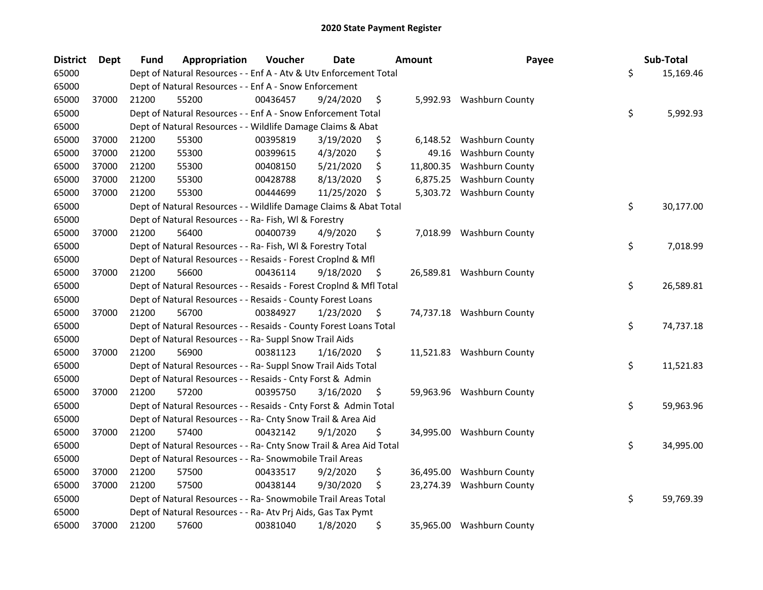# 2020 State Payment Register

| District | Dept | Fund | Appropriation | Voucher | Date | Amount | Payee | Sub-Total |
|---|---|---|---|---|---|---|---|---|
| 65000 | | | Dept of Natural Resources - - Enf A - Atv & Utv Enforcement Total | | | | | $ 15,169.46 |
| 65000 | | | Dept of Natural Resources - - Enf A - Snow Enforcement | | | | | |
| 65000 | 37000 | 21200 | 55200 | 00436457 | 9/24/2020 | $ 5,992.93 | Washburn County | |
| 65000 | | | Dept of Natural Resources - - Enf A - Snow Enforcement Total | | | | | $ 5,992.93 |
| 65000 | | | Dept of Natural Resources - - Wildlife Damage Claims & Abat | | | | | |
| 65000 | 37000 | 21200 | 55300 | 00395819 | 3/19/2020 | $ 6,148.52 | Washburn County | |
| 65000 | 37000 | 21200 | 55300 | 00399615 | 4/3/2020 | $ 49.16 | Washburn County | |
| 65000 | 37000 | 21200 | 55300 | 00408150 | 5/21/2020 | $ 11,800.35 | Washburn County | |
| 65000 | 37000 | 21200 | 55300 | 00428788 | 8/13/2020 | $ 6,875.25 | Washburn County | |
| 65000 | 37000 | 21200 | 55300 | 00444699 | 11/25/2020 | $ 5,303.72 | Washburn County | |
| 65000 | | | Dept of Natural Resources - - Wildlife Damage Claims & Abat Total | | | | | $ 30,177.00 |
| 65000 | | | Dept of Natural Resources - - Ra- Fish, Wl & Forestry | | | | | |
| 65000 | 37000 | 21200 | 56400 | 00400739 | 4/9/2020 | $ 7,018.99 | Washburn County | |
| 65000 | | | Dept of Natural Resources - - Ra- Fish, Wl & Forestry Total | | | | | $ 7,018.99 |
| 65000 | | | Dept of Natural Resources - - Resaids - Forest Croplnd & Mfl | | | | | |
| 65000 | 37000 | 21200 | 56600 | 00436114 | 9/18/2020 | $ 26,589.81 | Washburn County | |
| 65000 | | | Dept of Natural Resources - - Resaids - Forest Croplnd & Mfl Total | | | | | $ 26,589.81 |
| 65000 | | | Dept of Natural Resources - - Resaids - County Forest Loans | | | | | |
| 65000 | 37000 | 21200 | 56700 | 00384927 | 1/23/2020 | $ 74,737.18 | Washburn County | |
| 65000 | | | Dept of Natural Resources - - Resaids - County Forest Loans Total | | | | | $ 74,737.18 |
| 65000 | | | Dept of Natural Resources - - Ra- Suppl Snow Trail Aids | | | | | |
| 65000 | 37000 | 21200 | 56900 | 00381123 | 1/16/2020 | $ 11,521.83 | Washburn County | |
| 65000 | | | Dept of Natural Resources - - Ra- Suppl Snow Trail Aids Total | | | | | $ 11,521.83 |
| 65000 | | | Dept of Natural Resources - - Resaids - Cnty Forst & Admin | | | | | |
| 65000 | 37000 | 21200 | 57200 | 00395750 | 3/16/2020 | $ 59,963.96 | Washburn County | |
| 65000 | | | Dept of Natural Resources - - Resaids - Cnty Forst & Admin Total | | | | | $ 59,963.96 |
| 65000 | | | Dept of Natural Resources - - Ra- Cnty Snow Trail & Area Aid | | | | | |
| 65000 | 37000 | 21200 | 57400 | 00432142 | 9/1/2020 | $ 34,995.00 | Washburn County | |
| 65000 | | | Dept of Natural Resources - - Ra- Cnty Snow Trail & Area Aid Total | | | | | $ 34,995.00 |
| 65000 | | | Dept of Natural Resources - - Ra- Snowmobile Trail Areas | | | | | |
| 65000 | 37000 | 21200 | 57500 | 00433517 | 9/2/2020 | $ 36,495.00 | Washburn County | |
| 65000 | 37000 | 21200 | 57500 | 00438144 | 9/30/2020 | $ 23,274.39 | Washburn County | |
| 65000 | | | Dept of Natural Resources - - Ra- Snowmobile Trail Areas Total | | | | | $ 59,769.39 |
| 65000 | | | Dept of Natural Resources - - Ra- Atv Prj Aids, Gas Tax Pymt | | | | | |
| 65000 | 37000 | 21200 | 57600 | 00381040 | 1/8/2020 | $ 35,965.00 | Washburn County | |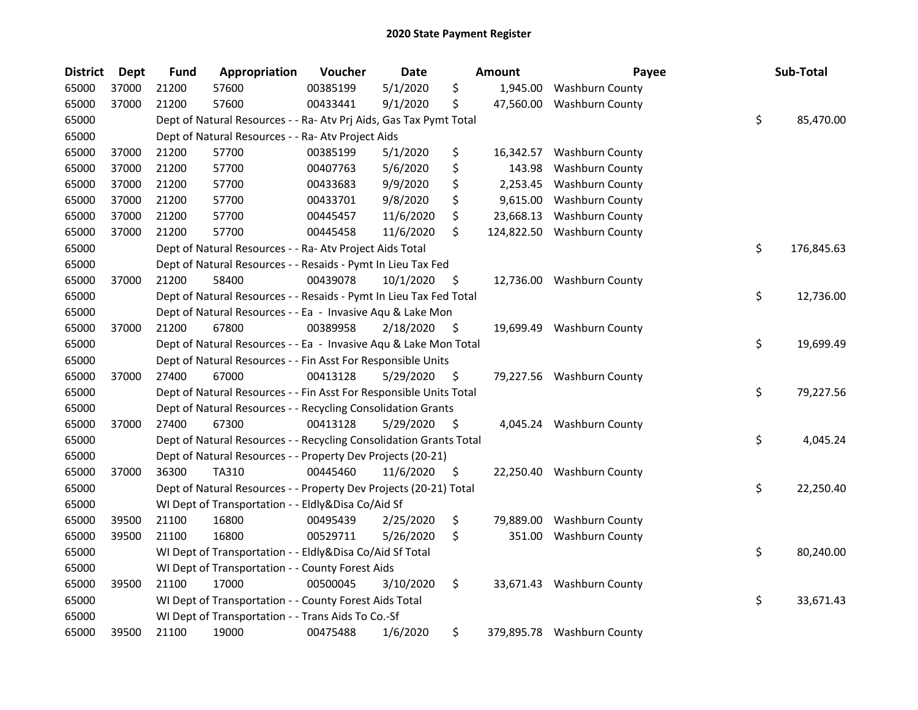# 2020 State Payment Register

| District | Dept | Fund | Appropriation | Voucher | Date | Amount | Payee | Sub-Total |
|---|---|---|---|---|---|---|---|---|
| 65000 | 37000 | 21200 | 57600 | 00385199 | 5/1/2020 | $ 1,945.00 | Washburn County | |
| 65000 | 37000 | 21200 | 57600 | 00433441 | 9/1/2020 | $ 47,560.00 | Washburn County | |
| 65000 | | Dept of Natural Resources - - Ra- Atv Prj Aids, Gas Tax Pymt Total | | | | | | $ 85,470.00 |
| 65000 | | Dept of Natural Resources - - Ra- Atv Project Aids | | | | | | |
| 65000 | 37000 | 21200 | 57700 | 00385199 | 5/1/2020 | $ 16,342.57 | Washburn County | |
| 65000 | 37000 | 21200 | 57700 | 00407763 | 5/6/2020 | $ 143.98 | Washburn County | |
| 65000 | 37000 | 21200 | 57700 | 00433683 | 9/9/2020 | $ 2,253.45 | Washburn County | |
| 65000 | 37000 | 21200 | 57700 | 00433701 | 9/8/2020 | $ 9,615.00 | Washburn County | |
| 65000 | 37000 | 21200 | 57700 | 00445457 | 11/6/2020 | $ 23,668.13 | Washburn County | |
| 65000 | 37000 | 21200 | 57700 | 00445458 | 11/6/2020 | $ 124,822.50 | Washburn County | |
| 65000 | | Dept of Natural Resources - - Ra- Atv Project Aids Total | | | | | | $ 176,845.63 |
| 65000 | | Dept of Natural Resources - - Resaids - Pymt In Lieu Tax Fed | | | | | | |
| 65000 | 37000 | 21200 | 58400 | 00439078 | 10/1/2020 | $ 12,736.00 | Washburn County | |
| 65000 | | Dept of Natural Resources - - Resaids - Pymt In Lieu Tax Fed Total | | | | | | $ 12,736.00 |
| 65000 | | Dept of Natural Resources - - Ea - Invasive Aqu & Lake Mon | | | | | | |
| 65000 | 37000 | 21200 | 67800 | 00389958 | 2/18/2020 | $ 19,699.49 | Washburn County | |
| 65000 | | Dept of Natural Resources - - Ea - Invasive Aqu & Lake Mon Total | | | | | | $ 19,699.49 |
| 65000 | | Dept of Natural Resources - - Fin Asst For Responsible Units | | | | | | |
| 65000 | 37000 | 27400 | 67000 | 00413128 | 5/29/2020 | $ 79,227.56 | Washburn County | |
| 65000 | | Dept of Natural Resources - - Fin Asst For Responsible Units Total | | | | | | $ 79,227.56 |
| 65000 | | Dept of Natural Resources - - Recycling Consolidation Grants | | | | | | |
| 65000 | 37000 | 27400 | 67300 | 00413128 | 5/29/2020 | $ 4,045.24 | Washburn County | |
| 65000 | | Dept of Natural Resources - - Recycling Consolidation Grants Total | | | | | | $ 4,045.24 |
| 65000 | | Dept of Natural Resources - - Property Dev Projects (20-21) | | | | | | |
| 65000 | 37000 | 36300 | TA310 | 00445460 | 11/6/2020 | $ 22,250.40 | Washburn County | |
| 65000 | | Dept of Natural Resources - - Property Dev Projects (20-21) Total | | | | | | $ 22,250.40 |
| 65000 | | WI Dept of Transportation - - Eldly&Disa Co/Aid Sf | | | | | | |
| 65000 | 39500 | 21100 | 16800 | 00495439 | 2/25/2020 | $ 79,889.00 | Washburn County | |
| 65000 | 39500 | 21100 | 16800 | 00529711 | 5/26/2020 | $ 351.00 | Washburn County | |
| 65000 | | WI Dept of Transportation - - Eldly&Disa Co/Aid Sf Total | | | | | | $ 80,240.00 |
| 65000 | | WI Dept of Transportation - - County Forest Aids | | | | | | |
| 65000 | 39500 | 21100 | 17000 | 00500045 | 3/10/2020 | $ 33,671.43 | Washburn County | |
| 65000 | | WI Dept of Transportation - - County Forest Aids Total | | | | | | $ 33,671.43 |
| 65000 | | WI Dept of Transportation - - Trans Aids To Co.-Sf | | | | | | |
| 65000 | 39500 | 21100 | 19000 | 00475488 | 1/6/2020 | $ 379,895.78 | Washburn County | |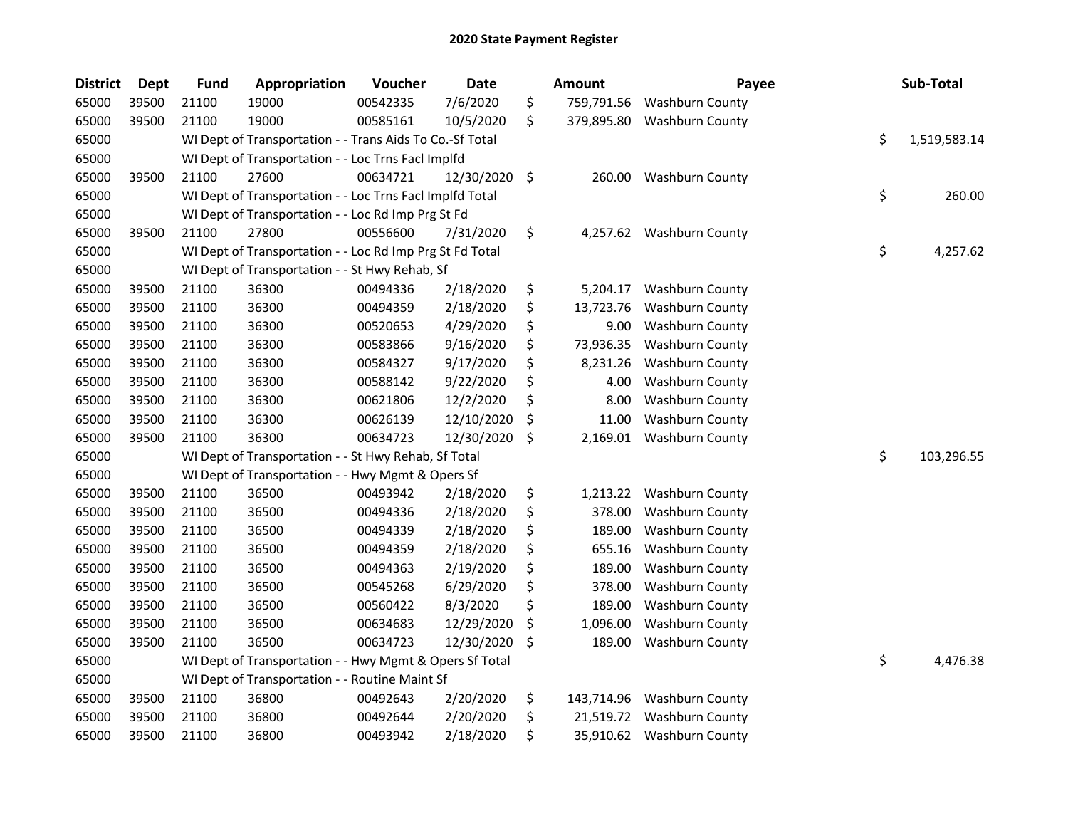# 2020 State Payment Register

| District | Dept | Fund | Appropriation | Voucher | Date | Amount | Payee | Sub-Total |
|---|---|---|---|---|---|---|---|---|
| 65000 | 39500 | 21100 | 19000 | 00542335 | 7/6/2020 | $ 759,791.56 | Washburn County | |
| 65000 | 39500 | 21100 | 19000 | 00585161 | 10/5/2020 | $ 379,895.80 | Washburn County | |
| 65000 | | WI Dept of Transportation - - Trans Aids To Co.-Sf Total | | | | | | $ 1,519,583.14 |
| 65000 | | WI Dept of Transportation - - Loc Trns Facl Implfd | | | | | | |
| 65000 | 39500 | 21100 | 27600 | 00634721 | 12/30/2020 | $ 260.00 | Washburn County | |
| 65000 | | WI Dept of Transportation - - Loc Trns Facl Implfd Total | | | | | | $ 260.00 |
| 65000 | | WI Dept of Transportation - - Loc Rd Imp Prg St Fd | | | | | | |
| 65000 | 39500 | 21100 | 27800 | 00556600 | 7/31/2020 | $ 4,257.62 | Washburn County | |
| 65000 | | WI Dept of Transportation - - Loc Rd Imp Prg St Fd Total | | | | | | $ 4,257.62 |
| 65000 | | WI Dept of Transportation - - St Hwy Rehab, Sf | | | | | | |
| 65000 | 39500 | 21100 | 36300 | 00494336 | 2/18/2020 | $ 5,204.17 | Washburn County | |
| 65000 | 39500 | 21100 | 36300 | 00494359 | 2/18/2020 | $ 13,723.76 | Washburn County | |
| 65000 | 39500 | 21100 | 36300 | 00520653 | 4/29/2020 | $ 9.00 | Washburn County | |
| 65000 | 39500 | 21100 | 36300 | 00583866 | 9/16/2020 | $ 73,936.35 | Washburn County | |
| 65000 | 39500 | 21100 | 36300 | 00584327 | 9/17/2020 | $ 8,231.26 | Washburn County | |
| 65000 | 39500 | 21100 | 36300 | 00588142 | 9/22/2020 | $ 4.00 | Washburn County | |
| 65000 | 39500 | 21100 | 36300 | 00621806 | 12/2/2020 | $ 8.00 | Washburn County | |
| 65000 | 39500 | 21100 | 36300 | 00626139 | 12/10/2020 | $ 11.00 | Washburn County | |
| 65000 | 39500 | 21100 | 36300 | 00634723 | 12/30/2020 | $ 2,169.01 | Washburn County | |
| 65000 | | WI Dept of Transportation - - St Hwy Rehab, Sf Total | | | | | | $ 103,296.55 |
| 65000 | | WI Dept of Transportation - - Hwy Mgmt & Opers Sf | | | | | | |
| 65000 | 39500 | 21100 | 36500 | 00493942 | 2/18/2020 | $ 1,213.22 | Washburn County | |
| 65000 | 39500 | 21100 | 36500 | 00494336 | 2/18/2020 | $ 378.00 | Washburn County | |
| 65000 | 39500 | 21100 | 36500 | 00494339 | 2/18/2020 | $ 189.00 | Washburn County | |
| 65000 | 39500 | 21100 | 36500 | 00494359 | 2/18/2020 | $ 655.16 | Washburn County | |
| 65000 | 39500 | 21100 | 36500 | 00494363 | 2/19/2020 | $ 189.00 | Washburn County | |
| 65000 | 39500 | 21100 | 36500 | 00545268 | 6/29/2020 | $ 378.00 | Washburn County | |
| 65000 | 39500 | 21100 | 36500 | 00560422 | 8/3/2020 | $ 189.00 | Washburn County | |
| 65000 | 39500 | 21100 | 36500 | 00634683 | 12/29/2020 | $ 1,096.00 | Washburn County | |
| 65000 | 39500 | 21100 | 36500 | 00634723 | 12/30/2020 | $ 189.00 | Washburn County | |
| 65000 | | WI Dept of Transportation - - Hwy Mgmt & Opers Sf Total | | | | | | $ 4,476.38 |
| 65000 | | WI Dept of Transportation - - Routine Maint Sf | | | | | | |
| 65000 | 39500 | 21100 | 36800 | 00492643 | 2/20/2020 | $ 143,714.96 | Washburn County | |
| 65000 | 39500 | 21100 | 36800 | 00492644 | 2/20/2020 | $ 21,519.72 | Washburn County | |
| 65000 | 39500 | 21100 | 36800 | 00493942 | 2/18/2020 | $ 35,910.62 | Washburn County | |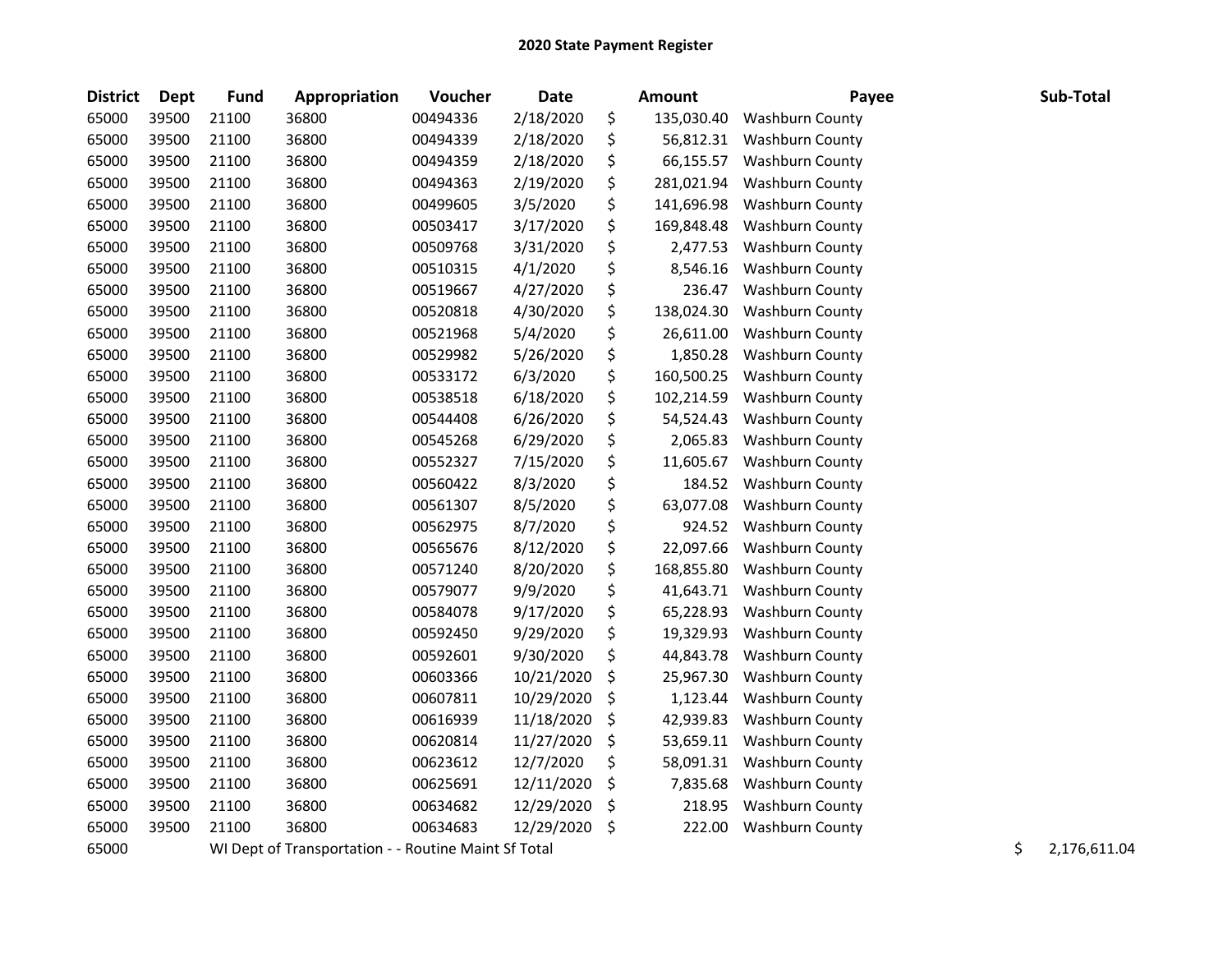# 2020 State Payment Register

| District | Dept | Fund | Appropriation | Voucher | Date | Amount | Payee | Sub-Total |
|---|---|---|---|---|---|---|---|---|
| 65000 | 39500 | 21100 | 36800 | 00494336 | 2/18/2020 | $ 135,030.40 | Washburn County | |
| 65000 | 39500 | 21100 | 36800 | 00494339 | 2/18/2020 | $ 56,812.31 | Washburn County | |
| 65000 | 39500 | 21100 | 36800 | 00494359 | 2/18/2020 | $ 66,155.57 | Washburn County | |
| 65000 | 39500 | 21100 | 36800 | 00494363 | 2/19/2020 | $ 281,021.94 | Washburn County | |
| 65000 | 39500 | 21100 | 36800 | 00499605 | 3/5/2020 | $ 141,696.98 | Washburn County | |
| 65000 | 39500 | 21100 | 36800 | 00503417 | 3/17/2020 | $ 169,848.48 | Washburn County | |
| 65000 | 39500 | 21100 | 36800 | 00509768 | 3/31/2020 | $ 2,477.53 | Washburn County | |
| 65000 | 39500 | 21100 | 36800 | 00510315 | 4/1/2020 | $ 8,546.16 | Washburn County | |
| 65000 | 39500 | 21100 | 36800 | 00519667 | 4/27/2020 | $ 236.47 | Washburn County | |
| 65000 | 39500 | 21100 | 36800 | 00520818 | 4/30/2020 | $ 138,024.30 | Washburn County | |
| 65000 | 39500 | 21100 | 36800 | 00521968 | 5/4/2020 | $ 26,611.00 | Washburn County | |
| 65000 | 39500 | 21100 | 36800 | 00529982 | 5/26/2020 | $ 1,850.28 | Washburn County | |
| 65000 | 39500 | 21100 | 36800 | 00533172 | 6/3/2020 | $ 160,500.25 | Washburn County | |
| 65000 | 39500 | 21100 | 36800 | 00538518 | 6/18/2020 | $ 102,214.59 | Washburn County | |
| 65000 | 39500 | 21100 | 36800 | 00544408 | 6/26/2020 | $ 54,524.43 | Washburn County | |
| 65000 | 39500 | 21100 | 36800 | 00545268 | 6/29/2020 | $ 2,065.83 | Washburn County | |
| 65000 | 39500 | 21100 | 36800 | 00552327 | 7/15/2020 | $ 11,605.67 | Washburn County | |
| 65000 | 39500 | 21100 | 36800 | 00560422 | 8/3/2020 | $ 184.52 | Washburn County | |
| 65000 | 39500 | 21100 | 36800 | 00561307 | 8/5/2020 | $ 63,077.08 | Washburn County | |
| 65000 | 39500 | 21100 | 36800 | 00562975 | 8/7/2020 | $ 924.52 | Washburn County | |
| 65000 | 39500 | 21100 | 36800 | 00565676 | 8/12/2020 | $ 22,097.66 | Washburn County | |
| 65000 | 39500 | 21100 | 36800 | 00571240 | 8/20/2020 | $ 168,855.80 | Washburn County | |
| 65000 | 39500 | 21100 | 36800 | 00579077 | 9/9/2020 | $ 41,643.71 | Washburn County | |
| 65000 | 39500 | 21100 | 36800 | 00584078 | 9/17/2020 | $ 65,228.93 | Washburn County | |
| 65000 | 39500 | 21100 | 36800 | 00592450 | 9/29/2020 | $ 19,329.93 | Washburn County | |
| 65000 | 39500 | 21100 | 36800 | 00592601 | 9/30/2020 | $ 44,843.78 | Washburn County | |
| 65000 | 39500 | 21100 | 36800 | 00603366 | 10/21/2020 | $ 25,967.30 | Washburn County | |
| 65000 | 39500 | 21100 | 36800 | 00607811 | 10/29/2020 | $ 1,123.44 | Washburn County | |
| 65000 | 39500 | 21100 | 36800 | 00616939 | 11/18/2020 | $ 42,939.83 | Washburn County | |
| 65000 | 39500 | 21100 | 36800 | 00620814 | 11/27/2020 | $ 53,659.11 | Washburn County | |
| 65000 | 39500 | 21100 | 36800 | 00623612 | 12/7/2020 | $ 58,091.31 | Washburn County | |
| 65000 | 39500 | 21100 | 36800 | 00625691 | 12/11/2020 | $ 7,835.68 | Washburn County | |
| 65000 | 39500 | 21100 | 36800 | 00634682 | 12/29/2020 | $ 218.95 | Washburn County | |
| 65000 | 39500 | 21100 | 36800 | 00634683 | 12/29/2020 | $ 222.00 | Washburn County | |
| 65000 | | WI Dept of Transportation - - Routine Maint Sf Total | | | | | | $ 2,176,611.04 |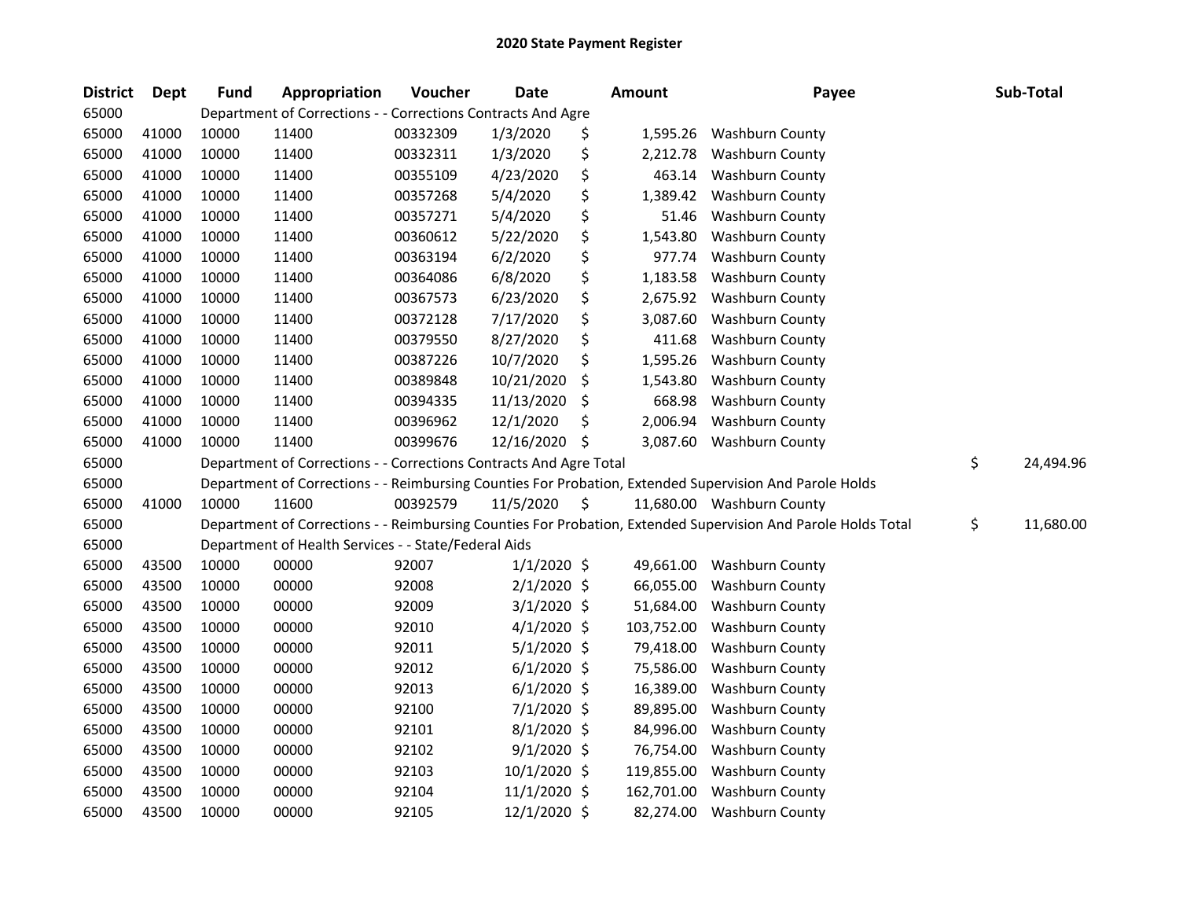# 2020 State Payment Register

| District | Dept | Fund | Appropriation | Voucher | Date | Amount | Payee | Sub-Total |
|---|---|---|---|---|---|---|---|---|
| 65000 | | Department of Corrections - - Corrections Contracts And Agre | | | | | | |
| 65000 | 41000 | 10000 | 11400 | 00332309 | 1/3/2020 | $ 1,595.26 | Washburn County | |
| 65000 | 41000 | 10000 | 11400 | 00332311 | 1/3/2020 | $ 2,212.78 | Washburn County | |
| 65000 | 41000 | 10000 | 11400 | 00355109 | 4/23/2020 | $ 463.14 | Washburn County | |
| 65000 | 41000 | 10000 | 11400 | 00357268 | 5/4/2020 | $ 1,389.42 | Washburn County | |
| 65000 | 41000 | 10000 | 11400 | 00357271 | 5/4/2020 | $ 51.46 | Washburn County | |
| 65000 | 41000 | 10000 | 11400 | 00360612 | 5/22/2020 | $ 1,543.80 | Washburn County | |
| 65000 | 41000 | 10000 | 11400 | 00363194 | 6/2/2020 | $ 977.74 | Washburn County | |
| 65000 | 41000 | 10000 | 11400 | 00364086 | 6/8/2020 | $ 1,183.58 | Washburn County | |
| 65000 | 41000 | 10000 | 11400 | 00367573 | 6/23/2020 | $ 2,675.92 | Washburn County | |
| 65000 | 41000 | 10000 | 11400 | 00372128 | 7/17/2020 | $ 3,087.60 | Washburn County | |
| 65000 | 41000 | 10000 | 11400 | 00379550 | 8/27/2020 | $ 411.68 | Washburn County | |
| 65000 | 41000 | 10000 | 11400 | 00387226 | 10/7/2020 | $ 1,595.26 | Washburn County | |
| 65000 | 41000 | 10000 | 11400 | 00389848 | 10/21/2020 | $ 1,543.80 | Washburn County | |
| 65000 | 41000 | 10000 | 11400 | 00394335 | 11/13/2020 | $ 668.98 | Washburn County | |
| 65000 | 41000 | 10000 | 11400 | 00396962 | 12/1/2020 | $ 2,006.94 | Washburn County | |
| 65000 | 41000 | 10000 | 11400 | 00399676 | 12/16/2020 | $ 3,087.60 | Washburn County | |
| 65000 | | Department of Corrections - - Corrections Contracts And Agre Total | | | | | | $ 24,494.96 |
| 65000 | | Department of Corrections - - Reimbursing Counties For Probation, Extended Supervision And Parole Holds | | | | | | |
| 65000 | 41000 | 10000 | 11600 | 00392579 | 11/5/2020 | $ 11,680.00 | Washburn County | |
| 65000 | | Department of Corrections - - Reimbursing Counties For Probation, Extended Supervision And Parole Holds Total | | | | | | $ 11,680.00 |
| 65000 | | Department of Health Services - - State/Federal Aids | | | | | | |
| 65000 | 43500 | 10000 | 00000 | 92007 | 1/1/2020 | $ 49,661.00 | Washburn County | |
| 65000 | 43500 | 10000 | 00000 | 92008 | 2/1/2020 | $ 66,055.00 | Washburn County | |
| 65000 | 43500 | 10000 | 00000 | 92009 | 3/1/2020 | $ 51,684.00 | Washburn County | |
| 65000 | 43500 | 10000 | 00000 | 92010 | 4/1/2020 | $ 103,752.00 | Washburn County | |
| 65000 | 43500 | 10000 | 00000 | 92011 | 5/1/2020 | $ 79,418.00 | Washburn County | |
| 65000 | 43500 | 10000 | 00000 | 92012 | 6/1/2020 | $ 75,586.00 | Washburn County | |
| 65000 | 43500 | 10000 | 00000 | 92013 | 6/1/2020 | $ 16,389.00 | Washburn County | |
| 65000 | 43500 | 10000 | 00000 | 92100 | 7/1/2020 | $ 89,895.00 | Washburn County | |
| 65000 | 43500 | 10000 | 00000 | 92101 | 8/1/2020 | $ 84,996.00 | Washburn County | |
| 65000 | 43500 | 10000 | 00000 | 92102 | 9/1/2020 | $ 76,754.00 | Washburn County | |
| 65000 | 43500 | 10000 | 00000 | 92103 | 10/1/2020 | $ 119,855.00 | Washburn County | |
| 65000 | 43500 | 10000 | 00000 | 92104 | 11/1/2020 | $ 162,701.00 | Washburn County | |
| 65000 | 43500 | 10000 | 00000 | 92105 | 12/1/2020 | $ 82,274.00 | Washburn County | |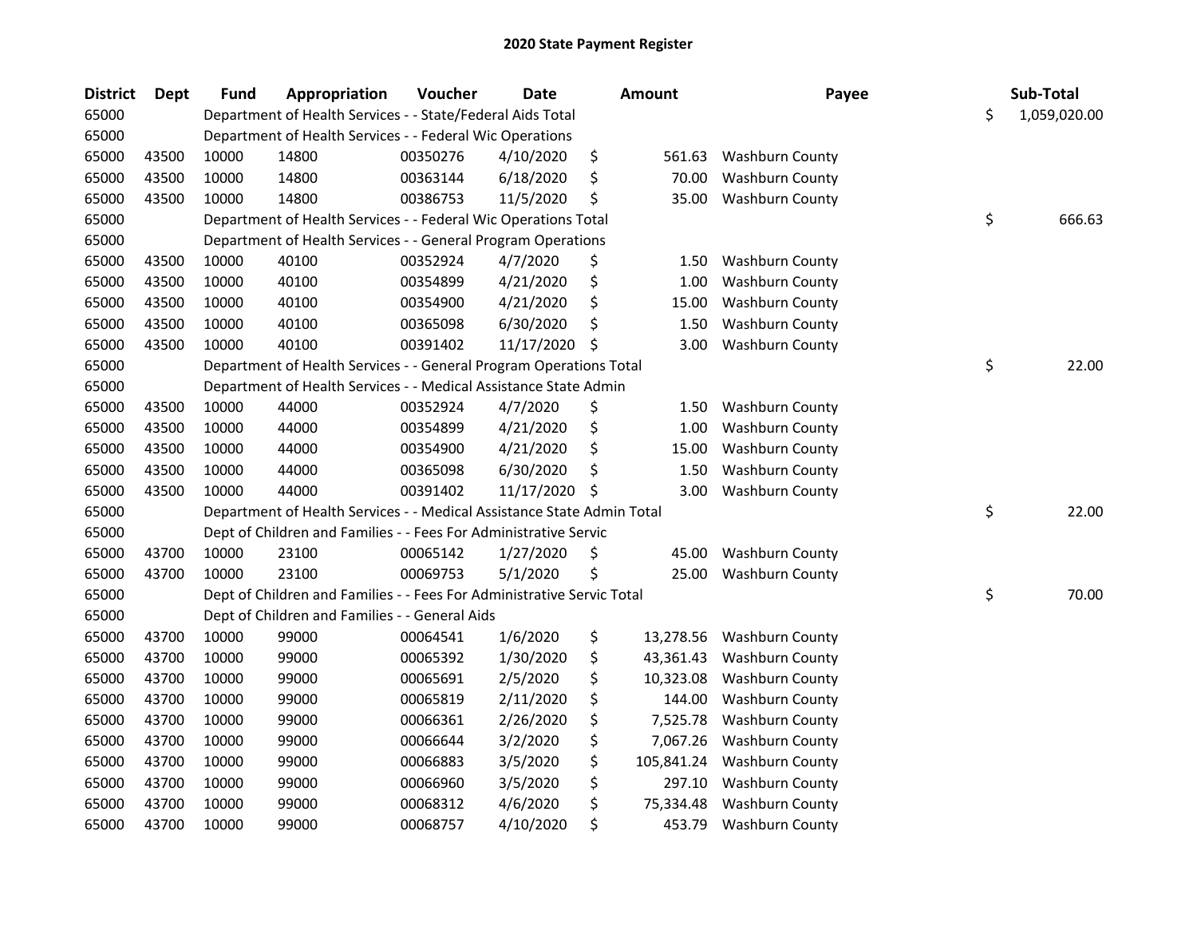# 2020 State Payment Register

| District | Dept | Fund | Appropriation | Voucher | Date | Amount | Payee | Sub-Total |
|---|---|---|---|---|---|---|---|---|
| 65000 | | Department of Health Services - - State/Federal Aids Total | | | | | | $ 1,059,020.00 |
| 65000 | | Department of Health Services - - Federal Wic Operations | | | | | | |
| 65000 | 43500 | 10000 | 14800 | 00350276 | 4/10/2020 | $ 561.63 | Washburn County | |
| 65000 | 43500 | 10000 | 14800 | 00363144 | 6/18/2020 | $ 70.00 | Washburn County | |
| 65000 | 43500 | 10000 | 14800 | 00386753 | 11/5/2020 | $ 35.00 | Washburn County | |
| 65000 | | Department of Health Services - - Federal Wic Operations Total | | | | | | $ 666.63 |
| 65000 | | Department of Health Services - - General Program Operations | | | | | | |
| 65000 | 43500 | 10000 | 40100 | 00352924 | 4/7/2020 | $ 1.50 | Washburn County | |
| 65000 | 43500 | 10000 | 40100 | 00354899 | 4/21/2020 | $ 1.00 | Washburn County | |
| 65000 | 43500 | 10000 | 40100 | 00354900 | 4/21/2020 | $ 15.00 | Washburn County | |
| 65000 | 43500 | 10000 | 40100 | 00365098 | 6/30/2020 | $ 1.50 | Washburn County | |
| 65000 | 43500 | 10000 | 40100 | 00391402 | 11/17/2020 | $ 3.00 | Washburn County | |
| 65000 | | Department of Health Services - - General Program Operations Total | | | | | | $ 22.00 |
| 65000 | | Department of Health Services - - Medical Assistance State Admin | | | | | | |
| 65000 | 43500 | 10000 | 44000 | 00352924 | 4/7/2020 | $ 1.50 | Washburn County | |
| 65000 | 43500 | 10000 | 44000 | 00354899 | 4/21/2020 | $ 1.00 | Washburn County | |
| 65000 | 43500 | 10000 | 44000 | 00354900 | 4/21/2020 | $ 15.00 | Washburn County | |
| 65000 | 43500 | 10000 | 44000 | 00365098 | 6/30/2020 | $ 1.50 | Washburn County | |
| 65000 | 43500 | 10000 | 44000 | 00391402 | 11/17/2020 | $ 3.00 | Washburn County | |
| 65000 | | Department of Health Services - - Medical Assistance State Admin Total | | | | | | $ 22.00 |
| 65000 | | Dept of Children and Families - - Fees For Administrative Servic | | | | | | |
| 65000 | 43700 | 10000 | 23100 | 00065142 | 1/27/2020 | $ 45.00 | Washburn County | |
| 65000 | 43700 | 10000 | 23100 | 00069753 | 5/1/2020 | $ 25.00 | Washburn County | |
| 65000 | | Dept of Children and Families - - Fees For Administrative Servic Total | | | | | | $ 70.00 |
| 65000 | | Dept of Children and Families - - General Aids | | | | | | |
| 65000 | 43700 | 10000 | 99000 | 00064541 | 1/6/2020 | $ 13,278.56 | Washburn County | |
| 65000 | 43700 | 10000 | 99000 | 00065392 | 1/30/2020 | $ 43,361.43 | Washburn County | |
| 65000 | 43700 | 10000 | 99000 | 00065691 | 2/5/2020 | $ 10,323.08 | Washburn County | |
| 65000 | 43700 | 10000 | 99000 | 00065819 | 2/11/2020 | $ 144.00 | Washburn County | |
| 65000 | 43700 | 10000 | 99000 | 00066361 | 2/26/2020 | $ 7,525.78 | Washburn County | |
| 65000 | 43700 | 10000 | 99000 | 00066644 | 3/2/2020 | $ 7,067.26 | Washburn County | |
| 65000 | 43700 | 10000 | 99000 | 00066883 | 3/5/2020 | $ 105,841.24 | Washburn County | |
| 65000 | 43700 | 10000 | 99000 | 00066960 | 3/5/2020 | $ 297.10 | Washburn County | |
| 65000 | 43700 | 10000 | 99000 | 00068312 | 4/6/2020 | $ 75,334.48 | Washburn County | |
| 65000 | 43700 | 10000 | 99000 | 00068757 | 4/10/2020 | $ 453.79 | Washburn County | |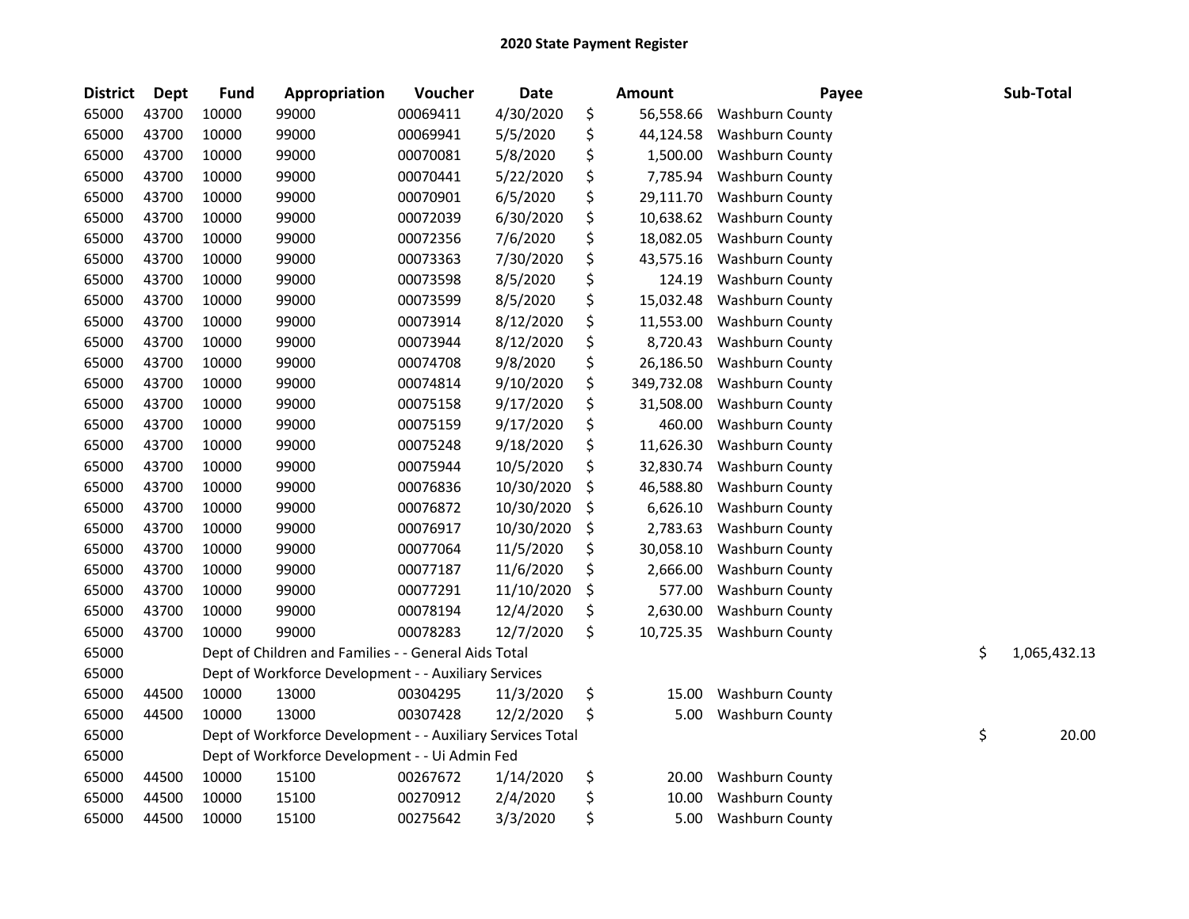# 2020 State Payment Register

| District | Dept | Fund | Appropriation | Voucher | Date | Amount | Payee | Sub-Total |
|---|---|---|---|---|---|---|---|---|
| 65000 | 43700 | 10000 | 99000 | 00069411 | 4/30/2020 | $ 56,558.66 | Washburn County | |
| 65000 | 43700 | 10000 | 99000 | 00069941 | 5/5/2020 | $ 44,124.58 | Washburn County | |
| 65000 | 43700 | 10000 | 99000 | 00070081 | 5/8/2020 | $ 1,500.00 | Washburn County | |
| 65000 | 43700 | 10000 | 99000 | 00070441 | 5/22/2020 | $ 7,785.94 | Washburn County | |
| 65000 | 43700 | 10000 | 99000 | 00070901 | 6/5/2020 | $ 29,111.70 | Washburn County | |
| 65000 | 43700 | 10000 | 99000 | 00072039 | 6/30/2020 | $ 10,638.62 | Washburn County | |
| 65000 | 43700 | 10000 | 99000 | 00072356 | 7/6/2020 | $ 18,082.05 | Washburn County | |
| 65000 | 43700 | 10000 | 99000 | 00073363 | 7/30/2020 | $ 43,575.16 | Washburn County | |
| 65000 | 43700 | 10000 | 99000 | 00073598 | 8/5/2020 | $ 124.19 | Washburn County | |
| 65000 | 43700 | 10000 | 99000 | 00073599 | 8/5/2020 | $ 15,032.48 | Washburn County | |
| 65000 | 43700 | 10000 | 99000 | 00073914 | 8/12/2020 | $ 11,553.00 | Washburn County | |
| 65000 | 43700 | 10000 | 99000 | 00073944 | 8/12/2020 | $ 8,720.43 | Washburn County | |
| 65000 | 43700 | 10000 | 99000 | 00074708 | 9/8/2020 | $ 26,186.50 | Washburn County | |
| 65000 | 43700 | 10000 | 99000 | 00074814 | 9/10/2020 | $ 349,732.08 | Washburn County | |
| 65000 | 43700 | 10000 | 99000 | 00075158 | 9/17/2020 | $ 31,508.00 | Washburn County | |
| 65000 | 43700 | 10000 | 99000 | 00075159 | 9/17/2020 | $ 460.00 | Washburn County | |
| 65000 | 43700 | 10000 | 99000 | 00075248 | 9/18/2020 | $ 11,626.30 | Washburn County | |
| 65000 | 43700 | 10000 | 99000 | 00075944 | 10/5/2020 | $ 32,830.74 | Washburn County | |
| 65000 | 43700 | 10000 | 99000 | 00076836 | 10/30/2020 | $ 46,588.80 | Washburn County | |
| 65000 | 43700 | 10000 | 99000 | 00076872 | 10/30/2020 | $ 6,626.10 | Washburn County | |
| 65000 | 43700 | 10000 | 99000 | 00076917 | 10/30/2020 | $ 2,783.63 | Washburn County | |
| 65000 | 43700 | 10000 | 99000 | 00077064 | 11/5/2020 | $ 30,058.10 | Washburn County | |
| 65000 | 43700 | 10000 | 99000 | 00077187 | 11/6/2020 | $ 2,666.00 | Washburn County | |
| 65000 | 43700 | 10000 | 99000 | 00077291 | 11/10/2020 | $ 577.00 | Washburn County | |
| 65000 | 43700 | 10000 | 99000 | 00078194 | 12/4/2020 | $ 2,630.00 | Washburn County | |
| 65000 | 43700 | 10000 | 99000 | 00078283 | 12/7/2020 | $ 10,725.35 | Washburn County | |
| 65000 | | Dept of Children and Families - - General Aids Total | | | | | | $ 1,065,432.13 |
| 65000 | | Dept of Workforce Development - - Auxiliary Services | | | | | | |
| 65000 | 44500 | 10000 | 13000 | 00304295 | 11/3/2020 | $ 15.00 | Washburn County | |
| 65000 | 44500 | 10000 | 13000 | 00307428 | 12/2/2020 | $ 5.00 | Washburn County | |
| 65000 | | Dept of Workforce Development - - Auxiliary Services Total | | | | | | $ 20.00 |
| 65000 | | Dept of Workforce Development - - Ui Admin Fed | | | | | | |
| 65000 | 44500 | 10000 | 15100 | 00267672 | 1/14/2020 | $ 20.00 | Washburn County | |
| 65000 | 44500 | 10000 | 15100 | 00270912 | 2/4/2020 | $ 10.00 | Washburn County | |
| 65000 | 44500 | 10000 | 15100 | 00275642 | 3/3/2020 | $ 5.00 | Washburn County | |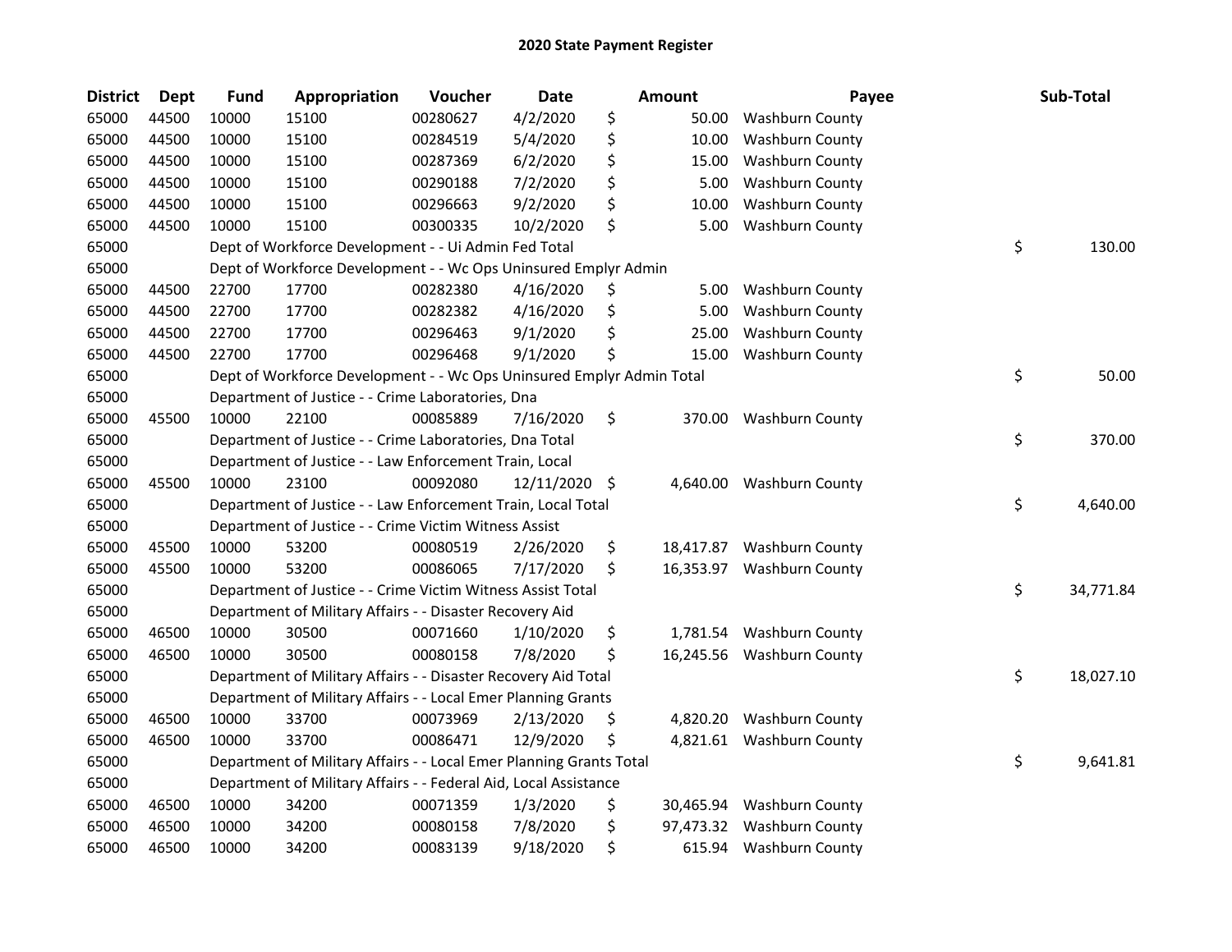# 2020 State Payment Register

| District | Dept | Fund | Appropriation | Voucher | Date | Amount | Payee | Sub-Total |
|---|---|---|---|---|---|---|---|---|
| 65000 | 44500 | 10000 | 15100 | 00280627 | 4/2/2020 | $ 50.00 | Washburn County | |
| 65000 | 44500 | 10000 | 15100 | 00284519 | 5/4/2020 | $ 10.00 | Washburn County | |
| 65000 | 44500 | 10000 | 15100 | 00287369 | 6/2/2020 | $ 15.00 | Washburn County | |
| 65000 | 44500 | 10000 | 15100 | 00290188 | 7/2/2020 | $ 5.00 | Washburn County | |
| 65000 | 44500 | 10000 | 15100 | 00296663 | 9/2/2020 | $ 10.00 | Washburn County | |
| 65000 | 44500 | 10000 | 15100 | 00300335 | 10/2/2020 | $ 5.00 | Washburn County | |
| 65000 | | Dept of Workforce Development - - Ui Admin Fed Total | | | | | | $ 130.00 |
| 65000 | | Dept of Workforce Development - - Wc Ops Uninsured Emplyr Admin | | | | | | |
| 65000 | 44500 | 22700 | 17700 | 00282380 | 4/16/2020 | $ 5.00 | Washburn County | |
| 65000 | 44500 | 22700 | 17700 | 00282382 | 4/16/2020 | $ 5.00 | Washburn County | |
| 65000 | 44500 | 22700 | 17700 | 00296463 | 9/1/2020 | $ 25.00 | Washburn County | |
| 65000 | 44500 | 22700 | 17700 | 00296468 | 9/1/2020 | $ 15.00 | Washburn County | |
| 65000 | | Dept of Workforce Development - - Wc Ops Uninsured Emplyr Admin Total | | | | | | $ 50.00 |
| 65000 | | Department of Justice - - Crime Laboratories, Dna | | | | | | |
| 65000 | 45500 | 10000 | 22100 | 00085889 | 7/16/2020 | $ 370.00 | Washburn County | |
| 65000 | | Department of Justice - - Crime Laboratories, Dna Total | | | | | | $ 370.00 |
| 65000 | | Department of Justice - - Law Enforcement Train, Local | | | | | | |
| 65000 | 45500 | 10000 | 23100 | 00092080 | 12/11/2020 | $ 4,640.00 | Washburn County | |
| 65000 | | Department of Justice - - Law Enforcement Train, Local Total | | | | | | $ 4,640.00 |
| 65000 | | Department of Justice - - Crime Victim Witness Assist | | | | | | |
| 65000 | 45500 | 10000 | 53200 | 00080519 | 2/26/2020 | $ 18,417.87 | Washburn County | |
| 65000 | 45500 | 10000 | 53200 | 00086065 | 7/17/2020 | $ 16,353.97 | Washburn County | |
| 65000 | | Department of Justice - - Crime Victim Witness Assist Total | | | | | | $ 34,771.84 |
| 65000 | | Department of Military Affairs - - Disaster Recovery Aid | | | | | | |
| 65000 | 46500 | 10000 | 30500 | 00071660 | 1/10/2020 | $ 1,781.54 | Washburn County | |
| 65000 | 46500 | 10000 | 30500 | 00080158 | 7/8/2020 | $ 16,245.56 | Washburn County | |
| 65000 | | Department of Military Affairs - - Disaster Recovery Aid Total | | | | | | $ 18,027.10 |
| 65000 | | Department of Military Affairs - - Local Emer Planning Grants | | | | | | |
| 65000 | 46500 | 10000 | 33700 | 00073969 | 2/13/2020 | $ 4,820.20 | Washburn County | |
| 65000 | 46500 | 10000 | 33700 | 00086471 | 12/9/2020 | $ 4,821.61 | Washburn County | |
| 65000 | | Department of Military Affairs - - Local Emer Planning Grants Total | | | | | | $ 9,641.81 |
| 65000 | | Department of Military Affairs - - Federal Aid, Local Assistance | | | | | | |
| 65000 | 46500 | 10000 | 34200 | 00071359 | 1/3/2020 | $ 30,465.94 | Washburn County | |
| 65000 | 46500 | 10000 | 34200 | 00080158 | 7/8/2020 | $ 97,473.32 | Washburn County | |
| 65000 | 46500 | 10000 | 34200 | 00083139 | 9/18/2020 | $ 615.94 | Washburn County | |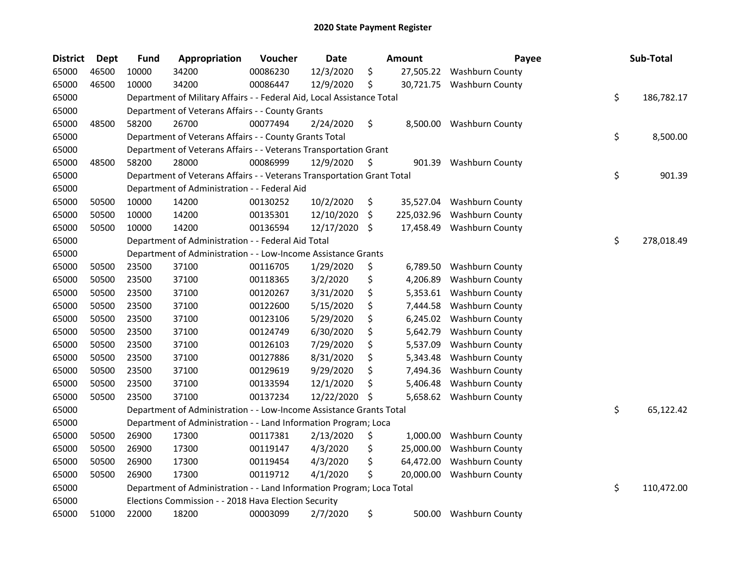# 2020 State Payment Register

| District | Dept | Fund | Appropriation | Voucher | Date | Amount | Payee | Sub-Total |
|---|---|---|---|---|---|---|---|---|
| 65000 | 46500 | 10000 | 34200 | 00086230 | 12/3/2020 | $ 27,505.22 | Washburn County | |
| 65000 | 46500 | 10000 | 34200 | 00086447 | 12/9/2020 | $ 30,721.75 | Washburn County | |
| 65000 | | Department of Military Affairs - - Federal Aid, Local Assistance Total | | | | | | $ 186,782.17 |
| 65000 | | Department of Veterans Affairs - - County Grants | | | | | | |
| 65000 | 48500 | 58200 | 26700 | 00077494 | 2/24/2020 | $ 8,500.00 | Washburn County | |
| 65000 | | Department of Veterans Affairs - - County Grants Total | | | | | | $ 8,500.00 |
| 65000 | | Department of Veterans Affairs - - Veterans Transportation Grant | | | | | | |
| 65000 | 48500 | 58200 | 28000 | 00086999 | 12/9/2020 | $ 901.39 | Washburn County | |
| 65000 | | Department of Veterans Affairs - - Veterans Transportation Grant Total | | | | | | $ 901.39 |
| 65000 | | Department of Administration - - Federal Aid | | | | | | |
| 65000 | 50500 | 10000 | 14200 | 00130252 | 10/2/2020 | $ 35,527.04 | Washburn County | |
| 65000 | 50500 | 10000 | 14200 | 00135301 | 12/10/2020 | $ 225,032.96 | Washburn County | |
| 65000 | 50500 | 10000 | 14200 | 00136594 | 12/17/2020 | $ 17,458.49 | Washburn County | |
| 65000 | | Department of Administration - - Federal Aid Total | | | | | | $ 278,018.49 |
| 65000 | | Department of Administration - - Low-Income Assistance Grants | | | | | | |
| 65000 | 50500 | 23500 | 37100 | 00116705 | 1/29/2020 | $ 6,789.50 | Washburn County | |
| 65000 | 50500 | 23500 | 37100 | 00118365 | 3/2/2020 | $ 4,206.89 | Washburn County | |
| 65000 | 50500 | 23500 | 37100 | 00120267 | 3/31/2020 | $ 5,353.61 | Washburn County | |
| 65000 | 50500 | 23500 | 37100 | 00122600 | 5/15/2020 | $ 7,444.58 | Washburn County | |
| 65000 | 50500 | 23500 | 37100 | 00123106 | 5/29/2020 | $ 6,245.02 | Washburn County | |
| 65000 | 50500 | 23500 | 37100 | 00124749 | 6/30/2020 | $ 5,642.79 | Washburn County | |
| 65000 | 50500 | 23500 | 37100 | 00126103 | 7/29/2020 | $ 5,537.09 | Washburn County | |
| 65000 | 50500 | 23500 | 37100 | 00127886 | 8/31/2020 | $ 5,343.48 | Washburn County | |
| 65000 | 50500 | 23500 | 37100 | 00129619 | 9/29/2020 | $ 7,494.36 | Washburn County | |
| 65000 | 50500 | 23500 | 37100 | 00133594 | 12/1/2020 | $ 5,406.48 | Washburn County | |
| 65000 | 50500 | 23500 | 37100 | 00137234 | 12/22/2020 | $ 5,658.62 | Washburn County | |
| 65000 | | Department of Administration - - Low-Income Assistance Grants Total | | | | | | $ 65,122.42 |
| 65000 | | Department of Administration - - Land Information Program; Loca | | | | | | |
| 65000 | 50500 | 26900 | 17300 | 00117381 | 2/13/2020 | $ 1,000.00 | Washburn County | |
| 65000 | 50500 | 26900 | 17300 | 00119147 | 4/3/2020 | $ 25,000.00 | Washburn County | |
| 65000 | 50500 | 26900 | 17300 | 00119454 | 4/3/2020 | $ 64,472.00 | Washburn County | |
| 65000 | 50500 | 26900 | 17300 | 00119712 | 4/1/2020 | $ 20,000.00 | Washburn County | |
| 65000 | | Department of Administration - - Land Information Program; Loca Total | | | | | | $ 110,472.00 |
| 65000 | | Elections Commission - - 2018 Hava Election Security | | | | | | |
| 65000 | 51000 | 22000 | 18200 | 00003099 | 2/7/2020 | $ 500.00 | Washburn County | |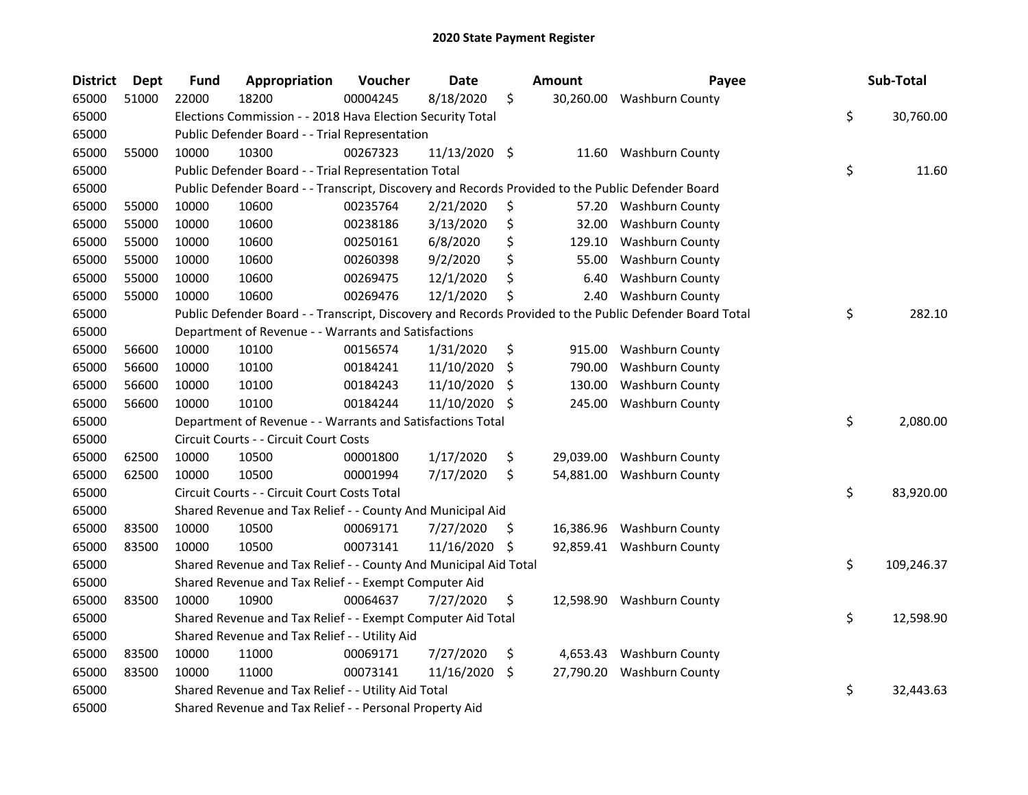# 2020 State Payment Register

| District | Dept | Fund | Appropriation | Voucher | Date | Amount | Payee | Sub-Total |
|---|---|---|---|---|---|---|---|---|
| 65000 | 51000 | 22000 | 18200 | 00004245 | 8/18/2020 | $ 30,260.00 | Washburn County | |
| 65000 | | Elections Commission - - 2018 Hava Election Security Total | | | | | | $ 30,760.00 |
| 65000 | | Public Defender Board - - Trial Representation | | | | | | |
| 65000 | 55000 | 10000 | 10300 | 00267323 | 11/13/2020 | $ 11.60 | Washburn County | |
| 65000 | | Public Defender Board - - Trial Representation Total | | | | | | $ 11.60 |
| 65000 | | Public Defender Board - - Transcript, Discovery and Records Provided to the Public Defender Board | | | | | | |
| 65000 | 55000 | 10000 | 10600 | 00235764 | 2/21/2020 | $ 57.20 | Washburn County | |
| 65000 | 55000 | 10000 | 10600 | 00238186 | 3/13/2020 | $ 32.00 | Washburn County | |
| 65000 | 55000 | 10000 | 10600 | 00250161 | 6/8/2020 | $ 129.10 | Washburn County | |
| 65000 | 55000 | 10000 | 10600 | 00260398 | 9/2/2020 | $ 55.00 | Washburn County | |
| 65000 | 55000 | 10000 | 10600 | 00269475 | 12/1/2020 | $ 6.40 | Washburn County | |
| 65000 | 55000 | 10000 | 10600 | 00269476 | 12/1/2020 | $ 2.40 | Washburn County | |
| 65000 | | Public Defender Board - - Transcript, Discovery and Records Provided to the Public Defender Board Total | | | | | | $ 282.10 |
| 65000 | | Department of Revenue - - Warrants and Satisfactions | | | | | | |
| 65000 | 56600 | 10000 | 10100 | 00156574 | 1/31/2020 | $ 915.00 | Washburn County | |
| 65000 | 56600 | 10000 | 10100 | 00184241 | 11/10/2020 | $ 790.00 | Washburn County | |
| 65000 | 56600 | 10000 | 10100 | 00184243 | 11/10/2020 | $ 130.00 | Washburn County | |
| 65000 | 56600 | 10000 | 10100 | 00184244 | 11/10/2020 | $ 245.00 | Washburn County | |
| 65000 | | Department of Revenue - - Warrants and Satisfactions Total | | | | | | $ 2,080.00 |
| 65000 | | Circuit Courts - - Circuit Court Costs | | | | | | |
| 65000 | 62500 | 10000 | 10500 | 00001800 | 1/17/2020 | $ 29,039.00 | Washburn County | |
| 65000 | 62500 | 10000 | 10500 | 00001994 | 7/17/2020 | $ 54,881.00 | Washburn County | |
| 65000 | | Circuit Courts - - Circuit Court Costs Total | | | | | | $ 83,920.00 |
| 65000 | | Shared Revenue and Tax Relief - - County And Municipal Aid | | | | | | |
| 65000 | 83500 | 10000 | 10500 | 00069171 | 7/27/2020 | $ 16,386.96 | Washburn County | |
| 65000 | 83500 | 10000 | 10500 | 00073141 | 11/16/2020 | $ 92,859.41 | Washburn County | |
| 65000 | | Shared Revenue and Tax Relief - - County And Municipal Aid Total | | | | | | $ 109,246.37 |
| 65000 | | Shared Revenue and Tax Relief - - Exempt Computer Aid | | | | | | |
| 65000 | 83500 | 10000 | 10900 | 00064637 | 7/27/2020 | $ 12,598.90 | Washburn County | |
| 65000 | | Shared Revenue and Tax Relief - - Exempt Computer Aid Total | | | | | | $ 12,598.90 |
| 65000 | | Shared Revenue and Tax Relief - - Utility Aid | | | | | | |
| 65000 | 83500 | 10000 | 11000 | 00069171 | 7/27/2020 | $ 4,653.43 | Washburn County | |
| 65000 | 83500 | 10000 | 11000 | 00073141 | 11/16/2020 | $ 27,790.20 | Washburn County | |
| 65000 | | Shared Revenue and Tax Relief - - Utility Aid Total | | | | | | $ 32,443.63 |
| 65000 | | Shared Revenue and Tax Relief - - Personal Property Aid | | | | | | |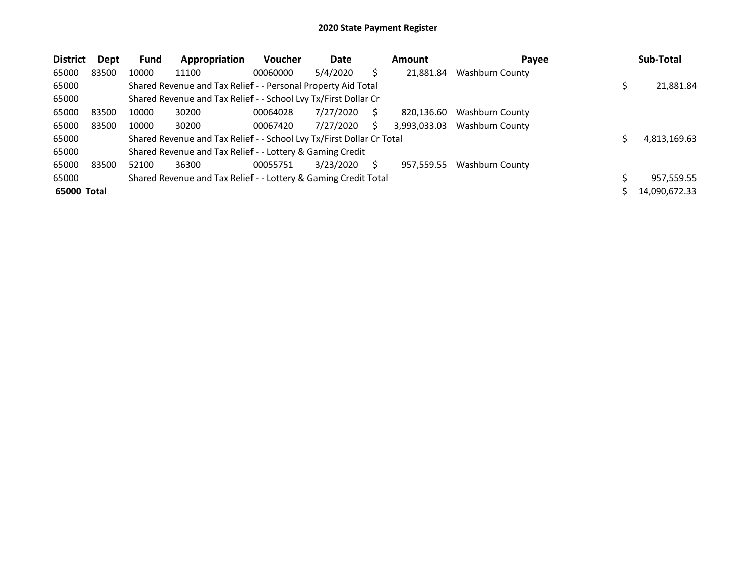# 2020 State Payment Register

| District | Dept | Fund | Appropriation | Voucher | Date | Amount | Payee | Sub-Total |
|---|---|---|---|---|---|---|---|---|
| 65000 | 83500 | 10000 | 11100 | 00060000 | 5/4/2020 | $ 21,881.84 | Washburn County | |
| 65000 | | Shared Revenue and Tax Relief - - Personal Property Aid Total | | | | | | $ 21,881.84 |
| 65000 | | Shared Revenue and Tax Relief - - School Lvy Tx/First Dollar Cr | | | | | | |
| 65000 | 83500 | 10000 | 30200 | 00064028 | 7/27/2020 | $ 820,136.60 | Washburn County | |
| 65000 | 83500 | 10000 | 30200 | 00067420 | 7/27/2020 | $ 3,993,033.03 | Washburn County | |
| 65000 | | Shared Revenue and Tax Relief - - School Lvy Tx/First Dollar Cr Total | | | | | | $ 4,813,169.63 |
| 65000 | | Shared Revenue and Tax Relief - - Lottery & Gaming Credit | | | | | | |
| 65000 | 83500 | 52100 | 36300 | 00055751 | 3/23/2020 | $ 957,559.55 | Washburn County | |
| 65000 | | Shared Revenue and Tax Relief - - Lottery & Gaming Credit Total | | | | | | $ 957,559.55 |
| **65000 Total** | | | | | | | | $ 14,090,672.33 |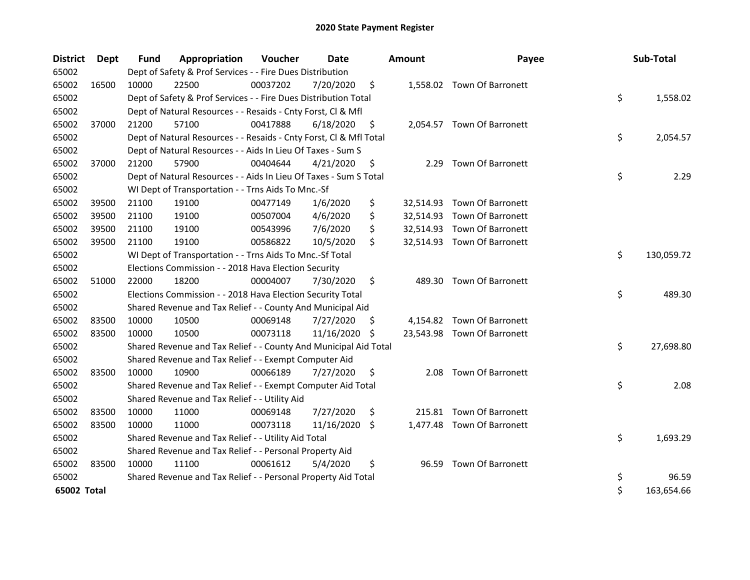# 2020 State Payment Register

| District | Dept | Fund | Appropriation | Voucher | Date | Amount | Payee | Sub-Total |
|---|---|---|---|---|---|---|---|---|
| 65002 | | Dept of Safety & Prof Services - - Fire Dues Distribution | | | | | | |
| 65002 | 16500 | 10000 | 22500 | 00037202 | 7/20/2020 | $ 1,558.02 | Town Of Barronett | |
| 65002 | | Dept of Safety & Prof Services - - Fire Dues Distribution Total | | | | | | $ 1,558.02 |
| 65002 | | Dept of Natural Resources - - Resaids - Cnty Forst, Cl & Mfl | | | | | | |
| 65002 | 37000 | 21200 | 57100 | 00417888 | 6/18/2020 | $ 2,054.57 | Town Of Barronett | |
| 65002 | | Dept of Natural Resources - - Resaids - Cnty Forst, Cl & Mfl Total | | | | | | $ 2,054.57 |
| 65002 | | Dept of Natural Resources - - Aids In Lieu Of Taxes - Sum S | | | | | | |
| 65002 | 37000 | 21200 | 57900 | 00404644 | 4/21/2020 | $ 2.29 | Town Of Barronett | |
| 65002 | | Dept of Natural Resources - - Aids In Lieu Of Taxes - Sum S Total | | | | | | $ 2.29 |
| 65002 | | WI Dept of Transportation - - Trns Aids To Mnc.-Sf | | | | | | |
| 65002 | 39500 | 21100 | 19100 | 00477149 | 1/6/2020 | $ 32,514.93 | Town Of Barronett | |
| 65002 | 39500 | 21100 | 19100 | 00507004 | 4/6/2020 | $ 32,514.93 | Town Of Barronett | |
| 65002 | 39500 | 21100 | 19100 | 00543996 | 7/6/2020 | $ 32,514.93 | Town Of Barronett | |
| 65002 | 39500 | 21100 | 19100 | 00586822 | 10/5/2020 | $ 32,514.93 | Town Of Barronett | |
| 65002 | | WI Dept of Transportation - - Trns Aids To Mnc.-Sf Total | | | | | | $ 130,059.72 |
| 65002 | | Elections Commission - - 2018 Hava Election Security | | | | | | |
| 65002 | 51000 | 22000 | 18200 | 00004007 | 7/30/2020 | $ 489.30 | Town Of Barronett | |
| 65002 | | Elections Commission - - 2018 Hava Election Security Total | | | | | | $ 489.30 |
| 65002 | | Shared Revenue and Tax Relief - - County And Municipal Aid | | | | | | |
| 65002 | 83500 | 10000 | 10500 | 00069148 | 7/27/2020 | $ 4,154.82 | Town Of Barronett | |
| 65002 | 83500 | 10000 | 10500 | 00073118 | 11/16/2020 | $ 23,543.98 | Town Of Barronett | |
| 65002 | | Shared Revenue and Tax Relief - - County And Municipal Aid Total | | | | | | $ 27,698.80 |
| 65002 | | Shared Revenue and Tax Relief - - Exempt Computer Aid | | | | | | |
| 65002 | 83500 | 10000 | 10900 | 00066189 | 7/27/2020 | $ 2.08 | Town Of Barronett | |
| 65002 | | Shared Revenue and Tax Relief - - Exempt Computer Aid Total | | | | | | $ 2.08 |
| 65002 | | Shared Revenue and Tax Relief - - Utility Aid | | | | | | |
| 65002 | 83500 | 10000 | 11000 | 00069148 | 7/27/2020 | $ 215.81 | Town Of Barronett | |
| 65002 | 83500 | 10000 | 11000 | 00073118 | 11/16/2020 | $ 1,477.48 | Town Of Barronett | |
| 65002 | | Shared Revenue and Tax Relief - - Utility Aid Total | | | | | | $ 1,693.29 |
| 65002 | | Shared Revenue and Tax Relief - - Personal Property Aid | | | | | | |
| 65002 | 83500 | 10000 | 11100 | 00061612 | 5/4/2020 | $ 96.59 | Town Of Barronett | |
| 65002 | | Shared Revenue and Tax Relief - - Personal Property Aid Total | | | | | | $ 96.59 |
| **65002 Total** | | | | | | | | $ 163,654.66 |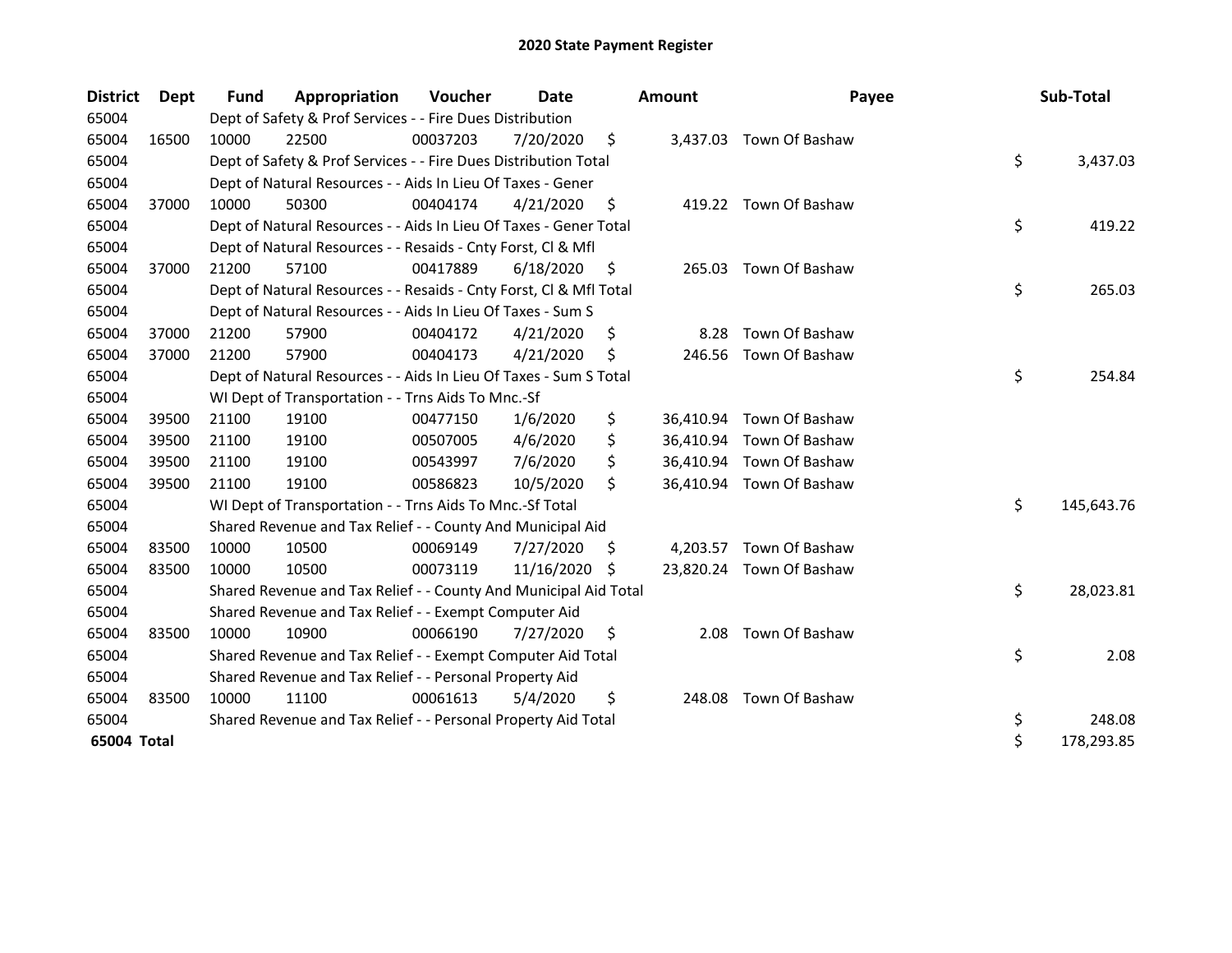# 2020 State Payment Register

| District | Dept | Fund | Appropriation | Voucher | Date | Amount | Payee | Sub-Total |
|---|---|---|---|---|---|---|---|---|
| 65004 | | Dept of Safety & Prof Services - - Fire Dues Distribution | | | | | | |
| 65004 | 16500 | 10000 | 22500 | 00037203 | 7/20/2020 | $ 3,437.03 | Town Of Bashaw | |
| 65004 | | Dept of Safety & Prof Services - - Fire Dues Distribution Total | | | | | | $ 3,437.03 |
| 65004 | | Dept of Natural Resources - - Aids In Lieu Of Taxes - Gener | | | | | | |
| 65004 | 37000 | 10000 | 50300 | 00404174 | 4/21/2020 | $ 419.22 | Town Of Bashaw | |
| 65004 | | Dept of Natural Resources - - Aids In Lieu Of Taxes - Gener Total | | | | | | $ 419.22 |
| 65004 | | Dept of Natural Resources - - Resaids - Cnty Forst, Cl & Mfl | | | | | | |
| 65004 | 37000 | 21200 | 57100 | 00417889 | 6/18/2020 | $ 265.03 | Town Of Bashaw | |
| 65004 | | Dept of Natural Resources - - Resaids - Cnty Forst, Cl & Mfl Total | | | | | | $ 265.03 |
| 65004 | | Dept of Natural Resources - - Aids In Lieu Of Taxes - Sum S | | | | | | |
| 65004 | 37000 | 21200 | 57900 | 00404172 | 4/21/2020 | $ 8.28 | Town Of Bashaw | |
| 65004 | 37000 | 21200 | 57900 | 00404173 | 4/21/2020 | $ 246.56 | Town Of Bashaw | |
| 65004 | | Dept of Natural Resources - - Aids In Lieu Of Taxes - Sum S Total | | | | | | $ 254.84 |
| 65004 | | WI Dept of Transportation - - Trns Aids To Mnc.-Sf | | | | | | |
| 65004 | 39500 | 21100 | 19100 | 00477150 | 1/6/2020 | $ 36,410.94 | Town Of Bashaw | |
| 65004 | 39500 | 21100 | 19100 | 00507005 | 4/6/2020 | $ 36,410.94 | Town Of Bashaw | |
| 65004 | 39500 | 21100 | 19100 | 00543997 | 7/6/2020 | $ 36,410.94 | Town Of Bashaw | |
| 65004 | 39500 | 21100 | 19100 | 00586823 | 10/5/2020 | $ 36,410.94 | Town Of Bashaw | |
| 65004 | | WI Dept of Transportation - - Trns Aids To Mnc.-Sf Total | | | | | | $ 145,643.76 |
| 65004 | | Shared Revenue and Tax Relief - - County And Municipal Aid | | | | | | |
| 65004 | 83500 | 10000 | 10500 | 00069149 | 7/27/2020 | $ 4,203.57 | Town Of Bashaw | |
| 65004 | 83500 | 10000 | 10500 | 00073119 | 11/16/2020 | $ 23,820.24 | Town Of Bashaw | |
| 65004 | | Shared Revenue and Tax Relief - - County And Municipal Aid Total | | | | | | $ 28,023.81 |
| 65004 | | Shared Revenue and Tax Relief - - Exempt Computer Aid | | | | | | |
| 65004 | 83500 | 10000 | 10900 | 00066190 | 7/27/2020 | $ 2.08 | Town Of Bashaw | |
| 65004 | | Shared Revenue and Tax Relief - - Exempt Computer Aid Total | | | | | | $ 2.08 |
| 65004 | | Shared Revenue and Tax Relief - - Personal Property Aid | | | | | | |
| 65004 | 83500 | 10000 | 11100 | 00061613 | 5/4/2020 | $ 248.08 | Town Of Bashaw | |
| 65004 | | Shared Revenue and Tax Relief - - Personal Property Aid Total | | | | | | $ 248.08 |
| **65004 Total** | | | | | | | | $ 178,293.85 |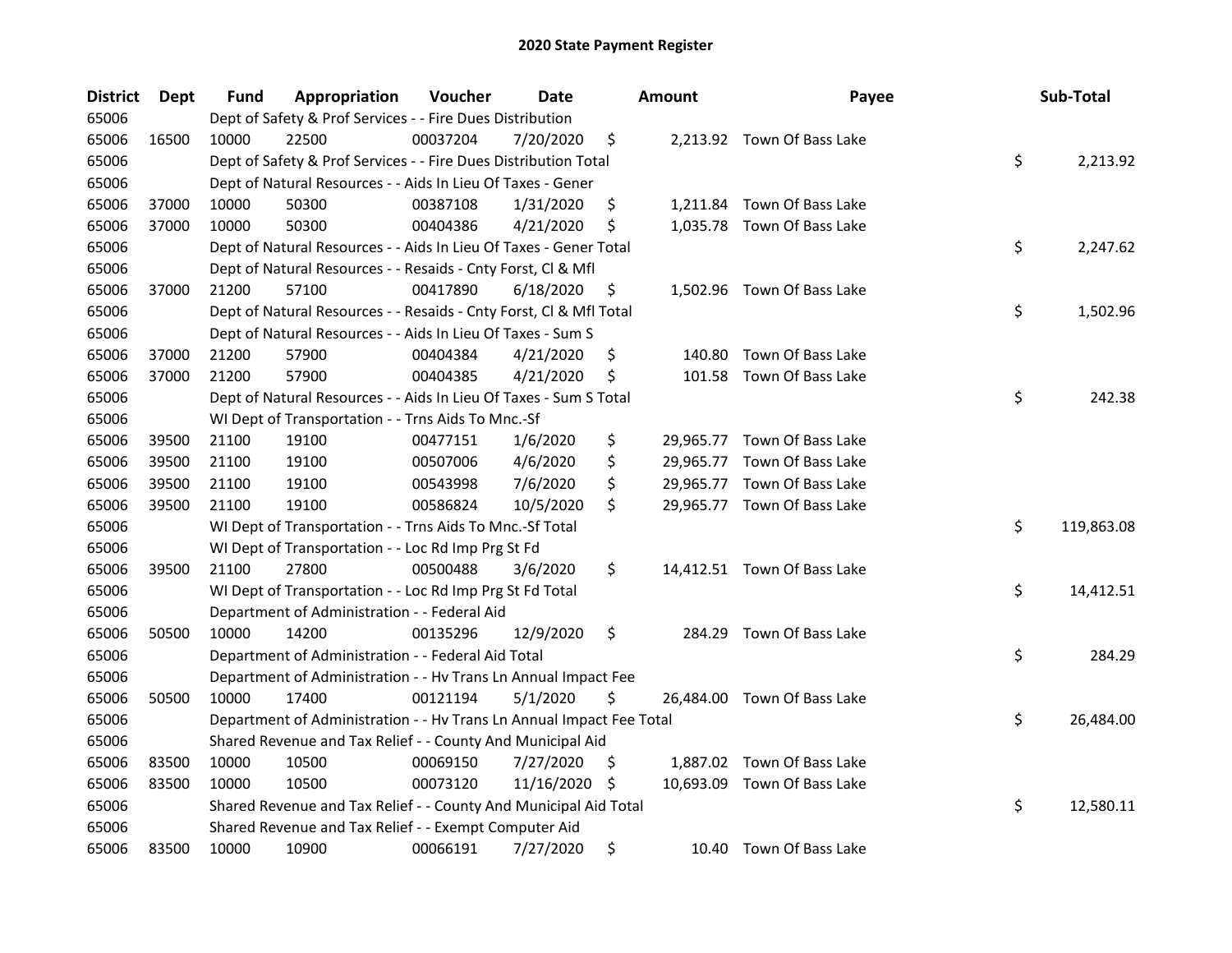# 2020 State Payment Register

| District | Dept | Fund | Appropriation | Voucher | Date | Amount | Payee | Sub-Total |
|---|---|---|---|---|---|---|---|---|
| 65006 | | Dept of Safety & Prof Services - - Fire Dues Distribution | | | | | | |
| 65006 | 16500 | 10000 | 22500 | 00037204 | 7/20/2020 | $ 2,213.92 | Town Of Bass Lake | |
| 65006 | | Dept of Safety & Prof Services - - Fire Dues Distribution Total | | | | | | $ 2,213.92 |
| 65006 | | Dept of Natural Resources - - Aids In Lieu Of Taxes - Gener | | | | | | |
| 65006 | 37000 | 10000 | 50300 | 00387108 | 1/31/2020 | $ 1,211.84 | Town Of Bass Lake | |
| 65006 | 37000 | 10000 | 50300 | 00404386 | 4/21/2020 | $ 1,035.78 | Town Of Bass Lake | |
| 65006 | | Dept of Natural Resources - - Aids In Lieu Of Taxes - Gener Total | | | | | | $ 2,247.62 |
| 65006 | | Dept of Natural Resources - - Resaids - Cnty Forst, Cl & Mfl | | | | | | |
| 65006 | 37000 | 21200 | 57100 | 00417890 | 6/18/2020 | $ 1,502.96 | Town Of Bass Lake | |
| 65006 | | Dept of Natural Resources - - Resaids - Cnty Forst, Cl & Mfl Total | | | | | | $ 1,502.96 |
| 65006 | | Dept of Natural Resources - - Aids In Lieu Of Taxes - Sum S | | | | | | |
| 65006 | 37000 | 21200 | 57900 | 00404384 | 4/21/2020 | $ 140.80 | Town Of Bass Lake | |
| 65006 | 37000 | 21200 | 57900 | 00404385 | 4/21/2020 | $ 101.58 | Town Of Bass Lake | |
| 65006 | | Dept of Natural Resources - - Aids In Lieu Of Taxes - Sum S Total | | | | | | $ 242.38 |
| 65006 | | WI Dept of Transportation - - Trns Aids To Mnc.-Sf | | | | | | |
| 65006 | 39500 | 21100 | 19100 | 00477151 | 1/6/2020 | $ 29,965.77 | Town Of Bass Lake | |
| 65006 | 39500 | 21100 | 19100 | 00507006 | 4/6/2020 | $ 29,965.77 | Town Of Bass Lake | |
| 65006 | 39500 | 21100 | 19100 | 00543998 | 7/6/2020 | $ 29,965.77 | Town Of Bass Lake | |
| 65006 | 39500 | 21100 | 19100 | 00586824 | 10/5/2020 | $ 29,965.77 | Town Of Bass Lake | |
| 65006 | | WI Dept of Transportation - - Trns Aids To Mnc.-Sf Total | | | | | | $ 119,863.08 |
| 65006 | | WI Dept of Transportation - - Loc Rd Imp Prg St Fd | | | | | | |
| 65006 | 39500 | 21100 | 27800 | 00500488 | 3/6/2020 | $ 14,412.51 | Town Of Bass Lake | |
| 65006 | | WI Dept of Transportation - - Loc Rd Imp Prg St Fd Total | | | | | | $ 14,412.51 |
| 65006 | | Department of Administration - - Federal Aid | | | | | | |
| 65006 | 50500 | 10000 | 14200 | 00135296 | 12/9/2020 | $ 284.29 | Town Of Bass Lake | |
| 65006 | | Department of Administration - - Federal Aid Total | | | | | | $ 284.29 |
| 65006 | | Department of Administration - - Hv Trans Ln Annual Impact Fee | | | | | | |
| 65006 | 50500 | 10000 | 17400 | 00121194 | 5/1/2020 | $ 26,484.00 | Town Of Bass Lake | |
| 65006 | | Department of Administration - - Hv Trans Ln Annual Impact Fee Total | | | | | | $ 26,484.00 |
| 65006 | | Shared Revenue and Tax Relief - - County And Municipal Aid | | | | | | |
| 65006 | 83500 | 10000 | 10500 | 00069150 | 7/27/2020 | $ 1,887.02 | Town Of Bass Lake | |
| 65006 | 83500 | 10000 | 10500 | 00073120 | 11/16/2020 | $ 10,693.09 | Town Of Bass Lake | |
| 65006 | | Shared Revenue and Tax Relief - - County And Municipal Aid Total | | | | | | $ 12,580.11 |
| 65006 | | Shared Revenue and Tax Relief - - Exempt Computer Aid | | | | | | |
| 65006 | 83500 | 10000 | 10900 | 00066191 | 7/27/2020 | $ 10.40 | Town Of Bass Lake | |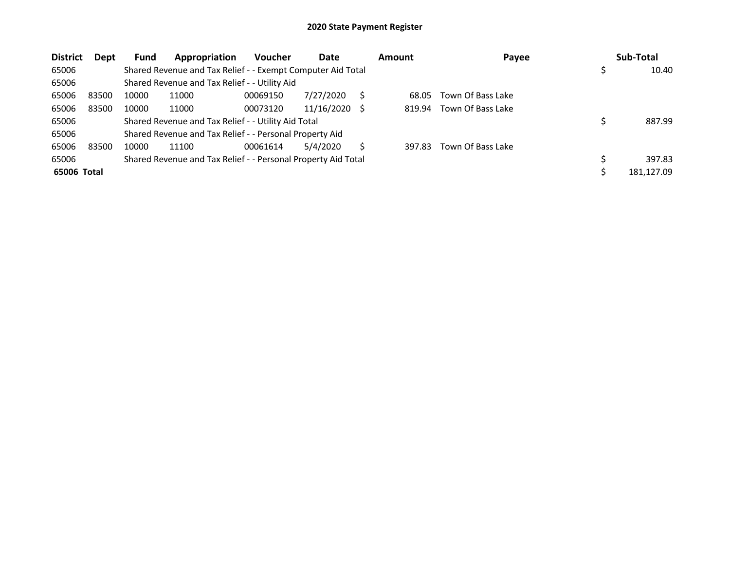# 2020 State Payment Register

| District | Dept | Fund | Appropriation | Voucher | Date | Amount | Payee | Sub-Total |
|---|---|---|---|---|---|---|---|---|
| 65006 | | Shared Revenue and Tax Relief - - Exempt Computer Aid Total | | | | | | $ 10.40 |
| 65006 | | Shared Revenue and Tax Relief - - Utility Aid | | | | | | |
| 65006 | 83500 | 10000 | 11000 | 00069150 | 7/27/2020 | $ 68.05 | Town Of Bass Lake | |
| 65006 | 83500 | 10000 | 11000 | 00073120 | 11/16/2020 | $ 819.94 | Town Of Bass Lake | |
| 65006 | | Shared Revenue and Tax Relief - - Utility Aid Total | | | | | | $ 887.99 |
| 65006 | | Shared Revenue and Tax Relief - - Personal Property Aid | | | | | | |
| 65006 | 83500 | 10000 | 11100 | 00061614 | 5/4/2020 | $ 397.83 | Town Of Bass Lake | |
| 65006 | | Shared Revenue and Tax Relief - - Personal Property Aid Total | | | | | | $ 397.83 |
| **65006 Total** | | | | | | | | $ 181,127.09 |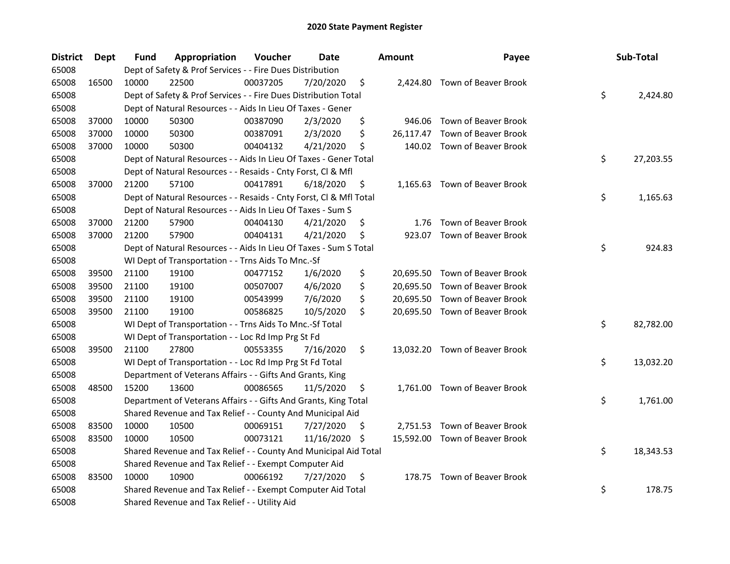# 2020 State Payment Register

| District | Dept | Fund | Appropriation | Voucher | Date | Amount | Payee | Sub-Total |
|---|---|---|---|---|---|---|---|---|
| 65008 | | Dept of Safety & Prof Services - - Fire Dues Distribution | | | | | | |
| 65008 | 16500 | 10000 | 22500 | 00037205 | 7/20/2020 | $ 2,424.80 | Town of Beaver Brook | |
| 65008 | | Dept of Safety & Prof Services - - Fire Dues Distribution Total | | | | | | $ 2,424.80 |
| 65008 | | Dept of Natural Resources - - Aids In Lieu Of Taxes - Gener | | | | | | |
| 65008 | 37000 | 10000 | 50300 | 00387090 | 2/3/2020 | $ 946.06 | Town of Beaver Brook | |
| 65008 | 37000 | 10000 | 50300 | 00387091 | 2/3/2020 | $ 26,117.47 | Town of Beaver Brook | |
| 65008 | 37000 | 10000 | 50300 | 00404132 | 4/21/2020 | $ 140.02 | Town of Beaver Brook | |
| 65008 | | Dept of Natural Resources - - Aids In Lieu Of Taxes - Gener Total | | | | | | $ 27,203.55 |
| 65008 | | Dept of Natural Resources - - Resaids - Cnty Forst, Cl & Mfl | | | | | | |
| 65008 | 37000 | 21200 | 57100 | 00417891 | 6/18/2020 | $ 1,165.63 | Town of Beaver Brook | |
| 65008 | | Dept of Natural Resources - - Resaids - Cnty Forst, Cl & Mfl Total | | | | | | $ 1,165.63 |
| 65008 | | Dept of Natural Resources - - Aids In Lieu Of Taxes - Sum S | | | | | | |
| 65008 | 37000 | 21200 | 57900 | 00404130 | 4/21/2020 | $ 1.76 | Town of Beaver Brook | |
| 65008 | 37000 | 21200 | 57900 | 00404131 | 4/21/2020 | $ 923.07 | Town of Beaver Brook | |
| 65008 | | Dept of Natural Resources - - Aids In Lieu Of Taxes - Sum S Total | | | | | | $ 924.83 |
| 65008 | | WI Dept of Transportation - - Trns Aids To Mnc.-Sf | | | | | | |
| 65008 | 39500 | 21100 | 19100 | 00477152 | 1/6/2020 | $ 20,695.50 | Town of Beaver Brook | |
| 65008 | 39500 | 21100 | 19100 | 00507007 | 4/6/2020 | $ 20,695.50 | Town of Beaver Brook | |
| 65008 | 39500 | 21100 | 19100 | 00543999 | 7/6/2020 | $ 20,695.50 | Town of Beaver Brook | |
| 65008 | 39500 | 21100 | 19100 | 00586825 | 10/5/2020 | $ 20,695.50 | Town of Beaver Brook | |
| 65008 | | WI Dept of Transportation - - Trns Aids To Mnc.-Sf Total | | | | | | $ 82,782.00 |
| 65008 | | WI Dept of Transportation - - Loc Rd Imp Prg St Fd | | | | | | |
| 65008 | 39500 | 21100 | 27800 | 00553355 | 7/16/2020 | $ 13,032.20 | Town of Beaver Brook | |
| 65008 | | WI Dept of Transportation - - Loc Rd Imp Prg St Fd Total | | | | | | $ 13,032.20 |
| 65008 | | Department of Veterans Affairs - - Gifts And Grants, King | | | | | | |
| 65008 | 48500 | 15200 | 13600 | 00086565 | 11/5/2020 | $ 1,761.00 | Town of Beaver Brook | |
| 65008 | | Department of Veterans Affairs - - Gifts And Grants, King Total | | | | | | $ 1,761.00 |
| 65008 | | Shared Revenue and Tax Relief - - County And Municipal Aid | | | | | | |
| 65008 | 83500 | 10000 | 10500 | 00069151 | 7/27/2020 | $ 2,751.53 | Town of Beaver Brook | |
| 65008 | 83500 | 10000 | 10500 | 00073121 | 11/16/2020 | $ 15,592.00 | Town of Beaver Brook | |
| 65008 | | Shared Revenue and Tax Relief - - County And Municipal Aid Total | | | | | | $ 18,343.53 |
| 65008 | | Shared Revenue and Tax Relief - - Exempt Computer Aid | | | | | | |
| 65008 | 83500 | 10000 | 10900 | 00066192 | 7/27/2020 | $ 178.75 | Town of Beaver Brook | |
| 65008 | | Shared Revenue and Tax Relief - - Exempt Computer Aid Total | | | | | | $ 178.75 |
| 65008 | | Shared Revenue and Tax Relief - - Utility Aid | | | | | | |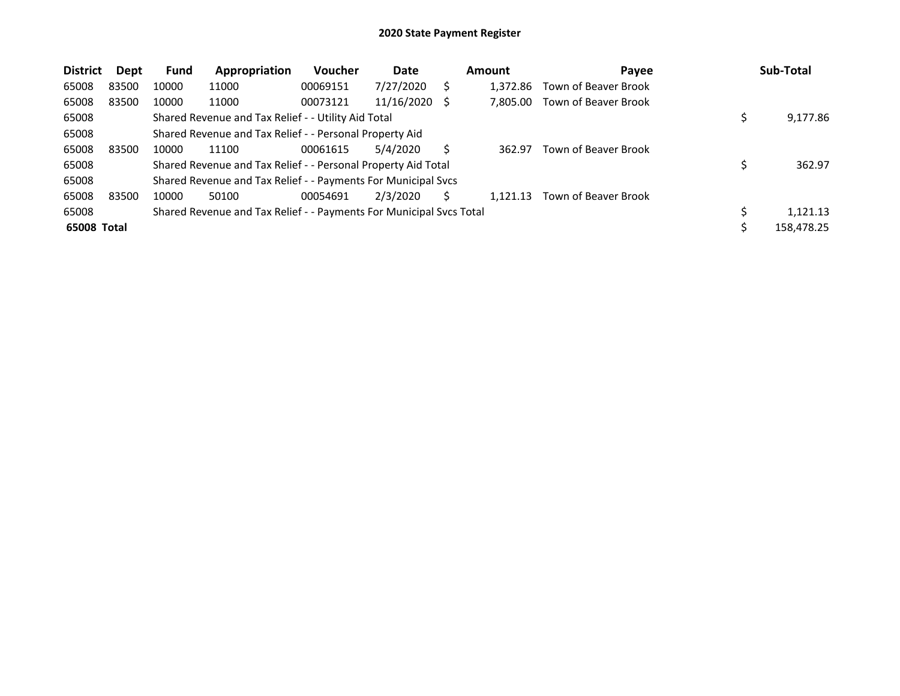# 2020 State Payment Register

| District | Dept | Fund | Appropriation | Voucher | Date | Amount | Payee | Sub-Total |
|---|---|---|---|---|---|---|---|---|
| 65008 | 83500 | 10000 | 11000 | 00069151 | 7/27/2020 | $ 1,372.86 | Town of Beaver Brook | |
| 65008 | 83500 | 10000 | 11000 | 00073121 | 11/16/2020 | $ 7,805.00 | Town of Beaver Brook | |
| 65008 | | Shared Revenue and Tax Relief - - Utility Aid Total | | | | | | $ 9,177.86 |
| 65008 | | Shared Revenue and Tax Relief - - Personal Property Aid | | | | | | |
| 65008 | 83500 | 10000 | 11100 | 00061615 | 5/4/2020 | $ 362.97 | Town of Beaver Brook | |
| 65008 | | Shared Revenue and Tax Relief - - Personal Property Aid Total | | | | | | $ 362.97 |
| 65008 | | Shared Revenue and Tax Relief - - Payments For Municipal Svcs | | | | | | |
| 65008 | 83500 | 10000 | 50100 | 00054691 | 2/3/2020 | $ 1,121.13 | Town of Beaver Brook | |
| 65008 | | Shared Revenue and Tax Relief - - Payments For Municipal Svcs Total | | | | | | $ 1,121.13 |
| **65008 Total** | | | | | | | | $ 158,478.25 |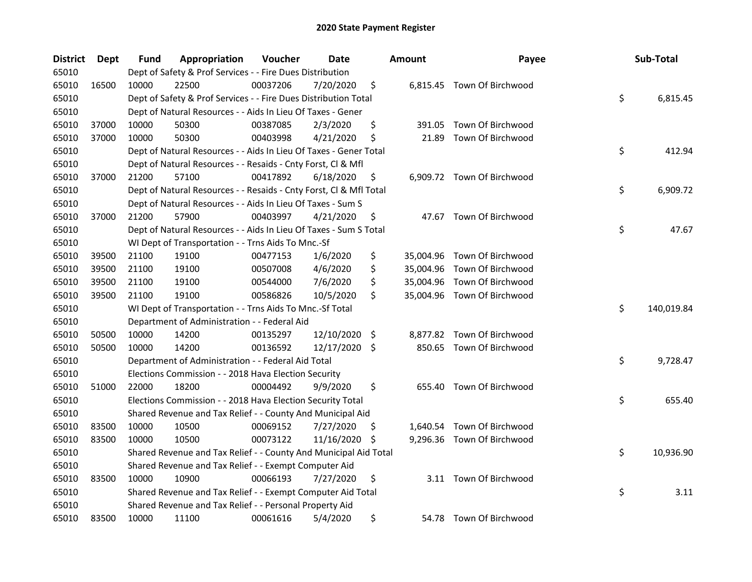## 2020 State Payment Register

| District | Dept | Fund | Appropriation | Voucher | Date | Amount | Payee | Sub-Total |
|---|---|---|---|---|---|---|---|---|
| 65010 | | Dept of Safety & Prof Services - - Fire Dues Distribution | | | | | | |
| 65010 | 16500 | 10000 | 22500 | 00037206 | 7/20/2020 | $ 6,815.45 | Town Of Birchwood | |
| 65010 | | Dept of Safety & Prof Services - - Fire Dues Distribution Total | | | | | | $ 6,815.45 |
| 65010 | | Dept of Natural Resources - - Aids In Lieu Of Taxes - Gener | | | | | | |
| 65010 | 37000 | 10000 | 50300 | 00387085 | 2/3/2020 | $ 391.05 | Town Of Birchwood | |
| 65010 | 37000 | 10000 | 50300 | 00403998 | 4/21/2020 | $ 21.89 | Town Of Birchwood | |
| 65010 | | Dept of Natural Resources - - Aids In Lieu Of Taxes - Gener Total | | | | | | $ 412.94 |
| 65010 | | Dept of Natural Resources - - Resaids - Cnty Forst, Cl & Mfl | | | | | | |
| 65010 | 37000 | 21200 | 57100 | 00417892 | 6/18/2020 | $ 6,909.72 | Town Of Birchwood | |
| 65010 | | Dept of Natural Resources - - Resaids - Cnty Forst, Cl & Mfl Total | | | | | | $ 6,909.72 |
| 65010 | | Dept of Natural Resources - - Aids In Lieu Of Taxes - Sum S | | | | | | |
| 65010 | 37000 | 21200 | 57900 | 00403997 | 4/21/2020 | $ 47.67 | Town Of Birchwood | |
| 65010 | | Dept of Natural Resources - - Aids In Lieu Of Taxes - Sum S Total | | | | | | $ 47.67 |
| 65010 | | WI Dept of Transportation - - Trns Aids To Mnc.-Sf | | | | | | |
| 65010 | 39500 | 21100 | 19100 | 00477153 | 1/6/2020 | $ 35,004.96 | Town Of Birchwood | |
| 65010 | 39500 | 21100 | 19100 | 00507008 | 4/6/2020 | $ 35,004.96 | Town Of Birchwood | |
| 65010 | 39500 | 21100 | 19100 | 00544000 | 7/6/2020 | $ 35,004.96 | Town Of Birchwood | |
| 65010 | 39500 | 21100 | 19100 | 00586826 | 10/5/2020 | $ 35,004.96 | Town Of Birchwood | |
| 65010 | | WI Dept of Transportation - - Trns Aids To Mnc.-Sf Total | | | | | | $ 140,019.84 |
| 65010 | | Department of Administration - - Federal Aid | | | | | | |
| 65010 | 50500 | 10000 | 14200 | 00135297 | 12/10/2020 | $ 8,877.82 | Town Of Birchwood | |
| 65010 | 50500 | 10000 | 14200 | 00136592 | 12/17/2020 | $ 850.65 | Town Of Birchwood | |
| 65010 | | Department of Administration - - Federal Aid Total | | | | | | $ 9,728.47 |
| 65010 | | Elections Commission - - 2018 Hava Election Security | | | | | | |
| 65010 | 51000 | 22000 | 18200 | 00004492 | 9/9/2020 | $ 655.40 | Town Of Birchwood | |
| 65010 | | Elections Commission - - 2018 Hava Election Security Total | | | | | | $ 655.40 |
| 65010 | | Shared Revenue and Tax Relief - - County And Municipal Aid | | | | | | |
| 65010 | 83500 | 10000 | 10500 | 00069152 | 7/27/2020 | $ 1,640.54 | Town Of Birchwood | |
| 65010 | 83500 | 10000 | 10500 | 00073122 | 11/16/2020 | $ 9,296.36 | Town Of Birchwood | |
| 65010 | | Shared Revenue and Tax Relief - - County And Municipal Aid Total | | | | | | $ 10,936.90 |
| 65010 | | Shared Revenue and Tax Relief - - Exempt Computer Aid | | | | | | |
| 65010 | 83500 | 10000 | 10900 | 00066193 | 7/27/2020 | $ 3.11 | Town Of Birchwood | |
| 65010 | | Shared Revenue and Tax Relief - - Exempt Computer Aid Total | | | | | | $ 3.11 |
| 65010 | | Shared Revenue and Tax Relief - - Personal Property Aid | | | | | | |
| 65010 | 83500 | 10000 | 11100 | 00061616 | 5/4/2020 | $ 54.78 | Town Of Birchwood | |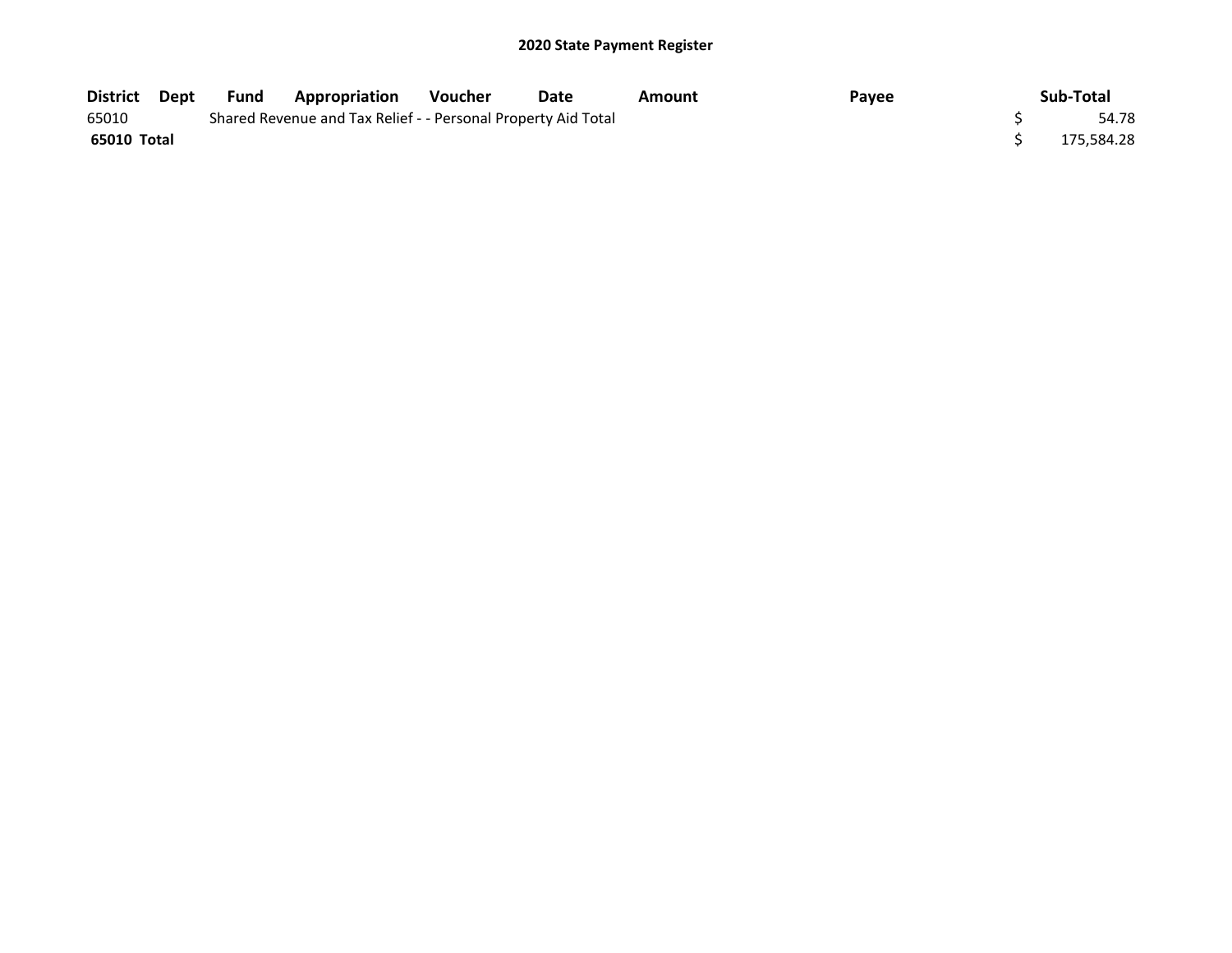## 2020 State Payment Register

| District | Dept | Fund | Appropriation | Voucher | Date | Amount | Payee | Sub-Total |
|---|---|---|---|---|---|---|---|---|
| 65010 | | Shared Revenue and Tax Relief - - Personal Property Aid Total | | | | | | $ 54.78 |
| **65010 Total** | | | | | | | | $ 175,584.28 |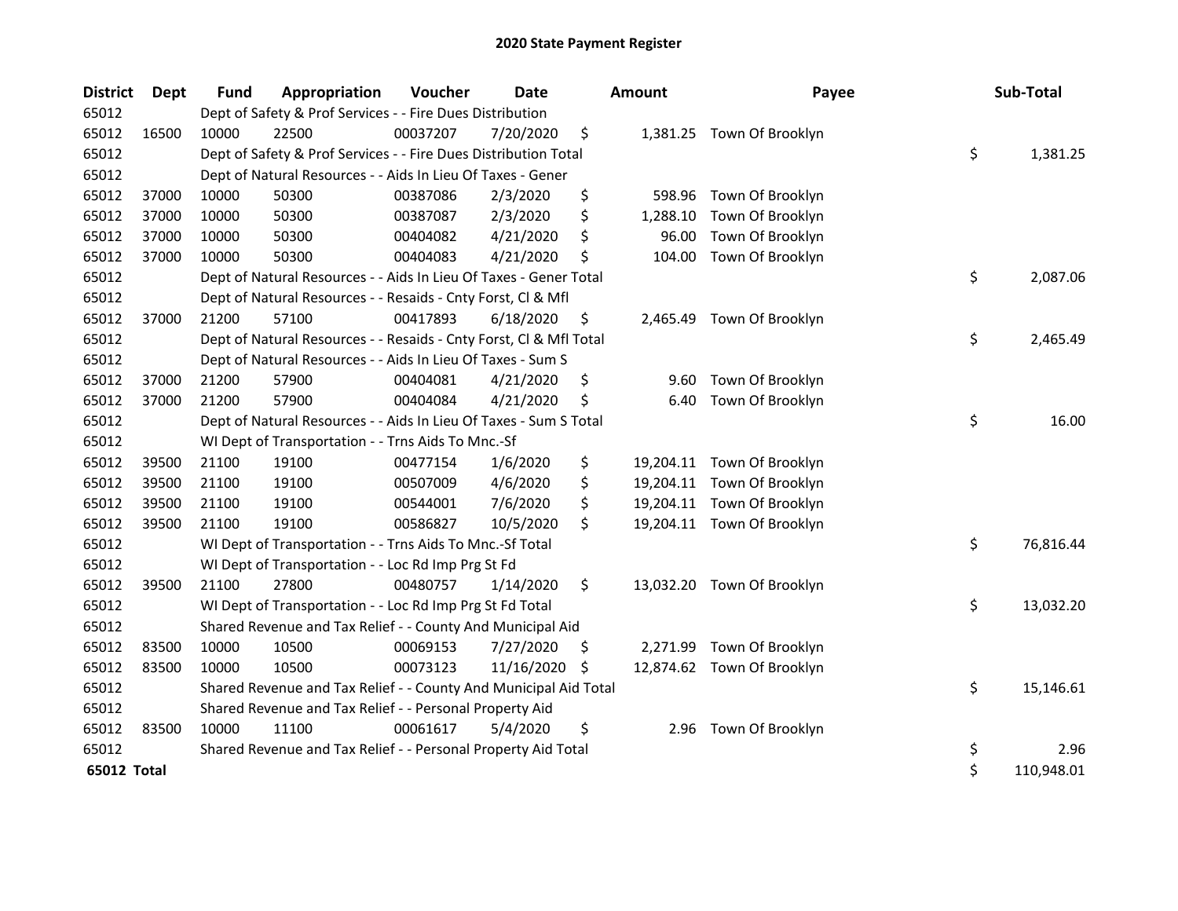# 2020 State Payment Register

| District | Dept | Fund | Appropriation | Voucher | Date | Amount | Payee | Sub-Total |
|---|---|---|---|---|---|---|---|---|
| 65012 | | Dept of Safety & Prof Services - - Fire Dues Distribution | | | | | | |
| 65012 | 16500 | 10000 | 22500 | 00037207 | 7/20/2020 | $ 1,381.25 | Town Of Brooklyn | |
| 65012 | | Dept of Safety & Prof Services - - Fire Dues Distribution Total | | | | | | $ 1,381.25 |
| 65012 | | Dept of Natural Resources - - Aids In Lieu Of Taxes - Gener | | | | | | |
| 65012 | 37000 | 10000 | 50300 | 00387086 | 2/3/2020 | $ 598.96 | Town Of Brooklyn | |
| 65012 | 37000 | 10000 | 50300 | 00387087 | 2/3/2020 | $ 1,288.10 | Town Of Brooklyn | |
| 65012 | 37000 | 10000 | 50300 | 00404082 | 4/21/2020 | $ 96.00 | Town Of Brooklyn | |
| 65012 | 37000 | 10000 | 50300 | 00404083 | 4/21/2020 | $ 104.00 | Town Of Brooklyn | |
| 65012 | | Dept of Natural Resources - - Aids In Lieu Of Taxes - Gener Total | | | | | | $ 2,087.06 |
| 65012 | | Dept of Natural Resources - - Resaids - Cnty Forst, Cl & Mfl | | | | | | |
| 65012 | 37000 | 21200 | 57100 | 00417893 | 6/18/2020 | $ 2,465.49 | Town Of Brooklyn | |
| 65012 | | Dept of Natural Resources - - Resaids - Cnty Forst, Cl & Mfl Total | | | | | | $ 2,465.49 |
| 65012 | | Dept of Natural Resources - - Aids In Lieu Of Taxes - Sum S | | | | | | |
| 65012 | 37000 | 21200 | 57900 | 00404081 | 4/21/2020 | $ 9.60 | Town Of Brooklyn | |
| 65012 | 37000 | 21200 | 57900 | 00404084 | 4/21/2020 | $ 6.40 | Town Of Brooklyn | |
| 65012 | | Dept of Natural Resources - - Aids In Lieu Of Taxes - Sum S Total | | | | | | $ 16.00 |
| 65012 | | WI Dept of Transportation - - Trns Aids To Mnc.-Sf | | | | | | |
| 65012 | 39500 | 21100 | 19100 | 00477154 | 1/6/2020 | $ 19,204.11 | Town Of Brooklyn | |
| 65012 | 39500 | 21100 | 19100 | 00507009 | 4/6/2020 | $ 19,204.11 | Town Of Brooklyn | |
| 65012 | 39500 | 21100 | 19100 | 00544001 | 7/6/2020 | $ 19,204.11 | Town Of Brooklyn | |
| 65012 | 39500 | 21100 | 19100 | 00586827 | 10/5/2020 | $ 19,204.11 | Town Of Brooklyn | |
| 65012 | | WI Dept of Transportation - - Trns Aids To Mnc.-Sf Total | | | | | | $ 76,816.44 |
| 65012 | | WI Dept of Transportation - - Loc Rd Imp Prg St Fd | | | | | | |
| 65012 | 39500 | 21100 | 27800 | 00480757 | 1/14/2020 | $ 13,032.20 | Town Of Brooklyn | |
| 65012 | | WI Dept of Transportation - - Loc Rd Imp Prg St Fd Total | | | | | | $ 13,032.20 |
| 65012 | | Shared Revenue and Tax Relief - - County And Municipal Aid | | | | | | |
| 65012 | 83500 | 10000 | 10500 | 00069153 | 7/27/2020 | $ 2,271.99 | Town Of Brooklyn | |
| 65012 | 83500 | 10000 | 10500 | 00073123 | 11/16/2020 | $ 12,874.62 | Town Of Brooklyn | |
| 65012 | | Shared Revenue and Tax Relief - - County And Municipal Aid Total | | | | | | $ 15,146.61 |
| 65012 | | Shared Revenue and Tax Relief - - Personal Property Aid | | | | | | |
| 65012 | 83500 | 10000 | 11100 | 00061617 | 5/4/2020 | $ 2.96 | Town Of Brooklyn | |
| 65012 | | Shared Revenue and Tax Relief - - Personal Property Aid Total | | | | | | $ 2.96 |
| **65012 Total** | | | | | | | | $ 110,948.01 |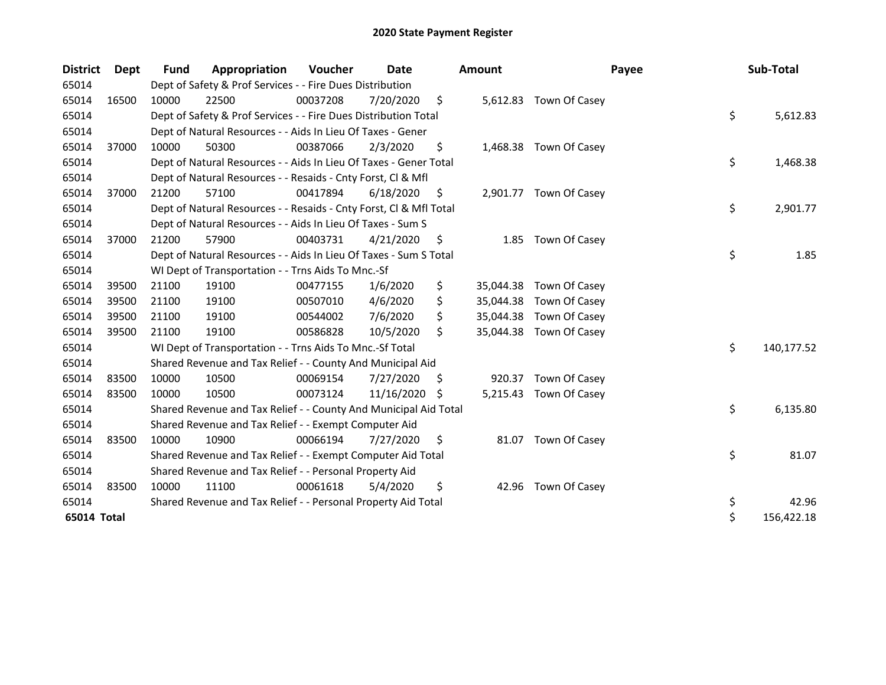# 2020 State Payment Register

| District | Dept | Fund | Appropriation | Voucher | Date | Amount | Payee | Sub-Total |
|---|---|---|---|---|---|---|---|---|
| 65014 | | Dept of Safety & Prof Services - - Fire Dues Distribution | | | | | | |
| 65014 | 16500 | 10000 | 22500 | 00037208 | 7/20/2020 | $ 5,612.83 | Town Of Casey | |
| 65014 | | Dept of Safety & Prof Services - - Fire Dues Distribution Total | | | | | | $ 5,612.83 |
| 65014 | | Dept of Natural Resources - - Aids In Lieu Of Taxes - Gener | | | | | | |
| 65014 | 37000 | 10000 | 50300 | 00387066 | 2/3/2020 | $ 1,468.38 | Town Of Casey | |
| 65014 | | Dept of Natural Resources - - Aids In Lieu Of Taxes - Gener Total | | | | | | $ 1,468.38 |
| 65014 | | Dept of Natural Resources - - Resaids - Cnty Forst, Cl & Mfl | | | | | | |
| 65014 | 37000 | 21200 | 57100 | 00417894 | 6/18/2020 | $ 2,901.77 | Town Of Casey | |
| 65014 | | Dept of Natural Resources - - Resaids - Cnty Forst, Cl & Mfl Total | | | | | | $ 2,901.77 |
| 65014 | | Dept of Natural Resources - - Aids In Lieu Of Taxes - Sum S | | | | | | |
| 65014 | 37000 | 21200 | 57900 | 00403731 | 4/21/2020 | $ 1.85 | Town Of Casey | |
| 65014 | | Dept of Natural Resources - - Aids In Lieu Of Taxes - Sum S Total | | | | | | $ 1.85 |
| 65014 | | WI Dept of Transportation - - Trns Aids To Mnc.-Sf | | | | | | |
| 65014 | 39500 | 21100 | 19100 | 00477155 | 1/6/2020 | $ 35,044.38 | Town Of Casey | |
| 65014 | 39500 | 21100 | 19100 | 00507010 | 4/6/2020 | $ 35,044.38 | Town Of Casey | |
| 65014 | 39500 | 21100 | 19100 | 00544002 | 7/6/2020 | $ 35,044.38 | Town Of Casey | |
| 65014 | 39500 | 21100 | 19100 | 00586828 | 10/5/2020 | $ 35,044.38 | Town Of Casey | |
| 65014 | | WI Dept of Transportation - - Trns Aids To Mnc.-Sf Total | | | | | | $ 140,177.52 |
| 65014 | | Shared Revenue and Tax Relief - - County And Municipal Aid | | | | | | |
| 65014 | 83500 | 10000 | 10500 | 00069154 | 7/27/2020 | $ 920.37 | Town Of Casey | |
| 65014 | 83500 | 10000 | 10500 | 00073124 | 11/16/2020 | $ 5,215.43 | Town Of Casey | |
| 65014 | | Shared Revenue and Tax Relief - - County And Municipal Aid Total | | | | | | $ 6,135.80 |
| 65014 | | Shared Revenue and Tax Relief - - Exempt Computer Aid | | | | | | |
| 65014 | 83500 | 10000 | 10900 | 00066194 | 7/27/2020 | $ 81.07 | Town Of Casey | |
| 65014 | | Shared Revenue and Tax Relief - - Exempt Computer Aid Total | | | | | | $ 81.07 |
| 65014 | | Shared Revenue and Tax Relief - - Personal Property Aid | | | | | | |
| 65014 | 83500 | 10000 | 11100 | 00061618 | 5/4/2020 | $ 42.96 | Town Of Casey | |
| 65014 | | Shared Revenue and Tax Relief - - Personal Property Aid Total | | | | | | $ 42.96 |
| **65014 Total** | | | | | | | | $ 156,422.18 |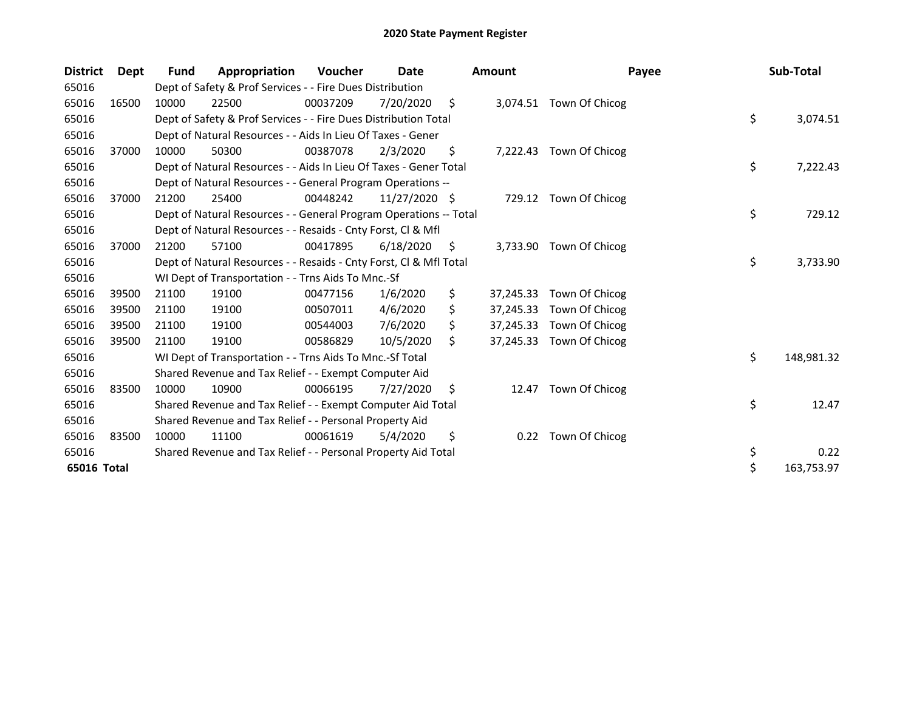# 2020 State Payment Register

| District | Dept | Fund | Appropriation | Voucher | Date | Amount | Payee | Sub-Total |
|---|---|---|---|---|---|---|---|---|
| 65016 | | Dept of Safety & Prof Services - - Fire Dues Distribution | | | | | | |
| 65016 | 16500 | 10000 | 22500 | 00037209 | 7/20/2020 | $ 3,074.51 | Town Of Chicog | |
| 65016 | | Dept of Safety & Prof Services - - Fire Dues Distribution Total | | | | | | $ 3,074.51 |
| 65016 | | Dept of Natural Resources - - Aids In Lieu Of Taxes - Gener | | | | | | |
| 65016 | 37000 | 10000 | 50300 | 00387078 | 2/3/2020 | $ 7,222.43 | Town Of Chicog | |
| 65016 | | Dept of Natural Resources - - Aids In Lieu Of Taxes - Gener Total | | | | | | $ 7,222.43 |
| 65016 | | Dept of Natural Resources - - General Program Operations -- | | | | | | |
| 65016 | 37000 | 21200 | 25400 | 00448242 | 11/27/2020 | $ 729.12 | Town Of Chicog | |
| 65016 | | Dept of Natural Resources - - General Program Operations -- Total | | | | | | $ 729.12 |
| 65016 | | Dept of Natural Resources - - Resaids - Cnty Forst, Cl & Mfl | | | | | | |
| 65016 | 37000 | 21200 | 57100 | 00417895 | 6/18/2020 | $ 3,733.90 | Town Of Chicog | |
| 65016 | | Dept of Natural Resources - - Resaids - Cnty Forst, Cl & Mfl Total | | | | | | $ 3,733.90 |
| 65016 | | WI Dept of Transportation - - Trns Aids To Mnc.-Sf | | | | | | |
| 65016 | 39500 | 21100 | 19100 | 00477156 | 1/6/2020 | $ 37,245.33 | Town Of Chicog | |
| 65016 | 39500 | 21100 | 19100 | 00507011 | 4/6/2020 | $ 37,245.33 | Town Of Chicog | |
| 65016 | 39500 | 21100 | 19100 | 00544003 | 7/6/2020 | $ 37,245.33 | Town Of Chicog | |
| 65016 | 39500 | 21100 | 19100 | 00586829 | 10/5/2020 | $ 37,245.33 | Town Of Chicog | |
| 65016 | | WI Dept of Transportation - - Trns Aids To Mnc.-Sf Total | | | | | | $ 148,981.32 |
| 65016 | | Shared Revenue and Tax Relief - - Exempt Computer Aid | | | | | | |
| 65016 | 83500 | 10000 | 10900 | 00066195 | 7/27/2020 | $ 12.47 | Town Of Chicog | |
| 65016 | | Shared Revenue and Tax Relief - - Exempt Computer Aid Total | | | | | | $ 12.47 |
| 65016 | | Shared Revenue and Tax Relief - - Personal Property Aid | | | | | | |
| 65016 | 83500 | 10000 | 11100 | 00061619 | 5/4/2020 | $ 0.22 | Town Of Chicog | |
| 65016 | | Shared Revenue and Tax Relief - - Personal Property Aid Total | | | | | | $ 0.22 |
| **65016 Total** | | | | | | | | $ 163,753.97 |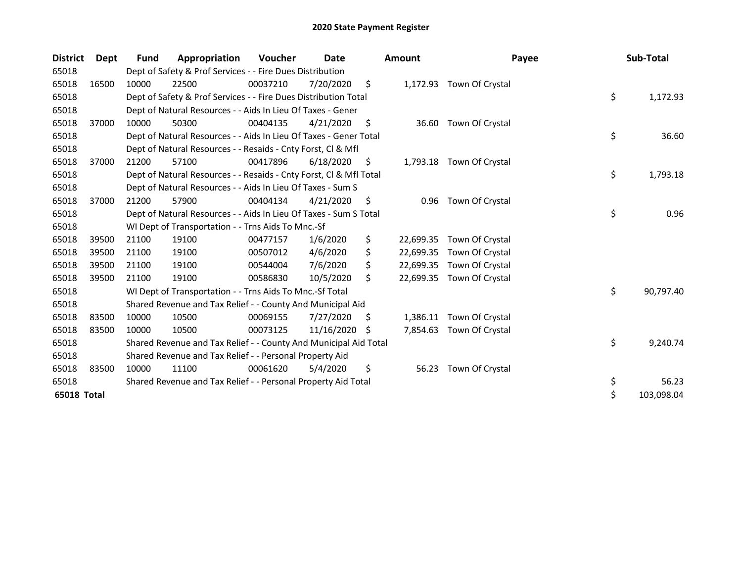# 2020 State Payment Register

| District | Dept | Fund | Appropriation | Voucher | Date | Amount | Payee | Sub-Total |
|---|---|---|---|---|---|---|---|---|
| 65018 | | Dept of Safety & Prof Services - - Fire Dues Distribution | | | | | | |
| 65018 | 16500 | 10000 | 22500 | 00037210 | 7/20/2020 | $ 1,172.93 | Town Of Crystal | |
| 65018 | | Dept of Safety & Prof Services - - Fire Dues Distribution Total | | | | | | $ 1,172.93 |
| 65018 | | Dept of Natural Resources - - Aids In Lieu Of Taxes - Gener | | | | | | |
| 65018 | 37000 | 10000 | 50300 | 00404135 | 4/21/2020 | $ 36.60 | Town Of Crystal | |
| 65018 | | Dept of Natural Resources - - Aids In Lieu Of Taxes - Gener Total | | | | | | $ 36.60 |
| 65018 | | Dept of Natural Resources - - Resaids - Cnty Forst, Cl & Mfl | | | | | | |
| 65018 | 37000 | 21200 | 57100 | 00417896 | 6/18/2020 | $ 1,793.18 | Town Of Crystal | |
| 65018 | | Dept of Natural Resources - - Resaids - Cnty Forst, Cl & Mfl Total | | | | | | $ 1,793.18 |
| 65018 | | Dept of Natural Resources - - Aids In Lieu Of Taxes - Sum S | | | | | | |
| 65018 | 37000 | 21200 | 57900 | 00404134 | 4/21/2020 | $ 0.96 | Town Of Crystal | |
| 65018 | | Dept of Natural Resources - - Aids In Lieu Of Taxes - Sum S Total | | | | | | $ 0.96 |
| 65018 | | WI Dept of Transportation - - Trns Aids To Mnc.-Sf | | | | | | |
| 65018 | 39500 | 21100 | 19100 | 00477157 | 1/6/2020 | $ 22,699.35 | Town Of Crystal | |
| 65018 | 39500 | 21100 | 19100 | 00507012 | 4/6/2020 | $ 22,699.35 | Town Of Crystal | |
| 65018 | 39500 | 21100 | 19100 | 00544004 | 7/6/2020 | $ 22,699.35 | Town Of Crystal | |
| 65018 | 39500 | 21100 | 19100 | 00586830 | 10/5/2020 | $ 22,699.35 | Town Of Crystal | |
| 65018 | | WI Dept of Transportation - - Trns Aids To Mnc.-Sf Total | | | | | | $ 90,797.40 |
| 65018 | | Shared Revenue and Tax Relief - - County And Municipal Aid | | | | | | |
| 65018 | 83500 | 10000 | 10500 | 00069155 | 7/27/2020 | $ 1,386.11 | Town Of Crystal | |
| 65018 | 83500 | 10000 | 10500 | 00073125 | 11/16/2020 | $ 7,854.63 | Town Of Crystal | |
| 65018 | | Shared Revenue and Tax Relief - - County And Municipal Aid Total | | | | | | $ 9,240.74 |
| 65018 | | Shared Revenue and Tax Relief - - Personal Property Aid | | | | | | |
| 65018 | 83500 | 10000 | 11100 | 00061620 | 5/4/2020 | $ 56.23 | Town Of Crystal | |
| 65018 | | Shared Revenue and Tax Relief - - Personal Property Aid Total | | | | | | $ 56.23 |
| **65018 Total** | | | | | | | | $ 103,098.04 |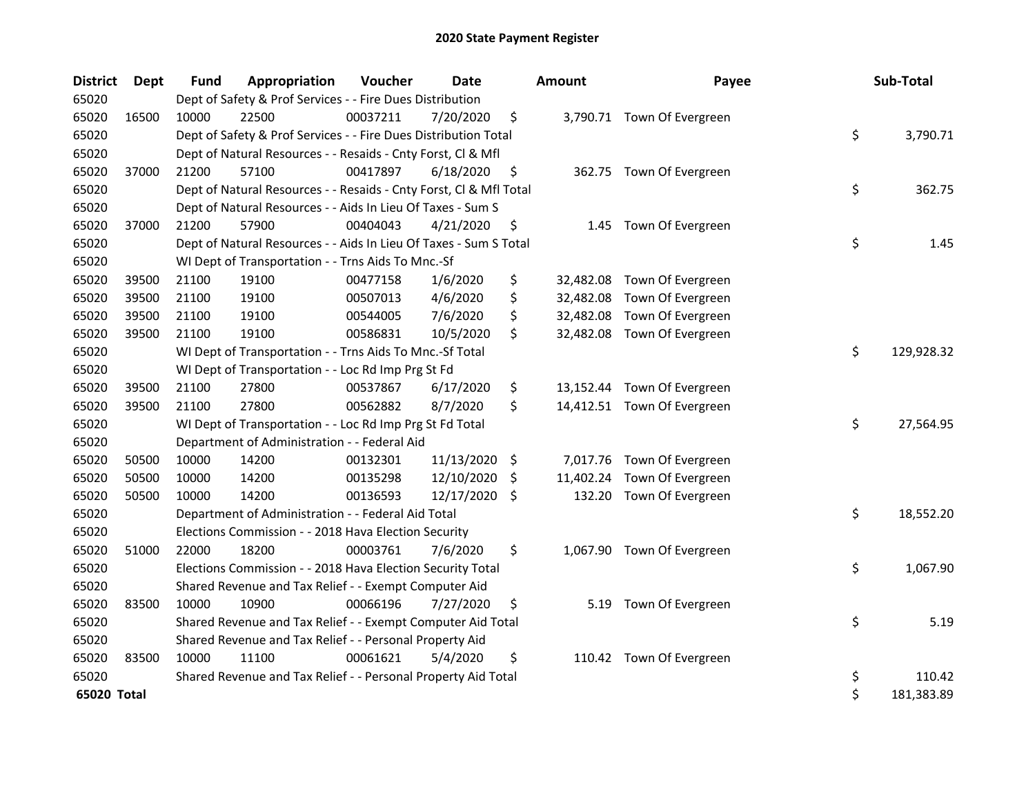# 2020 State Payment Register

| District | Dept | Fund | Appropriation | Voucher | Date | Amount | Payee | Sub-Total |
|---|---|---|---|---|---|---|---|---|
| 65020 | | Dept of Safety & Prof Services - - Fire Dues Distribution | | | | | | |
| 65020 | 16500 | 10000 | 22500 | 00037211 | 7/20/2020 | $ 3,790.71 | Town Of Evergreen | |
| 65020 | | Dept of Safety & Prof Services - - Fire Dues Distribution Total | | | | | | $ 3,790.71 |
| 65020 | | Dept of Natural Resources - - Resaids - Cnty Forst, Cl & Mfl | | | | | | |
| 65020 | 37000 | 21200 | 57100 | 00417897 | 6/18/2020 | $ 362.75 | Town Of Evergreen | |
| 65020 | | Dept of Natural Resources - - Resaids - Cnty Forst, Cl & Mfl Total | | | | | | $ 362.75 |
| 65020 | | Dept of Natural Resources - - Aids In Lieu Of Taxes - Sum S | | | | | | |
| 65020 | 37000 | 21200 | 57900 | 00404043 | 4/21/2020 | $ 1.45 | Town Of Evergreen | |
| 65020 | | Dept of Natural Resources - - Aids In Lieu Of Taxes - Sum S Total | | | | | | $ 1.45 |
| 65020 | | WI Dept of Transportation - - Trns Aids To Mnc.-Sf | | | | | | |
| 65020 | 39500 | 21100 | 19100 | 00477158 | 1/6/2020 | $ 32,482.08 | Town Of Evergreen | |
| 65020 | 39500 | 21100 | 19100 | 00507013 | 4/6/2020 | $ 32,482.08 | Town Of Evergreen | |
| 65020 | 39500 | 21100 | 19100 | 00544005 | 7/6/2020 | $ 32,482.08 | Town Of Evergreen | |
| 65020 | 39500 | 21100 | 19100 | 00586831 | 10/5/2020 | $ 32,482.08 | Town Of Evergreen | |
| 65020 | | WI Dept of Transportation - - Trns Aids To Mnc.-Sf Total | | | | | | $ 129,928.32 |
| 65020 | | WI Dept of Transportation - - Loc Rd Imp Prg St Fd | | | | | | |
| 65020 | 39500 | 21100 | 27800 | 00537867 | 6/17/2020 | $ 13,152.44 | Town Of Evergreen | |
| 65020 | 39500 | 21100 | 27800 | 00562882 | 8/7/2020 | $ 14,412.51 | Town Of Evergreen | |
| 65020 | | WI Dept of Transportation - - Loc Rd Imp Prg St Fd Total | | | | | | $ 27,564.95 |
| 65020 | | Department of Administration - - Federal Aid | | | | | | |
| 65020 | 50500 | 10000 | 14200 | 00132301 | 11/13/2020 | $ 7,017.76 | Town Of Evergreen | |
| 65020 | 50500 | 10000 | 14200 | 00135298 | 12/10/2020 | $ 11,402.24 | Town Of Evergreen | |
| 65020 | 50500 | 10000 | 14200 | 00136593 | 12/17/2020 | $ 132.20 | Town Of Evergreen | |
| 65020 | | Department of Administration - - Federal Aid Total | | | | | | $ 18,552.20 |
| 65020 | | Elections Commission - - 2018 Hava Election Security | | | | | | |
| 65020 | 51000 | 22000 | 18200 | 00003761 | 7/6/2020 | $ 1,067.90 | Town Of Evergreen | |
| 65020 | | Elections Commission - - 2018 Hava Election Security Total | | | | | | $ 1,067.90 |
| 65020 | | Shared Revenue and Tax Relief - - Exempt Computer Aid | | | | | | |
| 65020 | 83500 | 10000 | 10900 | 00066196 | 7/27/2020 | $ 5.19 | Town Of Evergreen | |
| 65020 | | Shared Revenue and Tax Relief - - Exempt Computer Aid Total | | | | | | $ 5.19 |
| 65020 | | Shared Revenue and Tax Relief - - Personal Property Aid | | | | | | |
| 65020 | 83500 | 10000 | 11100 | 00061621 | 5/4/2020 | $ 110.42 | Town Of Evergreen | |
| 65020 | | Shared Revenue and Tax Relief - - Personal Property Aid Total | | | | | | $ 110.42 |
| **65020 Total** | | | | | | | | $ 181,383.89 |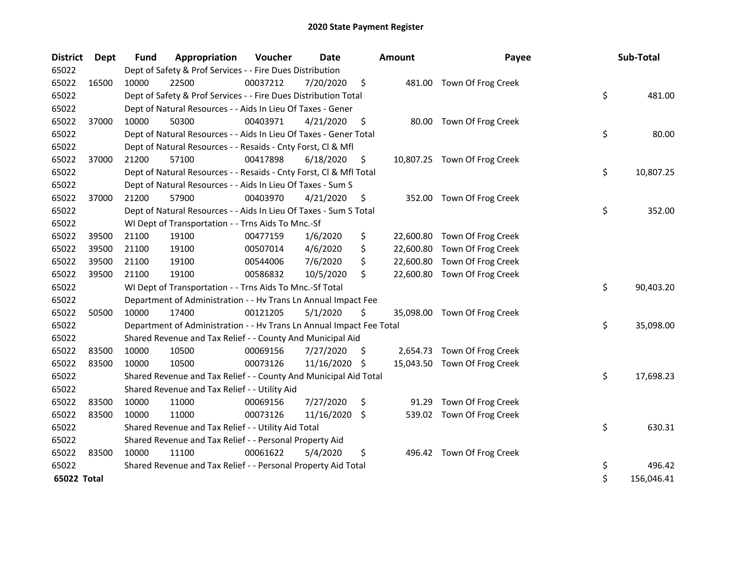# 2020 State Payment Register

| District | Dept | Fund | Appropriation | Voucher | Date | Amount | Payee | Sub-Total |
|---|---|---|---|---|---|---|---|---|
| 65022 | | Dept of Safety & Prof Services - - Fire Dues Distribution | | | | | | |
| 65022 | 16500 | 10000 | 22500 | 00037212 | 7/20/2020 | $ 481.00 | Town Of Frog Creek | |
| 65022 | | Dept of Safety & Prof Services - - Fire Dues Distribution Total | | | | | | $ 481.00 |
| 65022 | | Dept of Natural Resources - - Aids In Lieu Of Taxes - Gener | | | | | | |
| 65022 | 37000 | 10000 | 50300 | 00403971 | 4/21/2020 | $ 80.00 | Town Of Frog Creek | |
| 65022 | | Dept of Natural Resources - - Aids In Lieu Of Taxes - Gener Total | | | | | | $ 80.00 |
| 65022 | | Dept of Natural Resources - - Resaids - Cnty Forst, Cl & Mfl | | | | | | |
| 65022 | 37000 | 21200 | 57100 | 00417898 | 6/18/2020 | $ 10,807.25 | Town Of Frog Creek | |
| 65022 | | Dept of Natural Resources - - Resaids - Cnty Forst, Cl & Mfl Total | | | | | | $ 10,807.25 |
| 65022 | | Dept of Natural Resources - - Aids In Lieu Of Taxes - Sum S | | | | | | |
| 65022 | 37000 | 21200 | 57900 | 00403970 | 4/21/2020 | $ 352.00 | Town Of Frog Creek | |
| 65022 | | Dept of Natural Resources - - Aids In Lieu Of Taxes - Sum S Total | | | | | | $ 352.00 |
| 65022 | | WI Dept of Transportation - - Trns Aids To Mnc.-Sf | | | | | | |
| 65022 | 39500 | 21100 | 19100 | 00477159 | 1/6/2020 | $ 22,600.80 | Town Of Frog Creek | |
| 65022 | 39500 | 21100 | 19100 | 00507014 | 4/6/2020 | $ 22,600.80 | Town Of Frog Creek | |
| 65022 | 39500 | 21100 | 19100 | 00544006 | 7/6/2020 | $ 22,600.80 | Town Of Frog Creek | |
| 65022 | 39500 | 21100 | 19100 | 00586832 | 10/5/2020 | $ 22,600.80 | Town Of Frog Creek | |
| 65022 | | WI Dept of Transportation - - Trns Aids To Mnc.-Sf Total | | | | | | $ 90,403.20 |
| 65022 | | Department of Administration - - Hv Trans Ln Annual Impact Fee | | | | | | |
| 65022 | 50500 | 10000 | 17400 | 00121205 | 5/1/2020 | $ 35,098.00 | Town Of Frog Creek | |
| 65022 | | Department of Administration - - Hv Trans Ln Annual Impact Fee Total | | | | | | $ 35,098.00 |
| 65022 | | Shared Revenue and Tax Relief - - County And Municipal Aid | | | | | | |
| 65022 | 83500 | 10000 | 10500 | 00069156 | 7/27/2020 | $ 2,654.73 | Town Of Frog Creek | |
| 65022 | 83500 | 10000 | 10500 | 00073126 | 11/16/2020 | $ 15,043.50 | Town Of Frog Creek | |
| 65022 | | Shared Revenue and Tax Relief - - County And Municipal Aid Total | | | | | | $ 17,698.23 |
| 65022 | | Shared Revenue and Tax Relief - - Utility Aid | | | | | | |
| 65022 | 83500 | 10000 | 11000 | 00069156 | 7/27/2020 | $ 91.29 | Town Of Frog Creek | |
| 65022 | 83500 | 10000 | 11000 | 00073126 | 11/16/2020 | $ 539.02 | Town Of Frog Creek | |
| 65022 | | Shared Revenue and Tax Relief - - Utility Aid Total | | | | | | $ 630.31 |
| 65022 | | Shared Revenue and Tax Relief - - Personal Property Aid | | | | | | |
| 65022 | 83500 | 10000 | 11100 | 00061622 | 5/4/2020 | $ 496.42 | Town Of Frog Creek | |
| 65022 | | Shared Revenue and Tax Relief - - Personal Property Aid Total | | | | | | $ 496.42 |
| **65022 Total** | | | | | | | | $ 156,046.41 |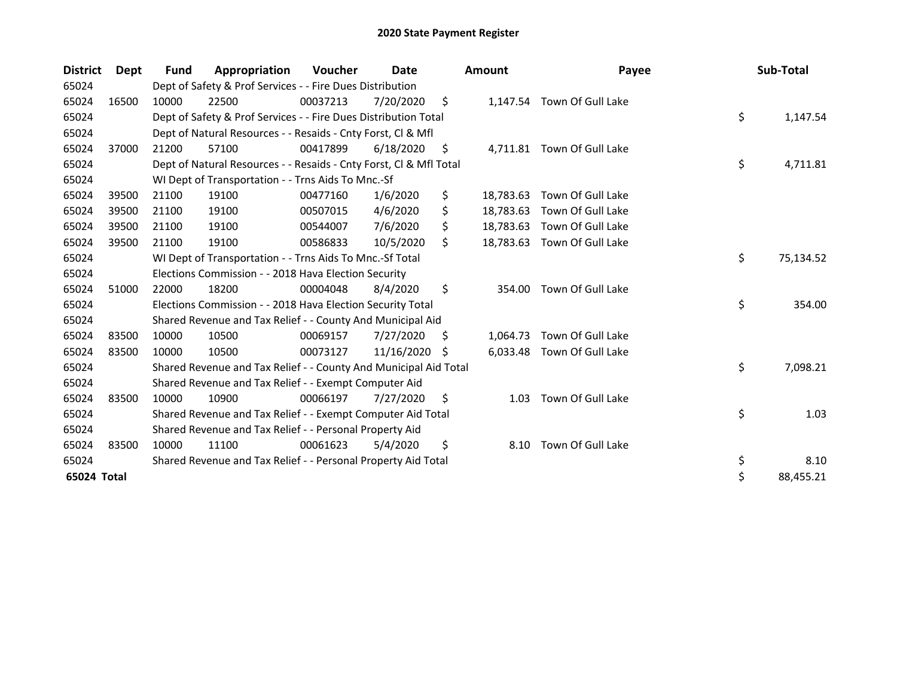# 2020 State Payment Register

| District | Dept | Fund | Appropriation | Voucher | Date | Amount | Payee | Sub-Total |
|---|---|---|---|---|---|---|---|---|
| 65024 | | Dept of Safety & Prof Services - - Fire Dues Distribution | | | | | | |
| 65024 | 16500 | 10000 | 22500 | 00037213 | 7/20/2020 | $ 1,147.54 | Town Of Gull Lake | |
| 65024 | | Dept of Safety & Prof Services - - Fire Dues Distribution Total | | | | | | $ 1,147.54 |
| 65024 | | Dept of Natural Resources - - Resaids - Cnty Forst, Cl & Mfl | | | | | | |
| 65024 | 37000 | 21200 | 57100 | 00417899 | 6/18/2020 | $ 4,711.81 | Town Of Gull Lake | |
| 65024 | | Dept of Natural Resources - - Resaids - Cnty Forst, Cl & Mfl Total | | | | | | $ 4,711.81 |
| 65024 | | WI Dept of Transportation - - Trns Aids To Mnc.-Sf | | | | | | |
| 65024 | 39500 | 21100 | 19100 | 00477160 | 1/6/2020 | $ 18,783.63 | Town Of Gull Lake | |
| 65024 | 39500 | 21100 | 19100 | 00507015 | 4/6/2020 | $ 18,783.63 | Town Of Gull Lake | |
| 65024 | 39500 | 21100 | 19100 | 00544007 | 7/6/2020 | $ 18,783.63 | Town Of Gull Lake | |
| 65024 | 39500 | 21100 | 19100 | 00586833 | 10/5/2020 | $ 18,783.63 | Town Of Gull Lake | |
| 65024 | | WI Dept of Transportation - - Trns Aids To Mnc.-Sf Total | | | | | | $ 75,134.52 |
| 65024 | | Elections Commission - - 2018 Hava Election Security | | | | | | |
| 65024 | 51000 | 22000 | 18200 | 00004048 | 8/4/2020 | $ 354.00 | Town Of Gull Lake | |
| 65024 | | Elections Commission - - 2018 Hava Election Security Total | | | | | | $ 354.00 |
| 65024 | | Shared Revenue and Tax Relief - - County And Municipal Aid | | | | | | |
| 65024 | 83500 | 10000 | 10500 | 00069157 | 7/27/2020 | $ 1,064.73 | Town Of Gull Lake | |
| 65024 | 83500 | 10000 | 10500 | 00073127 | 11/16/2020 | $ 6,033.48 | Town Of Gull Lake | |
| 65024 | | Shared Revenue and Tax Relief - - County And Municipal Aid Total | | | | | | $ 7,098.21 |
| 65024 | | Shared Revenue and Tax Relief - - Exempt Computer Aid | | | | | | |
| 65024 | 83500 | 10000 | 10900 | 00066197 | 7/27/2020 | $ 1.03 | Town Of Gull Lake | |
| 65024 | | Shared Revenue and Tax Relief - - Exempt Computer Aid Total | | | | | | $ 1.03 |
| 65024 | | Shared Revenue and Tax Relief - - Personal Property Aid | | | | | | |
| 65024 | 83500 | 10000 | 11100 | 00061623 | 5/4/2020 | $ 8.10 | Town Of Gull Lake | |
| 65024 | | Shared Revenue and Tax Relief - - Personal Property Aid Total | | | | | | $ 8.10 |
| **65024 Total** | | | | | | | | $ 88,455.21 |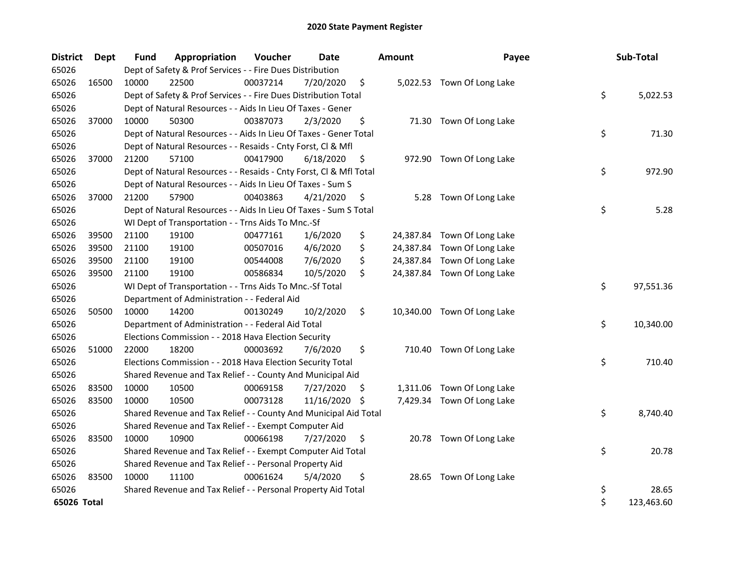# 2020 State Payment Register

| District | Dept | Fund | Appropriation | Voucher | Date | Amount | Payee | Sub-Total |
|---|---|---|---|---|---|---|---|---|
| 65026 | | Dept of Safety & Prof Services - - Fire Dues Distribution | | | | | | |
| 65026 | 16500 | 10000 | 22500 | 00037214 | 7/20/2020 | $ 5,022.53 | Town Of Long Lake | |
| 65026 | | Dept of Safety & Prof Services - - Fire Dues Distribution Total | | | | | | $ 5,022.53 |
| 65026 | | Dept of Natural Resources - - Aids In Lieu Of Taxes - Gener | | | | | | |
| 65026 | 37000 | 10000 | 50300 | 00387073 | 2/3/2020 | $ 71.30 | Town Of Long Lake | |
| 65026 | | Dept of Natural Resources - - Aids In Lieu Of Taxes - Gener Total | | | | | | $ 71.30 |
| 65026 | | Dept of Natural Resources - - Resaids - Cnty Forst, Cl & Mfl | | | | | | |
| 65026 | 37000 | 21200 | 57100 | 00417900 | 6/18/2020 | $ 972.90 | Town Of Long Lake | |
| 65026 | | Dept of Natural Resources - - Resaids - Cnty Forst, Cl & Mfl Total | | | | | | $ 972.90 |
| 65026 | | Dept of Natural Resources - - Aids In Lieu Of Taxes - Sum S | | | | | | |
| 65026 | 37000 | 21200 | 57900 | 00403863 | 4/21/2020 | $ 5.28 | Town Of Long Lake | |
| 65026 | | Dept of Natural Resources - - Aids In Lieu Of Taxes - Sum S Total | | | | | | $ 5.28 |
| 65026 | | WI Dept of Transportation - - Trns Aids To Mnc.-Sf | | | | | | |
| 65026 | 39500 | 21100 | 19100 | 00477161 | 1/6/2020 | $ 24,387.84 | Town Of Long Lake | |
| 65026 | 39500 | 21100 | 19100 | 00507016 | 4/6/2020 | $ 24,387.84 | Town Of Long Lake | |
| 65026 | 39500 | 21100 | 19100 | 00544008 | 7/6/2020 | $ 24,387.84 | Town Of Long Lake | |
| 65026 | 39500 | 21100 | 19100 | 00586834 | 10/5/2020 | $ 24,387.84 | Town Of Long Lake | |
| 65026 | | WI Dept of Transportation - - Trns Aids To Mnc.-Sf Total | | | | | | $ 97,551.36 |
| 65026 | | Department of Administration - - Federal Aid | | | | | | |
| 65026 | 50500 | 10000 | 14200 | 00130249 | 10/2/2020 | $ 10,340.00 | Town Of Long Lake | |
| 65026 | | Department of Administration - - Federal Aid Total | | | | | | $ 10,340.00 |
| 65026 | | Elections Commission - - 2018 Hava Election Security | | | | | | |
| 65026 | 51000 | 22000 | 18200 | 00003692 | 7/6/2020 | $ 710.40 | Town Of Long Lake | |
| 65026 | | Elections Commission - - 2018 Hava Election Security Total | | | | | | $ 710.40 |
| 65026 | | Shared Revenue and Tax Relief - - County And Municipal Aid | | | | | | |
| 65026 | 83500 | 10000 | 10500 | 00069158 | 7/27/2020 | $ 1,311.06 | Town Of Long Lake | |
| 65026 | 83500 | 10000 | 10500 | 00073128 | 11/16/2020 | $ 7,429.34 | Town Of Long Lake | |
| 65026 | | Shared Revenue and Tax Relief - - County And Municipal Aid Total | | | | | | $ 8,740.40 |
| 65026 | | Shared Revenue and Tax Relief - - Exempt Computer Aid | | | | | | |
| 65026 | 83500 | 10000 | 10900 | 00066198 | 7/27/2020 | $ 20.78 | Town Of Long Lake | |
| 65026 | | Shared Revenue and Tax Relief - - Exempt Computer Aid Total | | | | | | $ 20.78 |
| 65026 | | Shared Revenue and Tax Relief - - Personal Property Aid | | | | | | |
| 65026 | 83500 | 10000 | 11100 | 00061624 | 5/4/2020 | $ 28.65 | Town Of Long Lake | |
| 65026 | | Shared Revenue and Tax Relief - - Personal Property Aid Total | | | | | | $ 28.65 |
| **65026 Total** | | | | | | | | $ 123,463.60 |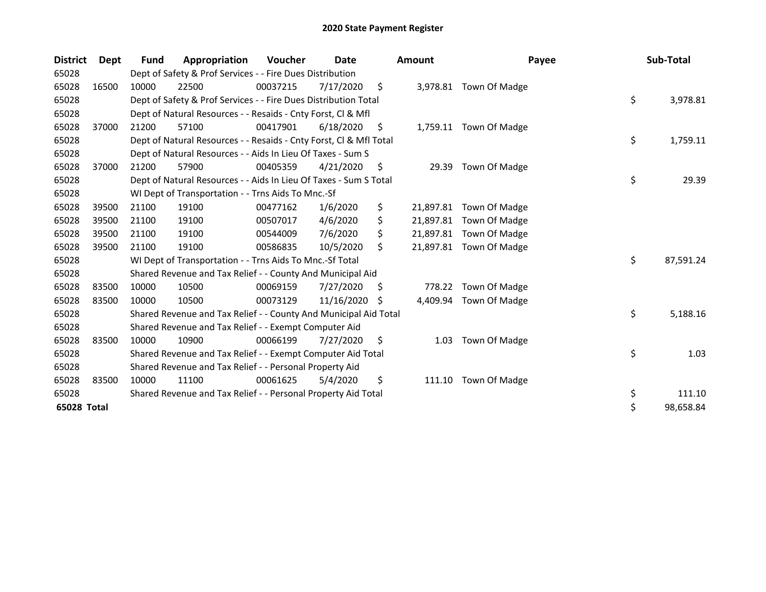# 2020 State Payment Register

| District | Dept | Fund | Appropriation | Voucher | Date | Amount | Payee | Sub-Total |
|---|---|---|---|---|---|---|---|---|
| 65028 | | Dept of Safety & Prof Services - - Fire Dues Distribution | | | | | | |
| 65028 | 16500 | 10000 | 22500 | 00037215 | 7/17/2020 | $ 3,978.81 | Town Of Madge | |
| 65028 | | Dept of Safety & Prof Services - - Fire Dues Distribution Total | | | | | | $ 3,978.81 |
| 65028 | | Dept of Natural Resources - - Resaids - Cnty Forst, Cl & Mfl | | | | | | |
| 65028 | 37000 | 21200 | 57100 | 00417901 | 6/18/2020 | $ 1,759.11 | Town Of Madge | |
| 65028 | | Dept of Natural Resources - - Resaids - Cnty Forst, Cl & Mfl Total | | | | | | $ 1,759.11 |
| 65028 | | Dept of Natural Resources - - Aids In Lieu Of Taxes - Sum S | | | | | | |
| 65028 | 37000 | 21200 | 57900 | 00405359 | 4/21/2020 | $ 29.39 | Town Of Madge | |
| 65028 | | Dept of Natural Resources - - Aids In Lieu Of Taxes - Sum S Total | | | | | | $ 29.39 |
| 65028 | | WI Dept of Transportation - - Trns Aids To Mnc.-Sf | | | | | | |
| 65028 | 39500 | 21100 | 19100 | 00477162 | 1/6/2020 | $ 21,897.81 | Town Of Madge | |
| 65028 | 39500 | 21100 | 19100 | 00507017 | 4/6/2020 | $ 21,897.81 | Town Of Madge | |
| 65028 | 39500 | 21100 | 19100 | 00544009 | 7/6/2020 | $ 21,897.81 | Town Of Madge | |
| 65028 | 39500 | 21100 | 19100 | 00586835 | 10/5/2020 | $ 21,897.81 | Town Of Madge | |
| 65028 | | WI Dept of Transportation - - Trns Aids To Mnc.-Sf Total | | | | | | $ 87,591.24 |
| 65028 | | Shared Revenue and Tax Relief - - County And Municipal Aid | | | | | | |
| 65028 | 83500 | 10000 | 10500 | 00069159 | 7/27/2020 | $ 778.22 | Town Of Madge | |
| 65028 | 83500 | 10000 | 10500 | 00073129 | 11/16/2020 | $ 4,409.94 | Town Of Madge | |
| 65028 | | Shared Revenue and Tax Relief - - County And Municipal Aid Total | | | | | | $ 5,188.16 |
| 65028 | | Shared Revenue and Tax Relief - - Exempt Computer Aid | | | | | | |
| 65028 | 83500 | 10000 | 10900 | 00066199 | 7/27/2020 | $ 1.03 | Town Of Madge | |
| 65028 | | Shared Revenue and Tax Relief - - Exempt Computer Aid Total | | | | | | $ 1.03 |
| 65028 | | Shared Revenue and Tax Relief - - Personal Property Aid | | | | | | |
| 65028 | 83500 | 10000 | 11100 | 00061625 | 5/4/2020 | $ 111.10 | Town Of Madge | |
| 65028 | | Shared Revenue and Tax Relief - - Personal Property Aid Total | | | | | | $ 111.10 |
| **65028 Total** | | | | | | | | $ 98,658.84 |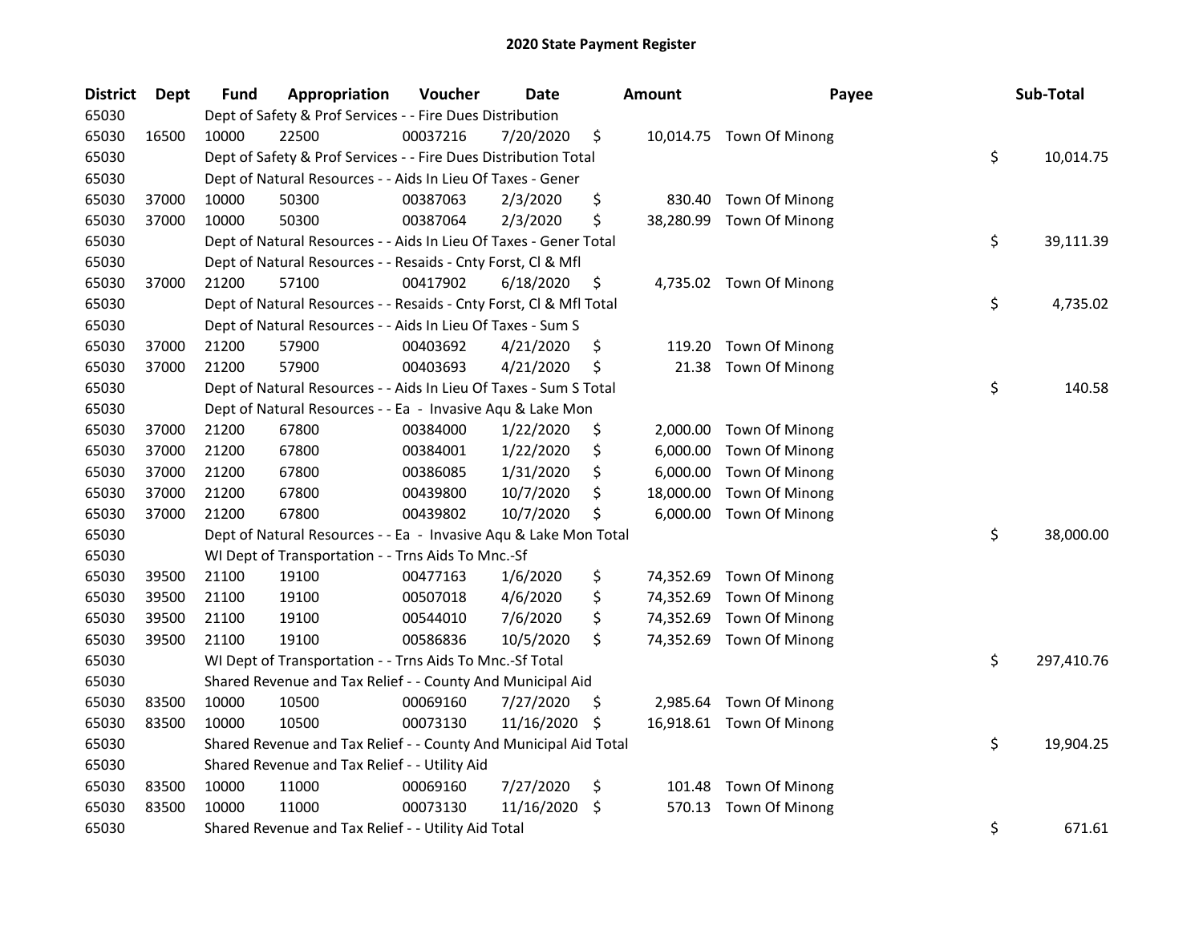# 2020 State Payment Register

| District | Dept | Fund | Appropriation | Voucher | Date | Amount | Payee | Sub-Total |
|---|---|---|---|---|---|---|---|---|
| 65030 | | Dept of Safety & Prof Services - - Fire Dues Distribution | | | | | | |
| 65030 | 16500 | 10000 | 22500 | 00037216 | 7/20/2020 | $ 10,014.75 | Town Of Minong | |
| 65030 | | Dept of Safety & Prof Services - - Fire Dues Distribution Total | | | | | | $ 10,014.75 |
| 65030 | | Dept of Natural Resources - - Aids In Lieu Of Taxes - Gener | | | | | | |
| 65030 | 37000 | 10000 | 50300 | 00387063 | 2/3/2020 | $ 830.40 | Town Of Minong | |
| 65030 | 37000 | 10000 | 50300 | 00387064 | 2/3/2020 | $ 38,280.99 | Town Of Minong | |
| 65030 | | Dept of Natural Resources - - Aids In Lieu Of Taxes - Gener Total | | | | | | $ 39,111.39 |
| 65030 | | Dept of Natural Resources - - Resaids - Cnty Forst, Cl & Mfl | | | | | | |
| 65030 | 37000 | 21200 | 57100 | 00417902 | 6/18/2020 | $ 4,735.02 | Town Of Minong | |
| 65030 | | Dept of Natural Resources - - Resaids - Cnty Forst, Cl & Mfl Total | | | | | | $ 4,735.02 |
| 65030 | | Dept of Natural Resources - - Aids In Lieu Of Taxes - Sum S | | | | | | |
| 65030 | 37000 | 21200 | 57900 | 00403692 | 4/21/2020 | $ 119.20 | Town Of Minong | |
| 65030 | 37000 | 21200 | 57900 | 00403693 | 4/21/2020 | $ 21.38 | Town Of Minong | |
| 65030 | | Dept of Natural Resources - - Aids In Lieu Of Taxes - Sum S Total | | | | | | $ 140.58 |
| 65030 | | Dept of Natural Resources - - Ea - Invasive Aqu & Lake Mon | | | | | | |
| 65030 | 37000 | 21200 | 67800 | 00384000 | 1/22/2020 | $ 2,000.00 | Town Of Minong | |
| 65030 | 37000 | 21200 | 67800 | 00384001 | 1/22/2020 | $ 6,000.00 | Town Of Minong | |
| 65030 | 37000 | 21200 | 67800 | 00386085 | 1/31/2020 | $ 6,000.00 | Town Of Minong | |
| 65030 | 37000 | 21200 | 67800 | 00439800 | 10/7/2020 | $ 18,000.00 | Town Of Minong | |
| 65030 | 37000 | 21200 | 67800 | 00439802 | 10/7/2020 | $ 6,000.00 | Town Of Minong | |
| 65030 | | Dept of Natural Resources - - Ea - Invasive Aqu & Lake Mon Total | | | | | | $ 38,000.00 |
| 65030 | | WI Dept of Transportation - - Trns Aids To Mnc.-Sf | | | | | | |
| 65030 | 39500 | 21100 | 19100 | 00477163 | 1/6/2020 | $ 74,352.69 | Town Of Minong | |
| 65030 | 39500 | 21100 | 19100 | 00507018 | 4/6/2020 | $ 74,352.69 | Town Of Minong | |
| 65030 | 39500 | 21100 | 19100 | 00544010 | 7/6/2020 | $ 74,352.69 | Town Of Minong | |
| 65030 | 39500 | 21100 | 19100 | 00586836 | 10/5/2020 | $ 74,352.69 | Town Of Minong | |
| 65030 | | WI Dept of Transportation - - Trns Aids To Mnc.-Sf Total | | | | | | $ 297,410.76 |
| 65030 | | Shared Revenue and Tax Relief - - County And Municipal Aid | | | | | | |
| 65030 | 83500 | 10000 | 10500 | 00069160 | 7/27/2020 | $ 2,985.64 | Town Of Minong | |
| 65030 | 83500 | 10000 | 10500 | 00073130 | 11/16/2020 | $ 16,918.61 | Town Of Minong | |
| 65030 | | Shared Revenue and Tax Relief - - County And Municipal Aid Total | | | | | | $ 19,904.25 |
| 65030 | | Shared Revenue and Tax Relief - - Utility Aid | | | | | | |
| 65030 | 83500 | 10000 | 11000 | 00069160 | 7/27/2020 | $ 101.48 | Town Of Minong | |
| 65030 | 83500 | 10000 | 11000 | 00073130 | 11/16/2020 | $ 570.13 | Town Of Minong | |
| 65030 | | Shared Revenue and Tax Relief - - Utility Aid Total | | | | | | $ 671.61 |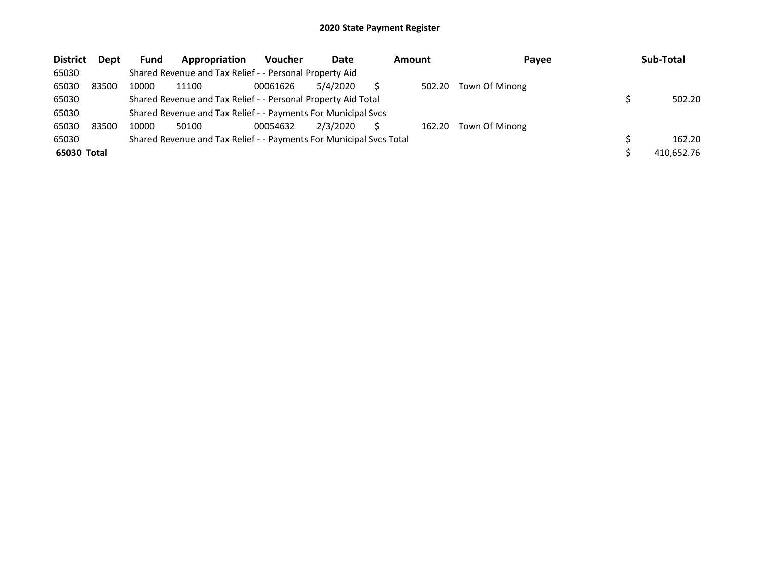## 2020 State Payment Register

| District | Dept | Fund | Appropriation | Voucher | Date | Amount | Payee | Sub-Total |
|---|---|---|---|---|---|---|---|---|
| 65030 | | Shared Revenue and Tax Relief - - Personal Property Aid | | | | | | |
| 65030 | 83500 | 10000 | 11100 | 00061626 | 5/4/2020 | $ 502.20 | Town Of Minong | |
| 65030 | | Shared Revenue and Tax Relief - - Personal Property Aid Total | | | | | | $ 502.20 |
| 65030 | | Shared Revenue and Tax Relief - - Payments For Municipal Svcs | | | | | | |
| 65030 | 83500 | 10000 | 50100 | 00054632 | 2/3/2020 | $ 162.20 | Town Of Minong | |
| 65030 | | Shared Revenue and Tax Relief - - Payments For Municipal Svcs Total | | | | | | $ 162.20 |
| **65030 Total** | | | | | | | | $ 410,652.76 |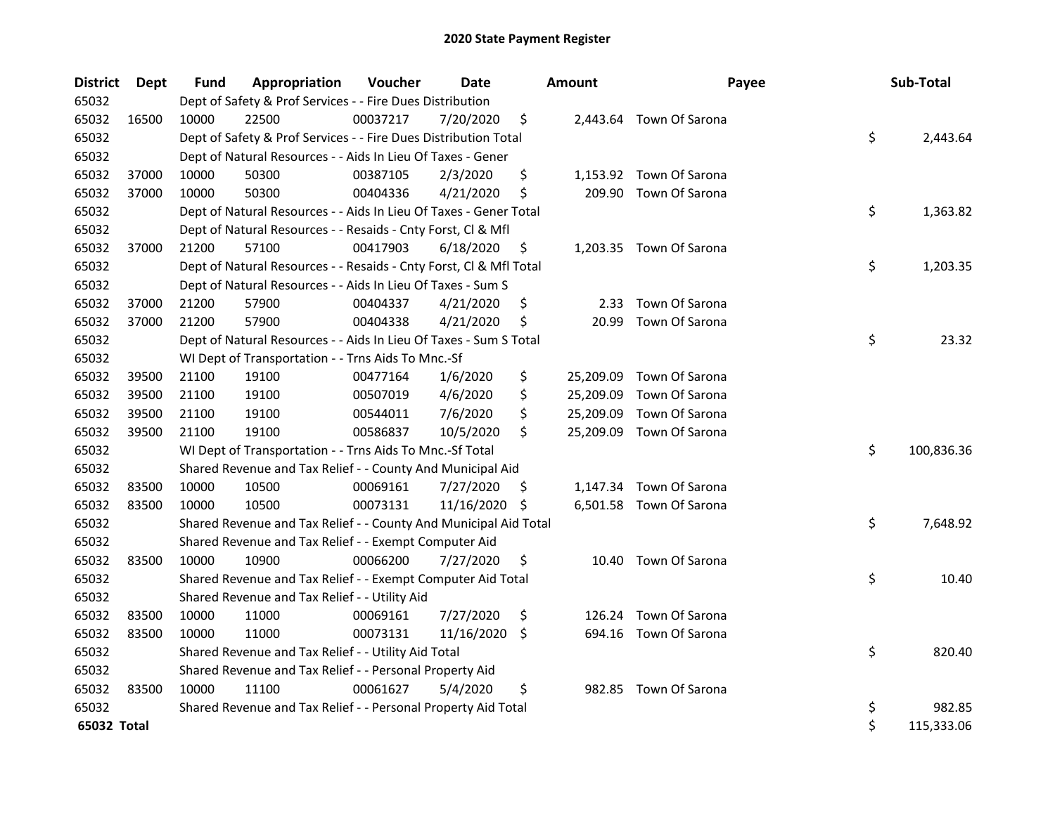# 2020 State Payment Register

| District | Dept | Fund | Appropriation | Voucher | Date | Amount | Payee | Sub-Total |
|---|---|---|---|---|---|---|---|---|
| 65032 | | Dept of Safety & Prof Services - - Fire Dues Distribution | | | | | | |
| 65032 | 16500 | 10000 | 22500 | 00037217 | 7/20/2020 | $ 2,443.64 | Town Of Sarona | |
| 65032 | | Dept of Safety & Prof Services - - Fire Dues Distribution Total | | | | | | $ 2,443.64 |
| 65032 | | Dept of Natural Resources - - Aids In Lieu Of Taxes - Gener | | | | | | |
| 65032 | 37000 | 10000 | 50300 | 00387105 | 2/3/2020 | $ 1,153.92 | Town Of Sarona | |
| 65032 | 37000 | 10000 | 50300 | 00404336 | 4/21/2020 | $ 209.90 | Town Of Sarona | |
| 65032 | | Dept of Natural Resources - - Aids In Lieu Of Taxes - Gener Total | | | | | | $ 1,363.82 |
| 65032 | | Dept of Natural Resources - - Resaids - Cnty Forst, Cl & Mfl | | | | | | |
| 65032 | 37000 | 21200 | 57100 | 00417903 | 6/18/2020 | $ 1,203.35 | Town Of Sarona | |
| 65032 | | Dept of Natural Resources - - Resaids - Cnty Forst, Cl & Mfl Total | | | | | | $ 1,203.35 |
| 65032 | | Dept of Natural Resources - - Aids In Lieu Of Taxes - Sum S | | | | | | |
| 65032 | 37000 | 21200 | 57900 | 00404337 | 4/21/2020 | $ 2.33 | Town Of Sarona | |
| 65032 | 37000 | 21200 | 57900 | 00404338 | 4/21/2020 | $ 20.99 | Town Of Sarona | |
| 65032 | | Dept of Natural Resources - - Aids In Lieu Of Taxes - Sum S Total | | | | | | $ 23.32 |
| 65032 | | WI Dept of Transportation - - Trns Aids To Mnc.-Sf | | | | | | |
| 65032 | 39500 | 21100 | 19100 | 00477164 | 1/6/2020 | $ 25,209.09 | Town Of Sarona | |
| 65032 | 39500 | 21100 | 19100 | 00507019 | 4/6/2020 | $ 25,209.09 | Town Of Sarona | |
| 65032 | 39500 | 21100 | 19100 | 00544011 | 7/6/2020 | $ 25,209.09 | Town Of Sarona | |
| 65032 | 39500 | 21100 | 19100 | 00586837 | 10/5/2020 | $ 25,209.09 | Town Of Sarona | |
| 65032 | | WI Dept of Transportation - - Trns Aids To Mnc.-Sf Total | | | | | | $ 100,836.36 |
| 65032 | | Shared Revenue and Tax Relief - - County And Municipal Aid | | | | | | |
| 65032 | 83500 | 10000 | 10500 | 00069161 | 7/27/2020 | $ 1,147.34 | Town Of Sarona | |
| 65032 | 83500 | 10000 | 10500 | 00073131 | 11/16/2020 | $ 6,501.58 | Town Of Sarona | |
| 65032 | | Shared Revenue and Tax Relief - - County And Municipal Aid Total | | | | | | $ 7,648.92 |
| 65032 | | Shared Revenue and Tax Relief - - Exempt Computer Aid | | | | | | |
| 65032 | 83500 | 10000 | 10900 | 00066200 | 7/27/2020 | $ 10.40 | Town Of Sarona | |
| 65032 | | Shared Revenue and Tax Relief - - Exempt Computer Aid Total | | | | | | $ 10.40 |
| 65032 | | Shared Revenue and Tax Relief - - Utility Aid | | | | | | |
| 65032 | 83500 | 10000 | 11000 | 00069161 | 7/27/2020 | $ 126.24 | Town Of Sarona | |
| 65032 | 83500 | 10000 | 11000 | 00073131 | 11/16/2020 | $ 694.16 | Town Of Sarona | |
| 65032 | | Shared Revenue and Tax Relief - - Utility Aid Total | | | | | | $ 820.40 |
| 65032 | | Shared Revenue and Tax Relief - - Personal Property Aid | | | | | | |
| 65032 | 83500 | 10000 | 11100 | 00061627 | 5/4/2020 | $ 982.85 | Town Of Sarona | |
| 65032 | | Shared Revenue and Tax Relief - - Personal Property Aid Total | | | | | | $ 982.85 |
| **65032 Total** | | | | | | | | $ 115,333.06 |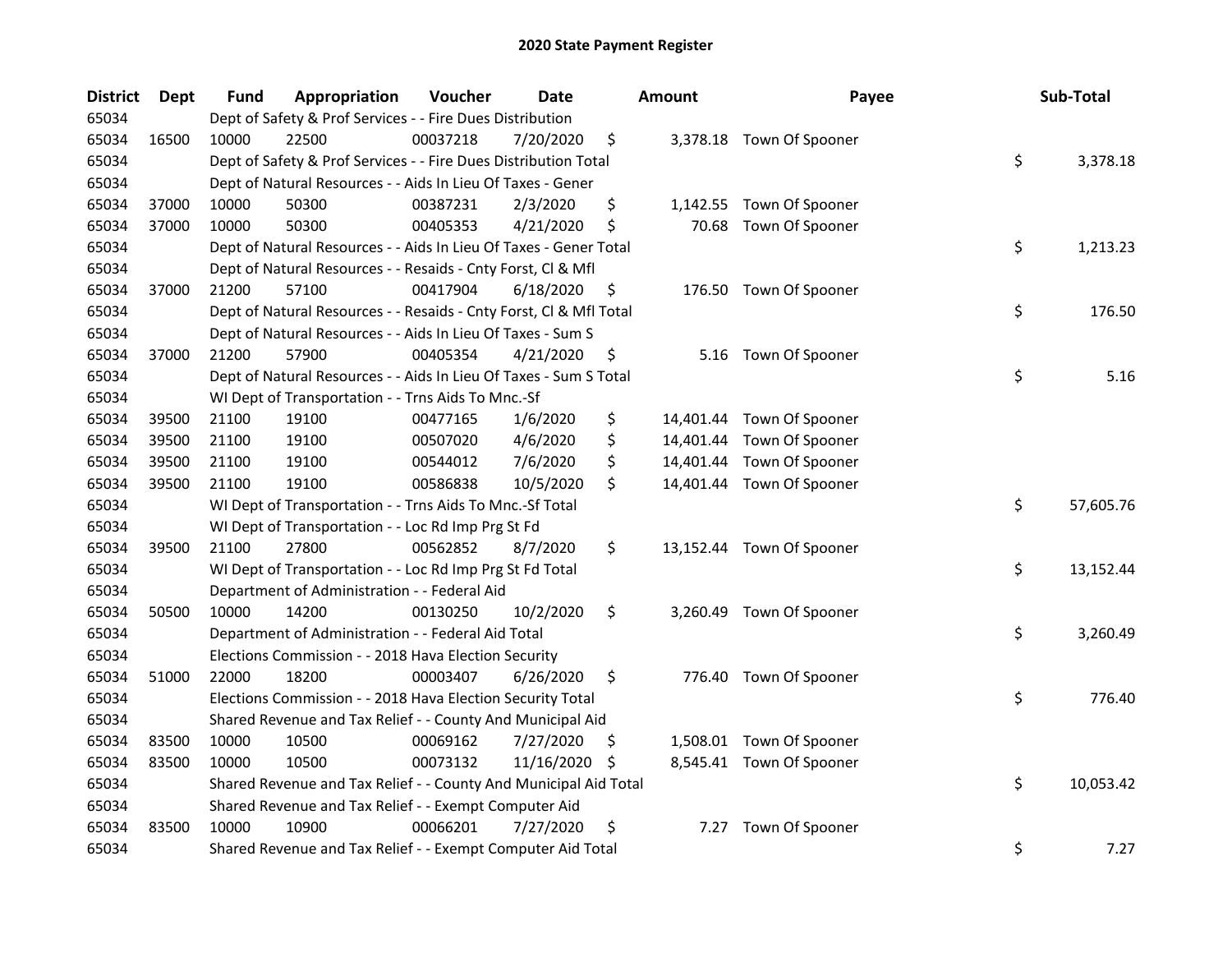# 2020 State Payment Register

| District | Dept | Fund | Appropriation | Voucher | Date | Amount | Payee | Sub-Total |
|---|---|---|---|---|---|---|---|---|
| 65034 | | Dept of Safety & Prof Services - - Fire Dues Distribution | | | | | | |
| 65034 | 16500 | 10000 | 22500 | 00037218 | 7/20/2020 | $ 3,378.18 | Town Of Spooner | |
| 65034 | | Dept of Safety & Prof Services - - Fire Dues Distribution Total | | | | | | $ 3,378.18 |
| 65034 | | Dept of Natural Resources - - Aids In Lieu Of Taxes - Gener | | | | | | |
| 65034 | 37000 | 10000 | 50300 | 00387231 | 2/3/2020 | $ 1,142.55 | Town Of Spooner | |
| 65034 | 37000 | 10000 | 50300 | 00405353 | 4/21/2020 | $ 70.68 | Town Of Spooner | |
| 65034 | | Dept of Natural Resources - - Aids In Lieu Of Taxes - Gener Total | | | | | | $ 1,213.23 |
| 65034 | | Dept of Natural Resources - - Resaids - Cnty Forst, Cl & Mfl | | | | | | |
| 65034 | 37000 | 21200 | 57100 | 00417904 | 6/18/2020 | $ 176.50 | Town Of Spooner | |
| 65034 | | Dept of Natural Resources - - Resaids - Cnty Forst, Cl & Mfl Total | | | | | | $ 176.50 |
| 65034 | | Dept of Natural Resources - - Aids In Lieu Of Taxes - Sum S | | | | | | |
| 65034 | 37000 | 21200 | 57900 | 00405354 | 4/21/2020 | $ 5.16 | Town Of Spooner | |
| 65034 | | Dept of Natural Resources - - Aids In Lieu Of Taxes - Sum S Total | | | | | | $ 5.16 |
| 65034 | | WI Dept of Transportation - - Trns Aids To Mnc.-Sf | | | | | | |
| 65034 | 39500 | 21100 | 19100 | 00477165 | 1/6/2020 | $ 14,401.44 | Town Of Spooner | |
| 65034 | 39500 | 21100 | 19100 | 00507020 | 4/6/2020 | $ 14,401.44 | Town Of Spooner | |
| 65034 | 39500 | 21100 | 19100 | 00544012 | 7/6/2020 | $ 14,401.44 | Town Of Spooner | |
| 65034 | 39500 | 21100 | 19100 | 00586838 | 10/5/2020 | $ 14,401.44 | Town Of Spooner | |
| 65034 | | WI Dept of Transportation - - Trns Aids To Mnc.-Sf Total | | | | | | $ 57,605.76 |
| 65034 | | WI Dept of Transportation - - Loc Rd Imp Prg St Fd | | | | | | |
| 65034 | 39500 | 21100 | 27800 | 00562852 | 8/7/2020 | $ 13,152.44 | Town Of Spooner | |
| 65034 | | WI Dept of Transportation - - Loc Rd Imp Prg St Fd Total | | | | | | $ 13,152.44 |
| 65034 | | Department of Administration - - Federal Aid | | | | | | |
| 65034 | 50500 | 10000 | 14200 | 00130250 | 10/2/2020 | $ 3,260.49 | Town Of Spooner | |
| 65034 | | Department of Administration - - Federal Aid Total | | | | | | $ 3,260.49 |
| 65034 | | Elections Commission - - 2018 Hava Election Security | | | | | | |
| 65034 | 51000 | 22000 | 18200 | 00003407 | 6/26/2020 | $ 776.40 | Town Of Spooner | |
| 65034 | | Elections Commission - - 2018 Hava Election Security Total | | | | | | $ 776.40 |
| 65034 | | Shared Revenue and Tax Relief - - County And Municipal Aid | | | | | | |
| 65034 | 83500 | 10000 | 10500 | 00069162 | 7/27/2020 | $ 1,508.01 | Town Of Spooner | |
| 65034 | 83500 | 10000 | 10500 | 00073132 | 11/16/2020 | $ 8,545.41 | Town Of Spooner | |
| 65034 | | Shared Revenue and Tax Relief - - County And Municipal Aid Total | | | | | | $ 10,053.42 |
| 65034 | | Shared Revenue and Tax Relief - - Exempt Computer Aid | | | | | | |
| 65034 | 83500 | 10000 | 10900 | 00066201 | 7/27/2020 | $ 7.27 | Town Of Spooner | |
| 65034 | | Shared Revenue and Tax Relief - - Exempt Computer Aid Total | | | | | | $ 7.27 |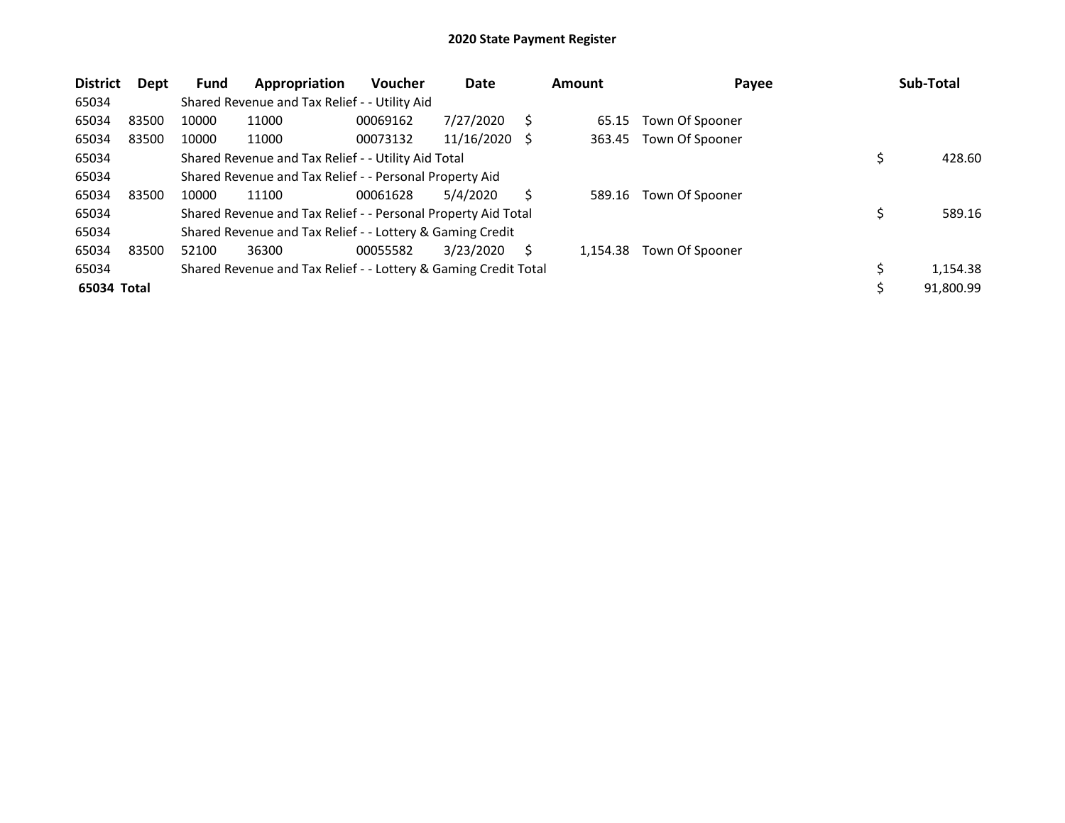# 2020 State Payment Register

| District | Dept | Fund | Appropriation | Voucher | Date | Amount | Payee | Sub-Total |
|---|---|---|---|---|---|---|---|---|
| 65034 | | Shared Revenue and Tax Relief - - Utility Aid | | | | | | |
| 65034 | 83500 | 10000 | 11000 | 00069162 | 7/27/2020 | $ 65.15 | Town Of Spooner | |
| 65034 | 83500 | 10000 | 11000 | 00073132 | 11/16/2020 | $ 363.45 | Town Of Spooner | |
| 65034 | | Shared Revenue and Tax Relief - - Utility Aid Total | | | | | | $ 428.60 |
| 65034 | | Shared Revenue and Tax Relief - - Personal Property Aid | | | | | | |
| 65034 | 83500 | 10000 | 11100 | 00061628 | 5/4/2020 | $ 589.16 | Town Of Spooner | |
| 65034 | | Shared Revenue and Tax Relief - - Personal Property Aid Total | | | | | | $ 589.16 |
| 65034 | | Shared Revenue and Tax Relief - - Lottery & Gaming Credit | | | | | | |
| 65034 | 83500 | 52100 | 36300 | 00055582 | 3/23/2020 | $ 1,154.38 | Town Of Spooner | |
| 65034 | | Shared Revenue and Tax Relief - - Lottery & Gaming Credit Total | | | | | | $ 1,154.38 |
| **65034 Total** | | | | | | | | $ 91,800.99 |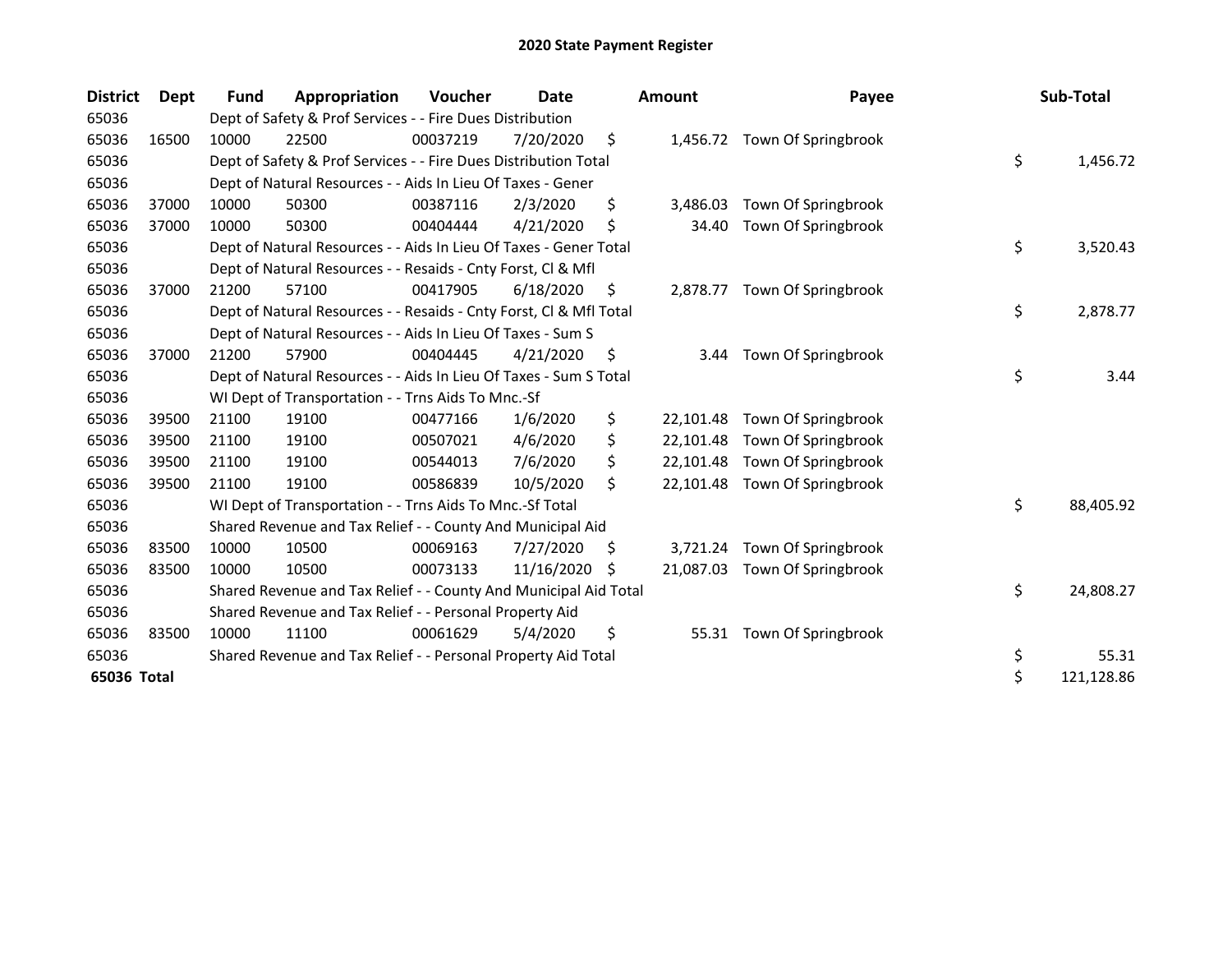# 2020 State Payment Register

| District | Dept | Fund | Appropriation | Voucher | Date | Amount | Payee | Sub-Total |
|---|---|---|---|---|---|---|---|---|
| 65036 | | Dept of Safety & Prof Services - - Fire Dues Distribution | | | | | | |
| 65036 | 16500 | 10000 | 22500 | 00037219 | 7/20/2020 | $ 1,456.72 | Town Of Springbrook | |
| 65036 | | Dept of Safety & Prof Services - - Fire Dues Distribution Total | | | | | | $ 1,456.72 |
| 65036 | | Dept of Natural Resources - - Aids In Lieu Of Taxes - Gener | | | | | | |
| 65036 | 37000 | 10000 | 50300 | 00387116 | 2/3/2020 | $ 3,486.03 | Town Of Springbrook | |
| 65036 | 37000 | 10000 | 50300 | 00404444 | 4/21/2020 | $ 34.40 | Town Of Springbrook | |
| 65036 | | Dept of Natural Resources - - Aids In Lieu Of Taxes - Gener Total | | | | | | $ 3,520.43 |
| 65036 | | Dept of Natural Resources - - Resaids - Cnty Forst, Cl & Mfl | | | | | | |
| 65036 | 37000 | 21200 | 57100 | 00417905 | 6/18/2020 | $ 2,878.77 | Town Of Springbrook | |
| 65036 | | Dept of Natural Resources - - Resaids - Cnty Forst, Cl & Mfl Total | | | | | | $ 2,878.77 |
| 65036 | | Dept of Natural Resources - - Aids In Lieu Of Taxes - Sum S | | | | | | |
| 65036 | 37000 | 21200 | 57900 | 00404445 | 4/21/2020 | $ 3.44 | Town Of Springbrook | |
| 65036 | | Dept of Natural Resources - - Aids In Lieu Of Taxes - Sum S Total | | | | | | $ 3.44 |
| 65036 | | WI Dept of Transportation - - Trns Aids To Mnc.-Sf | | | | | | |
| 65036 | 39500 | 21100 | 19100 | 00477166 | 1/6/2020 | $ 22,101.48 | Town Of Springbrook | |
| 65036 | 39500 | 21100 | 19100 | 00507021 | 4/6/2020 | $ 22,101.48 | Town Of Springbrook | |
| 65036 | 39500 | 21100 | 19100 | 00544013 | 7/6/2020 | $ 22,101.48 | Town Of Springbrook | |
| 65036 | 39500 | 21100 | 19100 | 00586839 | 10/5/2020 | $ 22,101.48 | Town Of Springbrook | |
| 65036 | | WI Dept of Transportation - - Trns Aids To Mnc.-Sf Total | | | | | | $ 88,405.92 |
| 65036 | | Shared Revenue and Tax Relief - - County And Municipal Aid | | | | | | |
| 65036 | 83500 | 10000 | 10500 | 00069163 | 7/27/2020 | $ 3,721.24 | Town Of Springbrook | |
| 65036 | 83500 | 10000 | 10500 | 00073133 | 11/16/2020 | $ 21,087.03 | Town Of Springbrook | |
| 65036 | | Shared Revenue and Tax Relief - - County And Municipal Aid Total | | | | | | $ 24,808.27 |
| 65036 | | Shared Revenue and Tax Relief - - Personal Property Aid | | | | | | |
| 65036 | 83500 | 10000 | 11100 | 00061629 | 5/4/2020 | $ 55.31 | Town Of Springbrook | |
| 65036 | | Shared Revenue and Tax Relief - - Personal Property Aid Total | | | | | | $ 55.31 |
| **65036 Total** | | | | | | | | $ 121,128.86 |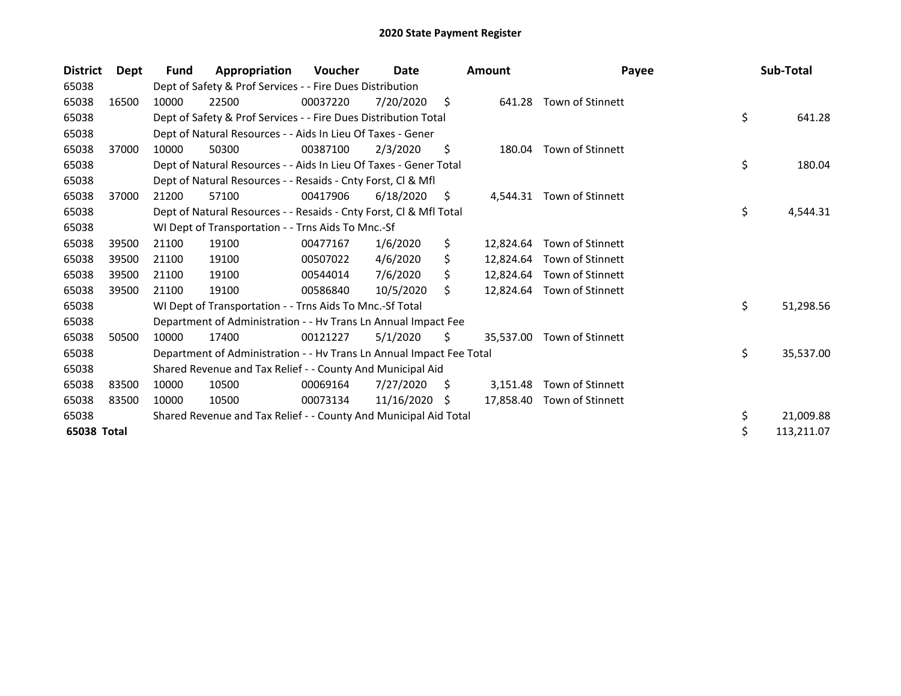# 2020 State Payment Register

| District | Dept | Fund | Appropriation | Voucher | Date | Amount | Payee | Sub-Total |
|---|---|---|---|---|---|---|---|---|
| 65038 | | Dept of Safety & Prof Services - - Fire Dues Distribution | | | | | | |
| 65038 | 16500 | 10000 | 22500 | 00037220 | 7/20/2020 | $ 641.28 | Town of Stinnett | |
| 65038 | | Dept of Safety & Prof Services - - Fire Dues Distribution Total | | | | | | $ 641.28 |
| 65038 | | Dept of Natural Resources - - Aids In Lieu Of Taxes - Gener | | | | | | |
| 65038 | 37000 | 10000 | 50300 | 00387100 | 2/3/2020 | $ 180.04 | Town of Stinnett | |
| 65038 | | Dept of Natural Resources - - Aids In Lieu Of Taxes - Gener Total | | | | | | $ 180.04 |
| 65038 | | Dept of Natural Resources - - Resaids - Cnty Forst, Cl & Mfl | | | | | | |
| 65038 | 37000 | 21200 | 57100 | 00417906 | 6/18/2020 | $ 4,544.31 | Town of Stinnett | |
| 65038 | | Dept of Natural Resources - - Resaids - Cnty Forst, Cl & Mfl Total | | | | | | $ 4,544.31 |
| 65038 | | WI Dept of Transportation - - Trns Aids To Mnc.-Sf | | | | | | |
| 65038 | 39500 | 21100 | 19100 | 00477167 | 1/6/2020 | $ 12,824.64 | Town of Stinnett | |
| 65038 | 39500 | 21100 | 19100 | 00507022 | 4/6/2020 | $ 12,824.64 | Town of Stinnett | |
| 65038 | 39500 | 21100 | 19100 | 00544014 | 7/6/2020 | $ 12,824.64 | Town of Stinnett | |
| 65038 | 39500 | 21100 | 19100 | 00586840 | 10/5/2020 | $ 12,824.64 | Town of Stinnett | |
| 65038 | | WI Dept of Transportation - - Trns Aids To Mnc.-Sf Total | | | | | | $ 51,298.56 |
| 65038 | | Department of Administration - - Hv Trans Ln Annual Impact Fee | | | | | | |
| 65038 | 50500 | 10000 | 17400 | 00121227 | 5/1/2020 | $ 35,537.00 | Town of Stinnett | |
| 65038 | | Department of Administration - - Hv Trans Ln Annual Impact Fee Total | | | | | | $ 35,537.00 |
| 65038 | | Shared Revenue and Tax Relief - - County And Municipal Aid | | | | | | |
| 65038 | 83500 | 10000 | 10500 | 00069164 | 7/27/2020 | $ 3,151.48 | Town of Stinnett | |
| 65038 | 83500 | 10000 | 10500 | 00073134 | 11/16/2020 | $ 17,858.40 | Town of Stinnett | |
| 65038 | | Shared Revenue and Tax Relief - - County And Municipal Aid Total | | | | | | $ 21,009.88 |
| **65038 Total** | | | | | | | | $ 113,211.07 |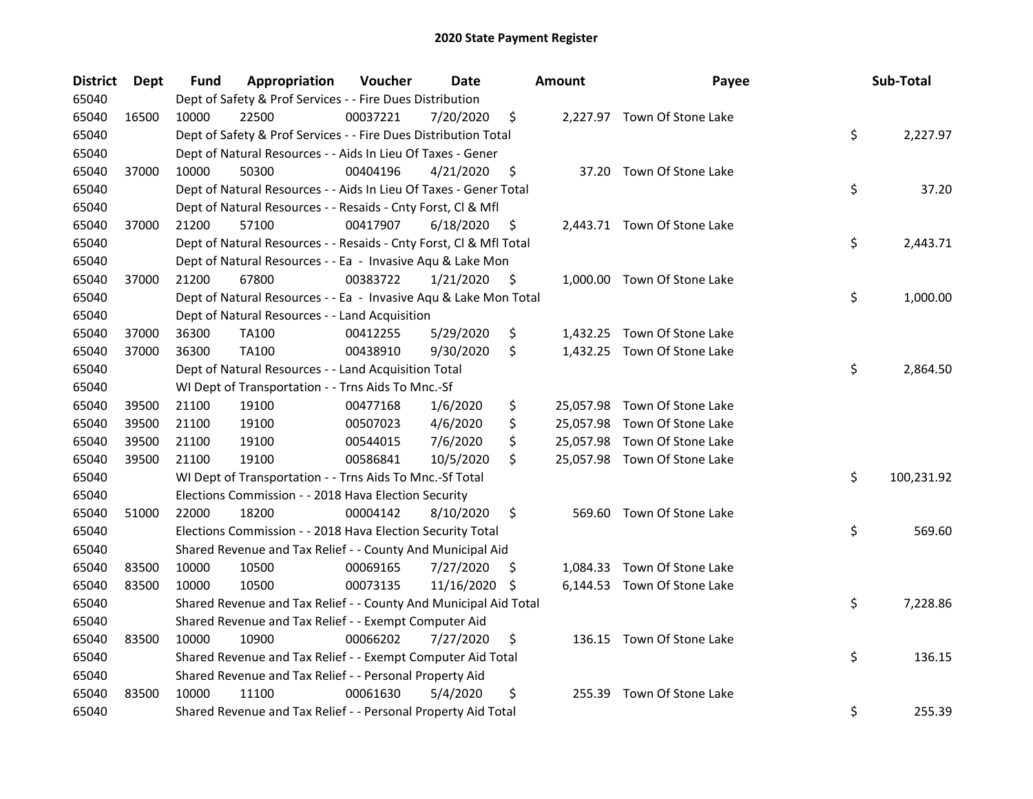# 2020 State Payment Register

| District | Dept | Fund | Appropriation | Voucher | Date | Amount | Payee | Sub-Total |
|---|---|---|---|---|---|---|---|---|
| 65040 | | Dept of Safety & Prof Services - - Fire Dues Distribution | | | | | | |
| 65040 | 16500 | 10000 | 22500 | 00037221 | 7/20/2020 | $ 2,227.97 | Town Of Stone Lake | |
| 65040 | | Dept of Safety & Prof Services - - Fire Dues Distribution Total | | | | | | $ 2,227.97 |
| 65040 | | Dept of Natural Resources - - Aids In Lieu Of Taxes - Gener | | | | | | |
| 65040 | 37000 | 10000 | 50300 | 00404196 | 4/21/2020 | $ 37.20 | Town Of Stone Lake | |
| 65040 | | Dept of Natural Resources - - Aids In Lieu Of Taxes - Gener Total | | | | | | $ 37.20 |
| 65040 | | Dept of Natural Resources - - Resaids - Cnty Forst, Cl & Mfl | | | | | | |
| 65040 | 37000 | 21200 | 57100 | 00417907 | 6/18/2020 | $ 2,443.71 | Town Of Stone Lake | |
| 65040 | | Dept of Natural Resources - - Resaids - Cnty Forst, Cl & Mfl Total | | | | | | $ 2,443.71 |
| 65040 | | Dept of Natural Resources - - Ea - Invasive Aqu & Lake Mon | | | | | | |
| 65040 | 37000 | 21200 | 67800 | 00383722 | 1/21/2020 | $ 1,000.00 | Town Of Stone Lake | |
| 65040 | | Dept of Natural Resources - - Ea - Invasive Aqu & Lake Mon Total | | | | | | $ 1,000.00 |
| 65040 | | Dept of Natural Resources - - Land Acquisition | | | | | | |
| 65040 | 37000 | 36300 | TA100 | 00412255 | 5/29/2020 | $ 1,432.25 | Town Of Stone Lake | |
| 65040 | 37000 | 36300 | TA100 | 00438910 | 9/30/2020 | $ 1,432.25 | Town Of Stone Lake | |
| 65040 | | Dept of Natural Resources - - Land Acquisition Total | | | | | | $ 2,864.50 |
| 65040 | | WI Dept of Transportation - - Trns Aids To Mnc.-Sf | | | | | | |
| 65040 | 39500 | 21100 | 19100 | 00477168 | 1/6/2020 | $ 25,057.98 | Town Of Stone Lake | |
| 65040 | 39500 | 21100 | 19100 | 00507023 | 4/6/2020 | $ 25,057.98 | Town Of Stone Lake | |
| 65040 | 39500 | 21100 | 19100 | 00544015 | 7/6/2020 | $ 25,057.98 | Town Of Stone Lake | |
| 65040 | 39500 | 21100 | 19100 | 00586841 | 10/5/2020 | $ 25,057.98 | Town Of Stone Lake | |
| 65040 | | WI Dept of Transportation - - Trns Aids To Mnc.-Sf Total | | | | | | $ 100,231.92 |
| 65040 | | Elections Commission - - 2018 Hava Election Security | | | | | | |
| 65040 | 51000 | 22000 | 18200 | 00004142 | 8/10/2020 | $ 569.60 | Town Of Stone Lake | |
| 65040 | | Elections Commission - - 2018 Hava Election Security Total | | | | | | $ 569.60 |
| 65040 | | Shared Revenue and Tax Relief - - County And Municipal Aid | | | | | | |
| 65040 | 83500 | 10000 | 10500 | 00069165 | 7/27/2020 | $ 1,084.33 | Town Of Stone Lake | |
| 65040 | 83500 | 10000 | 10500 | 00073135 | 11/16/2020 | $ 6,144.53 | Town Of Stone Lake | |
| 65040 | | Shared Revenue and Tax Relief - - County And Municipal Aid Total | | | | | | $ 7,228.86 |
| 65040 | | Shared Revenue and Tax Relief - - Exempt Computer Aid | | | | | | |
| 65040 | 83500 | 10000 | 10900 | 00066202 | 7/27/2020 | $ 136.15 | Town Of Stone Lake | |
| 65040 | | Shared Revenue and Tax Relief - - Exempt Computer Aid Total | | | | | | $ 136.15 |
| 65040 | | Shared Revenue and Tax Relief - - Personal Property Aid | | | | | | |
| 65040 | 83500 | 10000 | 11100 | 00061630 | 5/4/2020 | $ 255.39 | Town Of Stone Lake | |
| 65040 | | Shared Revenue and Tax Relief - - Personal Property Aid Total | | | | | | $ 255.39 |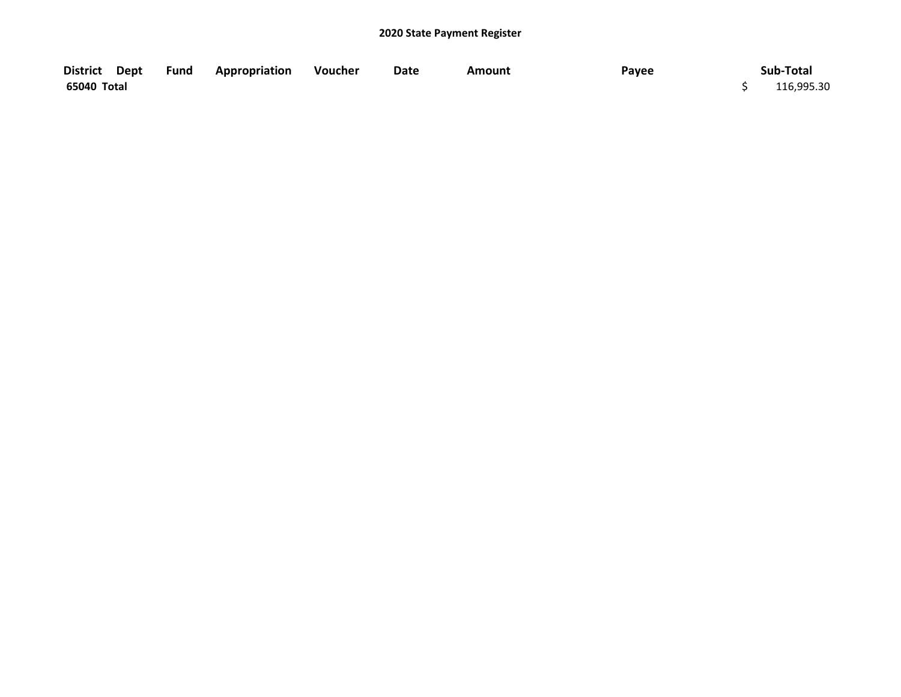## 2020 State Payment Register

| District | Dept | Fund | Appropriation | Voucher | Date | Amount | Payee | Sub-Total |
|---|---|---|---|---|---|---|---|---|
| 65040 Total | | | | | | | | $ 116,995.30 |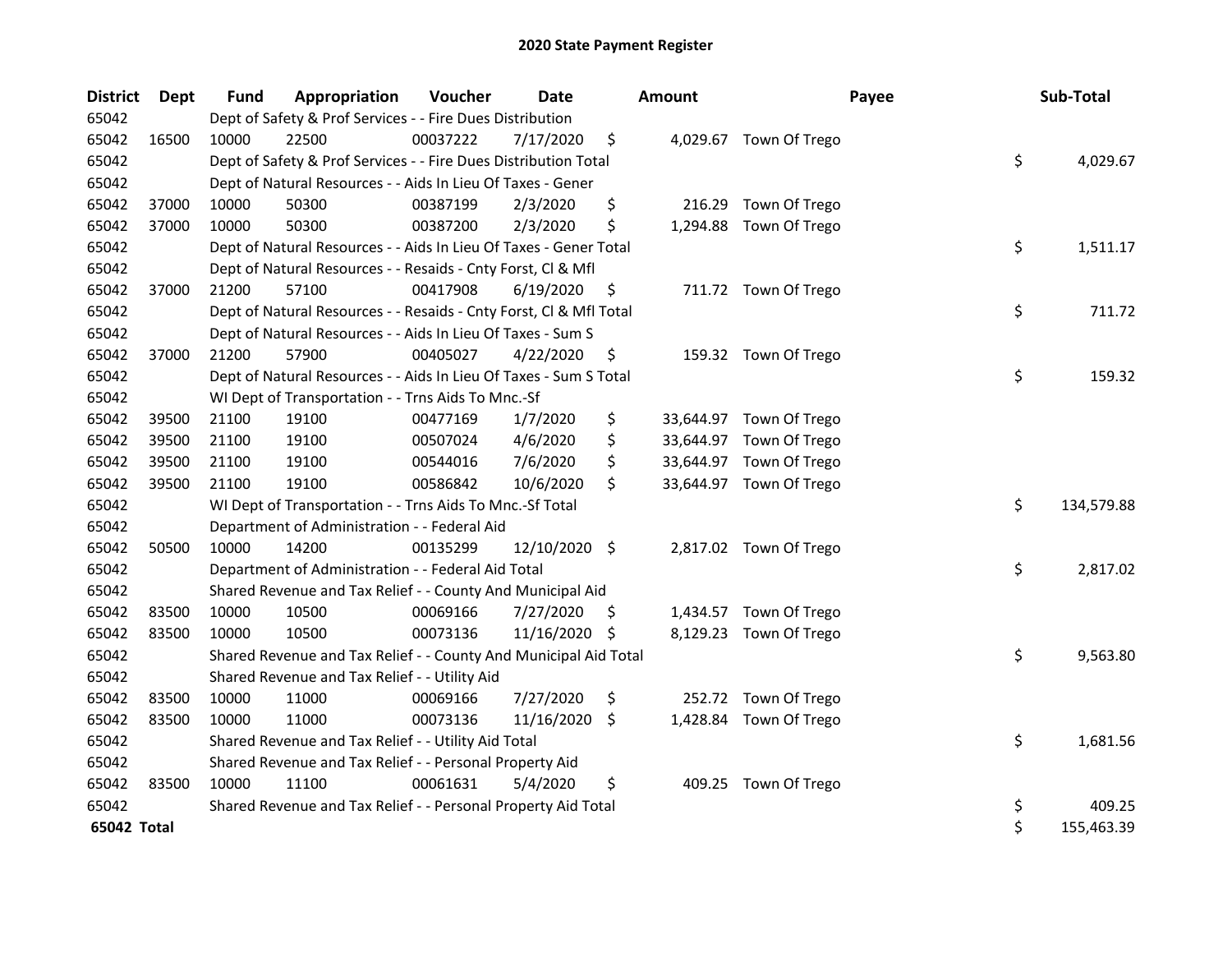# 2020 State Payment Register

| District | Dept | Fund | Appropriation | Voucher | Date | Amount | Payee | Sub-Total |
|---|---|---|---|---|---|---|---|---|
| 65042 | | Dept of Safety & Prof Services - - Fire Dues Distribution | | | | | | |
| 65042 | 16500 | 10000 | 22500 | 00037222 | 7/17/2020 | $ 4,029.67 | Town Of Trego | |
| 65042 | | Dept of Safety & Prof Services - - Fire Dues Distribution Total | | | | | | $ 4,029.67 |
| 65042 | | Dept of Natural Resources - - Aids In Lieu Of Taxes - Gener | | | | | | |
| 65042 | 37000 | 10000 | 50300 | 00387199 | 2/3/2020 | $ 216.29 | Town Of Trego | |
| 65042 | 37000 | 10000 | 50300 | 00387200 | 2/3/2020 | $ 1,294.88 | Town Of Trego | |
| 65042 | | Dept of Natural Resources - - Aids In Lieu Of Taxes - Gener Total | | | | | | $ 1,511.17 |
| 65042 | | Dept of Natural Resources - - Resaids - Cnty Forst, Cl & Mfl | | | | | | |
| 65042 | 37000 | 21200 | 57100 | 00417908 | 6/19/2020 | $ 711.72 | Town Of Trego | |
| 65042 | | Dept of Natural Resources - - Resaids - Cnty Forst, Cl & Mfl Total | | | | | | $ 711.72 |
| 65042 | | Dept of Natural Resources - - Aids In Lieu Of Taxes - Sum S | | | | | | |
| 65042 | 37000 | 21200 | 57900 | 00405027 | 4/22/2020 | $ 159.32 | Town Of Trego | |
| 65042 | | Dept of Natural Resources - - Aids In Lieu Of Taxes - Sum S Total | | | | | | $ 159.32 |
| 65042 | | WI Dept of Transportation - - Trns Aids To Mnc.-Sf | | | | | | |
| 65042 | 39500 | 21100 | 19100 | 00477169 | 1/7/2020 | $ 33,644.97 | Town Of Trego | |
| 65042 | 39500 | 21100 | 19100 | 00507024 | 4/6/2020 | $ 33,644.97 | Town Of Trego | |
| 65042 | 39500 | 21100 | 19100 | 00544016 | 7/6/2020 | $ 33,644.97 | Town Of Trego | |
| 65042 | 39500 | 21100 | 19100 | 00586842 | 10/6/2020 | $ 33,644.97 | Town Of Trego | |
| 65042 | | WI Dept of Transportation - - Trns Aids To Mnc.-Sf Total | | | | | | $ 134,579.88 |
| 65042 | | Department of Administration - - Federal Aid | | | | | | |
| 65042 | 50500 | 10000 | 14200 | 00135299 | 12/10/2020 | $ 2,817.02 | Town Of Trego | |
| 65042 | | Department of Administration - - Federal Aid Total | | | | | | $ 2,817.02 |
| 65042 | | Shared Revenue and Tax Relief - - County And Municipal Aid | | | | | | |
| 65042 | 83500 | 10000 | 10500 | 00069166 | 7/27/2020 | $ 1,434.57 | Town Of Trego | |
| 65042 | 83500 | 10000 | 10500 | 00073136 | 11/16/2020 | $ 8,129.23 | Town Of Trego | |
| 65042 | | Shared Revenue and Tax Relief - - County And Municipal Aid Total | | | | | | $ 9,563.80 |
| 65042 | | Shared Revenue and Tax Relief - - Utility Aid | | | | | | |
| 65042 | 83500 | 10000 | 11000 | 00069166 | 7/27/2020 | $ 252.72 | Town Of Trego | |
| 65042 | 83500 | 10000 | 11000 | 00073136 | 11/16/2020 | $ 1,428.84 | Town Of Trego | |
| 65042 | | Shared Revenue and Tax Relief - - Utility Aid Total | | | | | | $ 1,681.56 |
| 65042 | | Shared Revenue and Tax Relief - - Personal Property Aid | | | | | | |
| 65042 | 83500 | 10000 | 11100 | 00061631 | 5/4/2020 | $ 409.25 | Town Of Trego | |
| 65042 | | Shared Revenue and Tax Relief - - Personal Property Aid Total | | | | | | $ 409.25 |
| **65042 Total** | | | | | | | | $ 155,463.39 |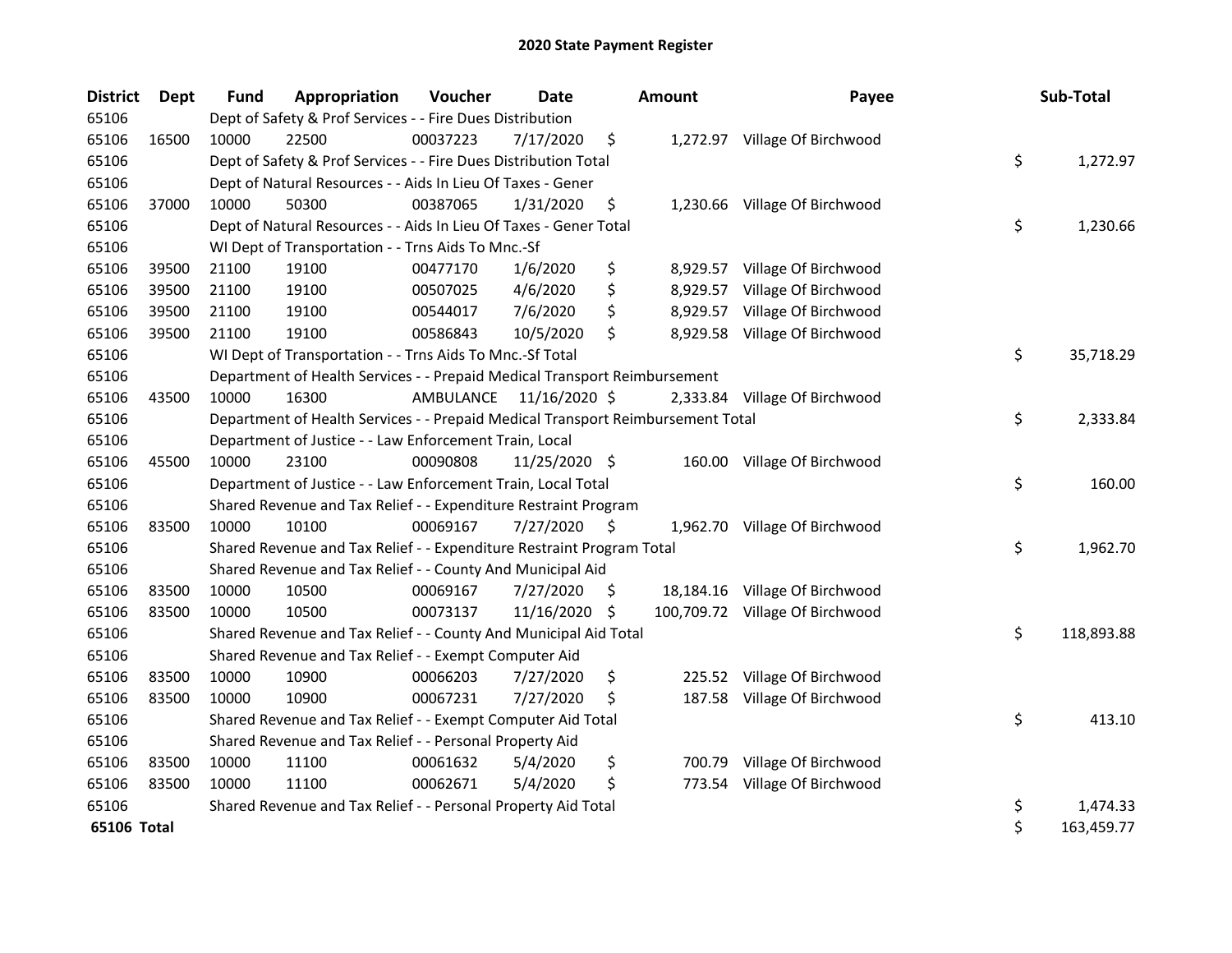# 2020 State Payment Register

| District | Dept | Fund | Appropriation | Voucher | Date | Amount | Payee | Sub-Total |
|---|---|---|---|---|---|---|---|---|
| 65106 | | Dept of Safety & Prof Services - - Fire Dues Distribution | | | | | | |
| 65106 | 16500 | 10000 | 22500 | 00037223 | 7/17/2020 | $ 1,272.97 | Village Of Birchwood | |
| 65106 | | Dept of Safety & Prof Services - - Fire Dues Distribution Total | | | | | | $ 1,272.97 |
| 65106 | | Dept of Natural Resources - - Aids In Lieu Of Taxes - Gener | | | | | | |
| 65106 | 37000 | 10000 | 50300 | 00387065 | 1/31/2020 | $ 1,230.66 | Village Of Birchwood | |
| 65106 | | Dept of Natural Resources - - Aids In Lieu Of Taxes - Gener Total | | | | | | $ 1,230.66 |
| 65106 | | WI Dept of Transportation - - Trns Aids To Mnc.-Sf | | | | | | |
| 65106 | 39500 | 21100 | 19100 | 00477170 | 1/6/2020 | $ 8,929.57 | Village Of Birchwood | |
| 65106 | 39500 | 21100 | 19100 | 00507025 | 4/6/2020 | $ 8,929.57 | Village Of Birchwood | |
| 65106 | 39500 | 21100 | 19100 | 00544017 | 7/6/2020 | $ 8,929.57 | Village Of Birchwood | |
| 65106 | 39500 | 21100 | 19100 | 00586843 | 10/5/2020 | $ 8,929.58 | Village Of Birchwood | |
| 65106 | | WI Dept of Transportation - - Trns Aids To Mnc.-Sf Total | | | | | | $ 35,718.29 |
| 65106 | | Department of Health Services - - Prepaid Medical Transport Reimbursement | | | | | | |
| 65106 | 43500 | 10000 | 16300 | AMBULANCE | 11/16/2020 | $ 2,333.84 | Village Of Birchwood | |
| 65106 | | Department of Health Services - - Prepaid Medical Transport Reimbursement Total | | | | | | $ 2,333.84 |
| 65106 | | Department of Justice - - Law Enforcement Train, Local | | | | | | |
| 65106 | 45500 | 10000 | 23100 | 00090808 | 11/25/2020 | $ 160.00 | Village Of Birchwood | |
| 65106 | | Department of Justice - - Law Enforcement Train, Local Total | | | | | | $ 160.00 |
| 65106 | | Shared Revenue and Tax Relief - - Expenditure Restraint Program | | | | | | |
| 65106 | 83500 | 10000 | 10100 | 00069167 | 7/27/2020 | $ 1,962.70 | Village Of Birchwood | |
| 65106 | | Shared Revenue and Tax Relief - - Expenditure Restraint Program Total | | | | | | $ 1,962.70 |
| 65106 | | Shared Revenue and Tax Relief - - County And Municipal Aid | | | | | | |
| 65106 | 83500 | 10000 | 10500 | 00069167 | 7/27/2020 | $ 18,184.16 | Village Of Birchwood | |
| 65106 | 83500 | 10000 | 10500 | 00073137 | 11/16/2020 | $ 100,709.72 | Village Of Birchwood | |
| 65106 | | Shared Revenue and Tax Relief - - County And Municipal Aid Total | | | | | | $ 118,893.88 |
| 65106 | | Shared Revenue and Tax Relief - - Exempt Computer Aid | | | | | | |
| 65106 | 83500 | 10000 | 10900 | 00066203 | 7/27/2020 | $ 225.52 | Village Of Birchwood | |
| 65106 | 83500 | 10000 | 10900 | 00067231 | 7/27/2020 | $ 187.58 | Village Of Birchwood | |
| 65106 | | Shared Revenue and Tax Relief - - Exempt Computer Aid Total | | | | | | $ 413.10 |
| 65106 | | Shared Revenue and Tax Relief - - Personal Property Aid | | | | | | |
| 65106 | 83500 | 10000 | 11100 | 00061632 | 5/4/2020 | $ 700.79 | Village Of Birchwood | |
| 65106 | 83500 | 10000 | 11100 | 00062671 | 5/4/2020 | $ 773.54 | Village Of Birchwood | |
| 65106 | | Shared Revenue and Tax Relief - - Personal Property Aid Total | | | | | | $ 1,474.33 |
| **65106 Total** | | | | | | | | $ 163,459.77 |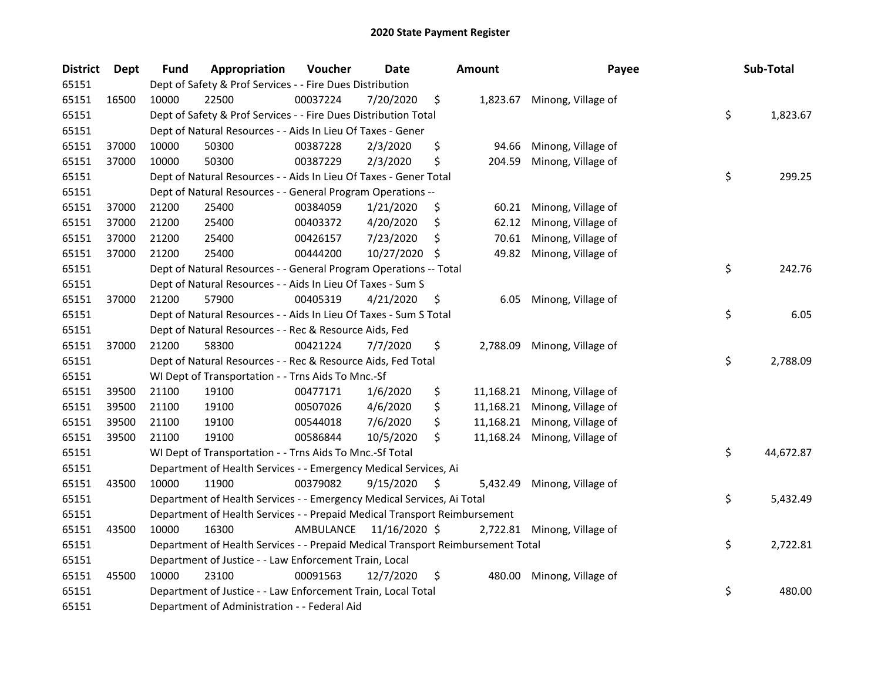## 2020 State Payment Register

| District | Dept | Fund | Appropriation | Voucher | Date | Amount | Payee | Sub-Total |
|---|---|---|---|---|---|---|---|---|
| 65151 | | Dept of Safety & Prof Services - - Fire Dues Distribution | | | | | | |
| 65151 | 16500 | 10000 | 22500 | 00037224 | 7/20/2020 | $ 1,823.67 | Minong, Village of | |
| 65151 | | Dept of Safety & Prof Services - - Fire Dues Distribution Total | | | | | | $ 1,823.67 |
| 65151 | | Dept of Natural Resources - - Aids In Lieu Of Taxes - Gener | | | | | | |
| 65151 | 37000 | 10000 | 50300 | 00387228 | 2/3/2020 | $ 94.66 | Minong, Village of | |
| 65151 | 37000 | 10000 | 50300 | 00387229 | 2/3/2020 | $ 204.59 | Minong, Village of | |
| 65151 | | Dept of Natural Resources - - Aids In Lieu Of Taxes - Gener Total | | | | | | $ 299.25 |
| 65151 | | Dept of Natural Resources - - General Program Operations -- | | | | | | |
| 65151 | 37000 | 21200 | 25400 | 00384059 | 1/21/2020 | $ 60.21 | Minong, Village of | |
| 65151 | 37000 | 21200 | 25400 | 00403372 | 4/20/2020 | $ 62.12 | Minong, Village of | |
| 65151 | 37000 | 21200 | 25400 | 00426157 | 7/23/2020 | $ 70.61 | Minong, Village of | |
| 65151 | 37000 | 21200 | 25400 | 00444200 | 10/27/2020 | $ 49.82 | Minong, Village of | |
| 65151 | | Dept of Natural Resources - - General Program Operations -- Total | | | | | | $ 242.76 |
| 65151 | | Dept of Natural Resources - - Aids In Lieu Of Taxes - Sum S | | | | | | |
| 65151 | 37000 | 21200 | 57900 | 00405319 | 4/21/2020 | $ 6.05 | Minong, Village of | |
| 65151 | | Dept of Natural Resources - - Aids In Lieu Of Taxes - Sum S Total | | | | | | $ 6.05 |
| 65151 | | Dept of Natural Resources - - Rec & Resource Aids, Fed | | | | | | |
| 65151 | 37000 | 21200 | 58300 | 00421224 | 7/7/2020 | $ 2,788.09 | Minong, Village of | |
| 65151 | | Dept of Natural Resources - - Rec & Resource Aids, Fed Total | | | | | | $ 2,788.09 |
| 65151 | | WI Dept of Transportation - - Trns Aids To Mnc.-Sf | | | | | | |
| 65151 | 39500 | 21100 | 19100 | 00477171 | 1/6/2020 | $ 11,168.21 | Minong, Village of | |
| 65151 | 39500 | 21100 | 19100 | 00507026 | 4/6/2020 | $ 11,168.21 | Minong, Village of | |
| 65151 | 39500 | 21100 | 19100 | 00544018 | 7/6/2020 | $ 11,168.21 | Minong, Village of | |
| 65151 | 39500 | 21100 | 19100 | 00586844 | 10/5/2020 | $ 11,168.24 | Minong, Village of | |
| 65151 | | WI Dept of Transportation - - Trns Aids To Mnc.-Sf Total | | | | | | $ 44,672.87 |
| 65151 | | Department of Health Services - - Emergency Medical Services, Ai | | | | | | |
| 65151 | 43500 | 10000 | 11900 | 00379082 | 9/15/2020 | $ 5,432.49 | Minong, Village of | |
| 65151 | | Department of Health Services - - Emergency Medical Services, Ai Total | | | | | | $ 5,432.49 |
| 65151 | | Department of Health Services - - Prepaid Medical Transport Reimbursement | | | | | | |
| 65151 | 43500 | 10000 | 16300 | AMBULANCE | 11/16/2020 | $ 2,722.81 | Minong, Village of | |
| 65151 | | Department of Health Services - - Prepaid Medical Transport Reimbursement Total | | | | | | $ 2,722.81 |
| 65151 | | Department of Justice - - Law Enforcement Train, Local | | | | | | |
| 65151 | 45500 | 10000 | 23100 | 00091563 | 12/7/2020 | $ 480.00 | Minong, Village of | |
| 65151 | | Department of Justice - - Law Enforcement Train, Local Total | | | | | | $ 480.00 |
| 65151 | | Department of Administration - - Federal Aid | | | | | | |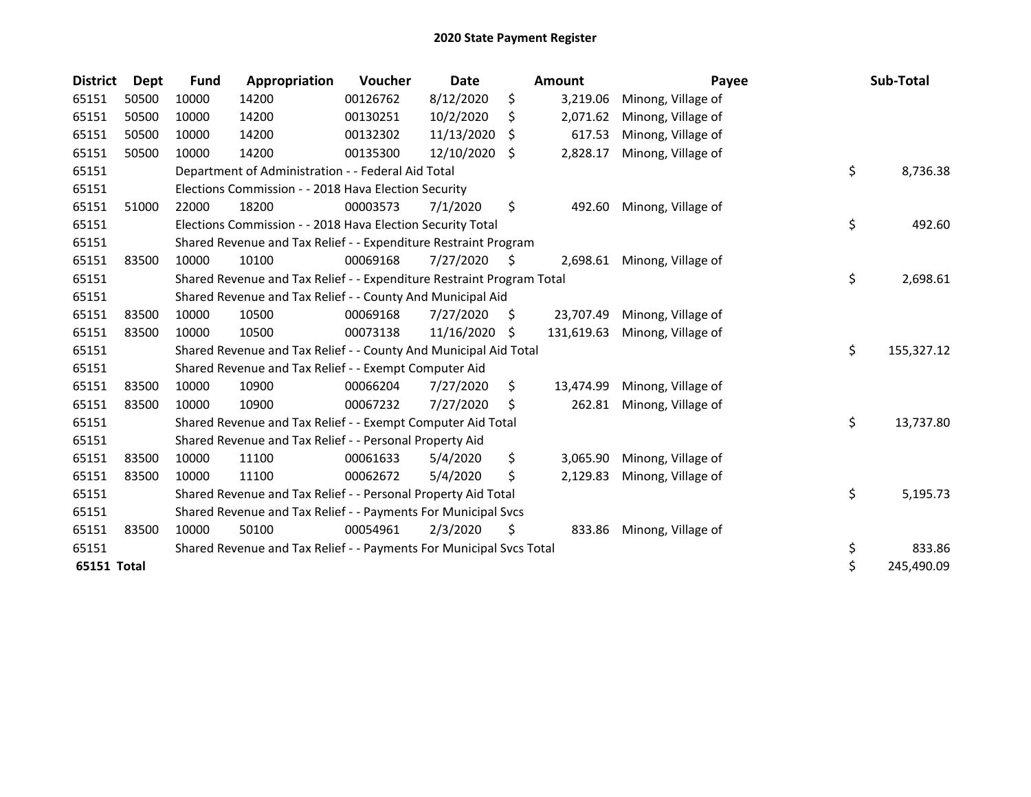# 2020 State Payment Register

| District | Dept | Fund | Appropriation | Voucher | Date | Amount | Payee | Sub-Total |
|---|---|---|---|---|---|---|---|---|
| 65151 | 50500 | 10000 | 14200 | 00126762 | 8/12/2020 | $ 3,219.06 | Minong, Village of | |
| 65151 | 50500 | 10000 | 14200 | 00130251 | 10/2/2020 | $ 2,071.62 | Minong, Village of | |
| 65151 | 50500 | 10000 | 14200 | 00132302 | 11/13/2020 | $ 617.53 | Minong, Village of | |
| 65151 | 50500 | 10000 | 14200 | 00135300 | 12/10/2020 | $ 2,828.17 | Minong, Village of | |
| 65151 | | Department of Administration - - Federal Aid Total | | | | | | $ 8,736.38 |
| 65151 | | Elections Commission - - 2018 Hava Election Security | | | | | | |
| 65151 | 51000 | 22000 | 18200 | 00003573 | 7/1/2020 | $ 492.60 | Minong, Village of | |
| 65151 | | Elections Commission - - 2018 Hava Election Security Total | | | | | | $ 492.60 |
| 65151 | | Shared Revenue and Tax Relief - - Expenditure Restraint Program | | | | | | |
| 65151 | 83500 | 10000 | 10100 | 00069168 | 7/27/2020 | $ 2,698.61 | Minong, Village of | |
| 65151 | | Shared Revenue and Tax Relief - - Expenditure Restraint Program Total | | | | | | $ 2,698.61 |
| 65151 | | Shared Revenue and Tax Relief - - County And Municipal Aid | | | | | | |
| 65151 | 83500 | 10000 | 10500 | 00069168 | 7/27/2020 | $ 23,707.49 | Minong, Village of | |
| 65151 | 83500 | 10000 | 10500 | 00073138 | 11/16/2020 | $ 131,619.63 | Minong, Village of | |
| 65151 | | Shared Revenue and Tax Relief - - County And Municipal Aid Total | | | | | | $ 155,327.12 |
| 65151 | | Shared Revenue and Tax Relief - - Exempt Computer Aid | | | | | | |
| 65151 | 83500 | 10000 | 10900 | 00066204 | 7/27/2020 | $ 13,474.99 | Minong, Village of | |
| 65151 | 83500 | 10000 | 10900 | 00067232 | 7/27/2020 | $ 262.81 | Minong, Village of | |
| 65151 | | Shared Revenue and Tax Relief - - Exempt Computer Aid Total | | | | | | $ 13,737.80 |
| 65151 | | Shared Revenue and Tax Relief - - Personal Property Aid | | | | | | |
| 65151 | 83500 | 10000 | 11100 | 00061633 | 5/4/2020 | $ 3,065.90 | Minong, Village of | |
| 65151 | 83500 | 10000 | 11100 | 00062672 | 5/4/2020 | $ 2,129.83 | Minong, Village of | |
| 65151 | | Shared Revenue and Tax Relief - - Personal Property Aid Total | | | | | | $ 5,195.73 |
| 65151 | | Shared Revenue and Tax Relief - - Payments For Municipal Svcs | | | | | | |
| 65151 | 83500 | 10000 | 50100 | 00054961 | 2/3/2020 | $ 833.86 | Minong, Village of | |
| 65151 | | Shared Revenue and Tax Relief - - Payments For Municipal Svcs Total | | | | | | $ 833.86 |
| **65151 Total** | | | | | | | | $ 245,490.09 |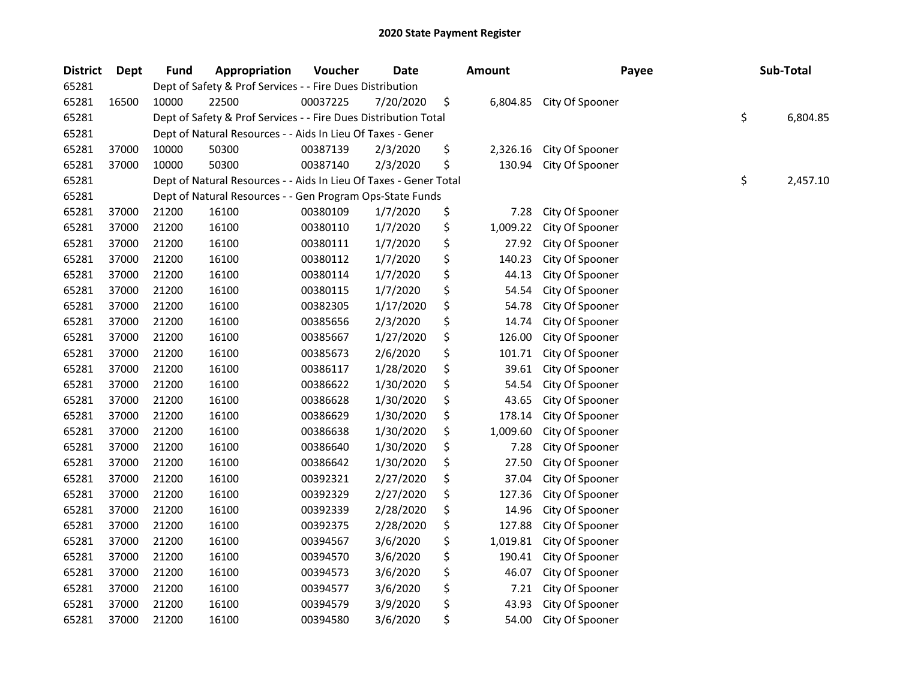# 2020 State Payment Register

| District | Dept | Fund | Appropriation | Voucher | Date | Amount | Payee | Sub-Total |
|---|---|---|---|---|---|---|---|---|
| 65281 | | Dept of Safety & Prof Services - - Fire Dues Distribution | | | | | | |
| 65281 | 16500 | 10000 | 22500 | 00037225 | 7/20/2020 | $ 6,804.85 | City Of Spooner | |
| 65281 | | Dept of Safety & Prof Services - - Fire Dues Distribution Total | | | | | | $ 6,804.85 |
| 65281 | | Dept of Natural Resources - - Aids In Lieu Of Taxes - Gener | | | | | | |
| 65281 | 37000 | 10000 | 50300 | 00387139 | 2/3/2020 | $ 2,326.16 | City Of Spooner | |
| 65281 | 37000 | 10000 | 50300 | 00387140 | 2/3/2020 | $ 130.94 | City Of Spooner | |
| 65281 | | Dept of Natural Resources - - Aids In Lieu Of Taxes - Gener Total | | | | | | $ 2,457.10 |
| 65281 | | Dept of Natural Resources - - Gen Program Ops-State Funds | | | | | | |
| 65281 | 37000 | 21200 | 16100 | 00380109 | 1/7/2020 | $ 7.28 | City Of Spooner | |
| 65281 | 37000 | 21200 | 16100 | 00380110 | 1/7/2020 | $ 1,009.22 | City Of Spooner | |
| 65281 | 37000 | 21200 | 16100 | 00380111 | 1/7/2020 | $ 27.92 | City Of Spooner | |
| 65281 | 37000 | 21200 | 16100 | 00380112 | 1/7/2020 | $ 140.23 | City Of Spooner | |
| 65281 | 37000 | 21200 | 16100 | 00380114 | 1/7/2020 | $ 44.13 | City Of Spooner | |
| 65281 | 37000 | 21200 | 16100 | 00380115 | 1/7/2020 | $ 54.54 | City Of Spooner | |
| 65281 | 37000 | 21200 | 16100 | 00382305 | 1/17/2020 | $ 54.78 | City Of Spooner | |
| 65281 | 37000 | 21200 | 16100 | 00385656 | 2/3/2020 | $ 14.74 | City Of Spooner | |
| 65281 | 37000 | 21200 | 16100 | 00385667 | 1/27/2020 | $ 126.00 | City Of Spooner | |
| 65281 | 37000 | 21200 | 16100 | 00385673 | 2/6/2020 | $ 101.71 | City Of Spooner | |
| 65281 | 37000 | 21200 | 16100 | 00386117 | 1/28/2020 | $ 39.61 | City Of Spooner | |
| 65281 | 37000 | 21200 | 16100 | 00386622 | 1/30/2020 | $ 54.54 | City Of Spooner | |
| 65281 | 37000 | 21200 | 16100 | 00386628 | 1/30/2020 | $ 43.65 | City Of Spooner | |
| 65281 | 37000 | 21200 | 16100 | 00386629 | 1/30/2020 | $ 178.14 | City Of Spooner | |
| 65281 | 37000 | 21200 | 16100 | 00386638 | 1/30/2020 | $ 1,009.60 | City Of Spooner | |
| 65281 | 37000 | 21200 | 16100 | 00386640 | 1/30/2020 | $ 7.28 | City Of Spooner | |
| 65281 | 37000 | 21200 | 16100 | 00386642 | 1/30/2020 | $ 27.50 | City Of Spooner | |
| 65281 | 37000 | 21200 | 16100 | 00392321 | 2/27/2020 | $ 37.04 | City Of Spooner | |
| 65281 | 37000 | 21200 | 16100 | 00392329 | 2/27/2020 | $ 127.36 | City Of Spooner | |
| 65281 | 37000 | 21200 | 16100 | 00392339 | 2/28/2020 | $ 14.96 | City Of Spooner | |
| 65281 | 37000 | 21200 | 16100 | 00392375 | 2/28/2020 | $ 127.88 | City Of Spooner | |
| 65281 | 37000 | 21200 | 16100 | 00394567 | 3/6/2020 | $ 1,019.81 | City Of Spooner | |
| 65281 | 37000 | 21200 | 16100 | 00394570 | 3/6/2020 | $ 190.41 | City Of Spooner | |
| 65281 | 37000 | 21200 | 16100 | 00394573 | 3/6/2020 | $ 46.07 | City Of Spooner | |
| 65281 | 37000 | 21200 | 16100 | 00394577 | 3/6/2020 | $ 7.21 | City Of Spooner | |
| 65281 | 37000 | 21200 | 16100 | 00394579 | 3/9/2020 | $ 43.93 | City Of Spooner | |
| 65281 | 37000 | 21200 | 16100 | 00394580 | 3/6/2020 | $ 54.00 | City Of Spooner | |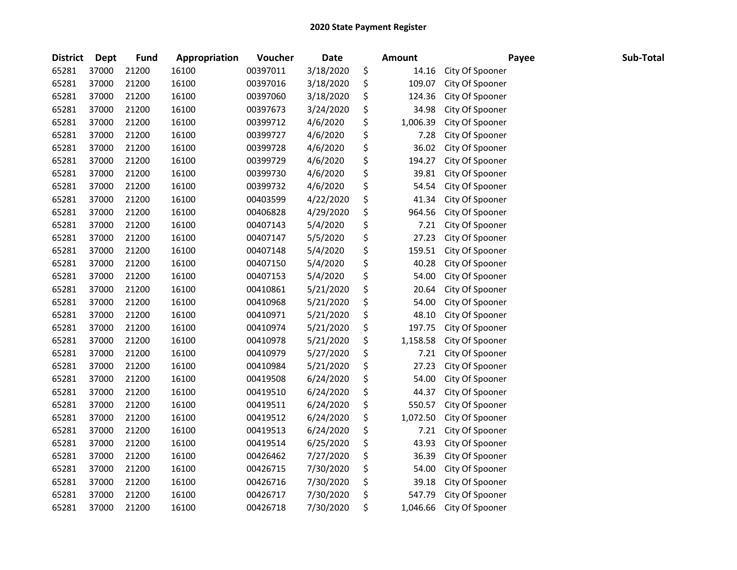# 2020 State Payment Register

| District | Dept | Fund | Appropriation | Voucher | Date | Amount | Payee | Sub-Total |
|---|---|---|---|---|---|---|---|---|
| 65281 | 37000 | 21200 | 16100 | 00397011 | 3/18/2020 | $ 14.16 | City Of Spooner | |
| 65281 | 37000 | 21200 | 16100 | 00397016 | 3/18/2020 | $ 109.07 | City Of Spooner | |
| 65281 | 37000 | 21200 | 16100 | 00397060 | 3/18/2020 | $ 124.36 | City Of Spooner | |
| 65281 | 37000 | 21200 | 16100 | 00397673 | 3/24/2020 | $ 34.98 | City Of Spooner | |
| 65281 | 37000 | 21200 | 16100 | 00399712 | 4/6/2020 | $ 1,006.39 | City Of Spooner | |
| 65281 | 37000 | 21200 | 16100 | 00399727 | 4/6/2020 | $ 7.28 | City Of Spooner | |
| 65281 | 37000 | 21200 | 16100 | 00399728 | 4/6/2020 | $ 36.02 | City Of Spooner | |
| 65281 | 37000 | 21200 | 16100 | 00399729 | 4/6/2020 | $ 194.27 | City Of Spooner | |
| 65281 | 37000 | 21200 | 16100 | 00399730 | 4/6/2020 | $ 39.81 | City Of Spooner | |
| 65281 | 37000 | 21200 | 16100 | 00399732 | 4/6/2020 | $ 54.54 | City Of Spooner | |
| 65281 | 37000 | 21200 | 16100 | 00403599 | 4/22/2020 | $ 41.34 | City Of Spooner | |
| 65281 | 37000 | 21200 | 16100 | 00406828 | 4/29/2020 | $ 964.56 | City Of Spooner | |
| 65281 | 37000 | 21200 | 16100 | 00407143 | 5/4/2020 | $ 7.21 | City Of Spooner | |
| 65281 | 37000 | 21200 | 16100 | 00407147 | 5/5/2020 | $ 27.23 | City Of Spooner | |
| 65281 | 37000 | 21200 | 16100 | 00407148 | 5/4/2020 | $ 159.51 | City Of Spooner | |
| 65281 | 37000 | 21200 | 16100 | 00407150 | 5/4/2020 | $ 40.28 | City Of Spooner | |
| 65281 | 37000 | 21200 | 16100 | 00407153 | 5/4/2020 | $ 54.00 | City Of Spooner | |
| 65281 | 37000 | 21200 | 16100 | 00410861 | 5/21/2020 | $ 20.64 | City Of Spooner | |
| 65281 | 37000 | 21200 | 16100 | 00410968 | 5/21/2020 | $ 54.00 | City Of Spooner | |
| 65281 | 37000 | 21200 | 16100 | 00410971 | 5/21/2020 | $ 48.10 | City Of Spooner | |
| 65281 | 37000 | 21200 | 16100 | 00410974 | 5/21/2020 | $ 197.75 | City Of Spooner | |
| 65281 | 37000 | 21200 | 16100 | 00410978 | 5/21/2020 | $ 1,158.58 | City Of Spooner | |
| 65281 | 37000 | 21200 | 16100 | 00410979 | 5/27/2020 | $ 7.21 | City Of Spooner | |
| 65281 | 37000 | 21200 | 16100 | 00410984 | 5/21/2020 | $ 27.23 | City Of Spooner | |
| 65281 | 37000 | 21200 | 16100 | 00419508 | 6/24/2020 | $ 54.00 | City Of Spooner | |
| 65281 | 37000 | 21200 | 16100 | 00419510 | 6/24/2020 | $ 44.37 | City Of Spooner | |
| 65281 | 37000 | 21200 | 16100 | 00419511 | 6/24/2020 | $ 550.57 | City Of Spooner | |
| 65281 | 37000 | 21200 | 16100 | 00419512 | 6/24/2020 | $ 1,072.50 | City Of Spooner | |
| 65281 | 37000 | 21200 | 16100 | 00419513 | 6/24/2020 | $ 7.21 | City Of Spooner | |
| 65281 | 37000 | 21200 | 16100 | 00419514 | 6/25/2020 | $ 43.93 | City Of Spooner | |
| 65281 | 37000 | 21200 | 16100 | 00426462 | 7/27/2020 | $ 36.39 | City Of Spooner | |
| 65281 | 37000 | 21200 | 16100 | 00426715 | 7/30/2020 | $ 54.00 | City Of Spooner | |
| 65281 | 37000 | 21200 | 16100 | 00426716 | 7/30/2020 | $ 39.18 | City Of Spooner | |
| 65281 | 37000 | 21200 | 16100 | 00426717 | 7/30/2020 | $ 547.79 | City Of Spooner | |
| 65281 | 37000 | 21200 | 16100 | 00426718 | 7/30/2020 | $ 1,046.66 | City Of Spooner | |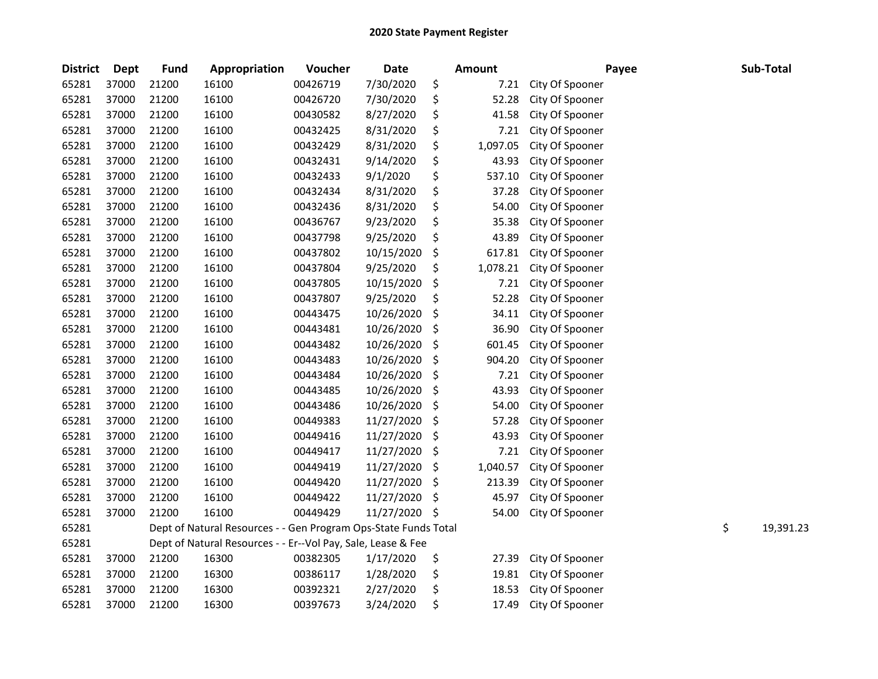# 2020 State Payment Register

| District | Dept | Fund | Appropriation | Voucher | Date | Amount | Payee | Sub-Total |
|---|---|---|---|---|---|---|---|---|
| 65281 | 37000 | 21200 | 16100 | 00426719 | 7/30/2020 | $ 7.21 | City Of Spooner | |
| 65281 | 37000 | 21200 | 16100 | 00426720 | 7/30/2020 | $ 52.28 | City Of Spooner | |
| 65281 | 37000 | 21200 | 16100 | 00430582 | 8/27/2020 | $ 41.58 | City Of Spooner | |
| 65281 | 37000 | 21200 | 16100 | 00432425 | 8/31/2020 | $ 7.21 | City Of Spooner | |
| 65281 | 37000 | 21200 | 16100 | 00432429 | 8/31/2020 | $ 1,097.05 | City Of Spooner | |
| 65281 | 37000 | 21200 | 16100 | 00432431 | 9/14/2020 | $ 43.93 | City Of Spooner | |
| 65281 | 37000 | 21200 | 16100 | 00432433 | 9/1/2020 | $ 537.10 | City Of Spooner | |
| 65281 | 37000 | 21200 | 16100 | 00432434 | 8/31/2020 | $ 37.28 | City Of Spooner | |
| 65281 | 37000 | 21200 | 16100 | 00432436 | 8/31/2020 | $ 54.00 | City Of Spooner | |
| 65281 | 37000 | 21200 | 16100 | 00436767 | 9/23/2020 | $ 35.38 | City Of Spooner | |
| 65281 | 37000 | 21200 | 16100 | 00437798 | 9/25/2020 | $ 43.89 | City Of Spooner | |
| 65281 | 37000 | 21200 | 16100 | 00437802 | 10/15/2020 | $ 617.81 | City Of Spooner | |
| 65281 | 37000 | 21200 | 16100 | 00437804 | 9/25/2020 | $ 1,078.21 | City Of Spooner | |
| 65281 | 37000 | 21200 | 16100 | 00437805 | 10/15/2020 | $ 7.21 | City Of Spooner | |
| 65281 | 37000 | 21200 | 16100 | 00437807 | 9/25/2020 | $ 52.28 | City Of Spooner | |
| 65281 | 37000 | 21200 | 16100 | 00443475 | 10/26/2020 | $ 34.11 | City Of Spooner | |
| 65281 | 37000 | 21200 | 16100 | 00443481 | 10/26/2020 | $ 36.90 | City Of Spooner | |
| 65281 | 37000 | 21200 | 16100 | 00443482 | 10/26/2020 | $ 601.45 | City Of Spooner | |
| 65281 | 37000 | 21200 | 16100 | 00443483 | 10/26/2020 | $ 904.20 | City Of Spooner | |
| 65281 | 37000 | 21200 | 16100 | 00443484 | 10/26/2020 | $ 7.21 | City Of Spooner | |
| 65281 | 37000 | 21200 | 16100 | 00443485 | 10/26/2020 | $ 43.93 | City Of Spooner | |
| 65281 | 37000 | 21200 | 16100 | 00443486 | 10/26/2020 | $ 54.00 | City Of Spooner | |
| 65281 | 37000 | 21200 | 16100 | 00449383 | 11/27/2020 | $ 57.28 | City Of Spooner | |
| 65281 | 37000 | 21200 | 16100 | 00449416 | 11/27/2020 | $ 43.93 | City Of Spooner | |
| 65281 | 37000 | 21200 | 16100 | 00449417 | 11/27/2020 | $ 7.21 | City Of Spooner | |
| 65281 | 37000 | 21200 | 16100 | 00449419 | 11/27/2020 | $ 1,040.57 | City Of Spooner | |
| 65281 | 37000 | 21200 | 16100 | 00449420 | 11/27/2020 | $ 213.39 | City Of Spooner | |
| 65281 | 37000 | 21200 | 16100 | 00449422 | 11/27/2020 | $ 45.97 | City Of Spooner | |
| 65281 | 37000 | 21200 | 16100 | 00449429 | 11/27/2020 | $ 54.00 | City Of Spooner | |
| 65281 | | Dept of Natural Resources - - Gen Program Ops-State Funds Total | | | | | | $ 19,391.23 |
| 65281 | | Dept of Natural Resources - - Er--Vol Pay, Sale, Lease & Fee | | | | | | |
| 65281 | 37000 | 21200 | 16300 | 00382305 | 1/17/2020 | $ 27.39 | City Of Spooner | |
| 65281 | 37000 | 21200 | 16300 | 00386117 | 1/28/2020 | $ 19.81 | City Of Spooner | |
| 65281 | 37000 | 21200 | 16300 | 00392321 | 2/27/2020 | $ 18.53 | City Of Spooner | |
| 65281 | 37000 | 21200 | 16300 | 00397673 | 3/24/2020 | $ 17.49 | City Of Spooner | |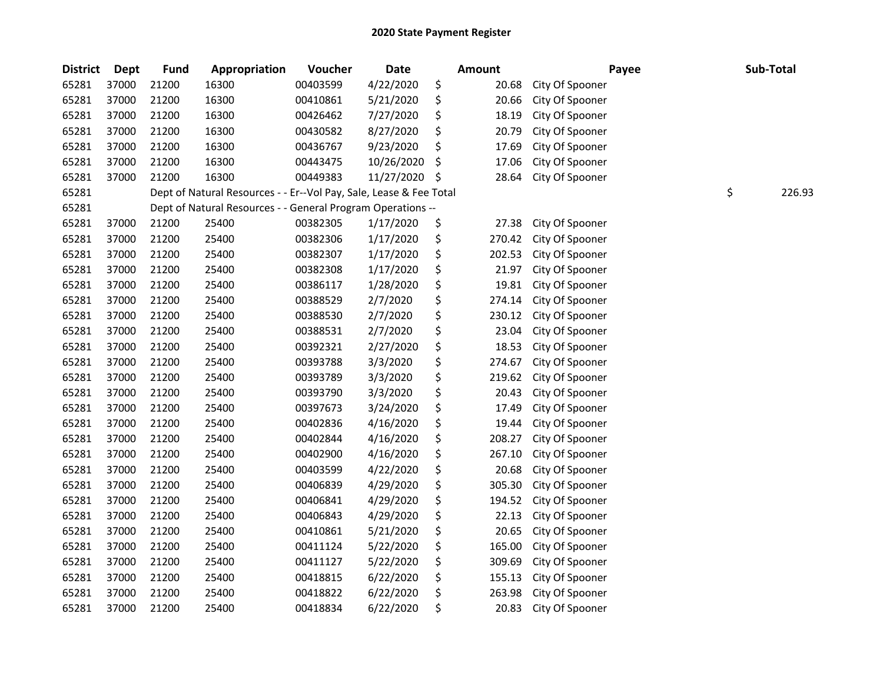## 2020 State Payment Register

| District | Dept | Fund | Appropriation | Voucher | Date | Amount | Payee | Sub-Total |
|---|---|---|---|---|---|---|---|---|
| 65281 | 37000 | 21200 | 16300 | 00403599 | 4/22/2020 | $ 20.68 | City Of Spooner | |
| 65281 | 37000 | 21200 | 16300 | 00410861 | 5/21/2020 | $ 20.66 | City Of Spooner | |
| 65281 | 37000 | 21200 | 16300 | 00426462 | 7/27/2020 | $ 18.19 | City Of Spooner | |
| 65281 | 37000 | 21200 | 16300 | 00430582 | 8/27/2020 | $ 20.79 | City Of Spooner | |
| 65281 | 37000 | 21200 | 16300 | 00436767 | 9/23/2020 | $ 17.69 | City Of Spooner | |
| 65281 | 37000 | 21200 | 16300 | 00443475 | 10/26/2020 | $ 17.06 | City Of Spooner | |
| 65281 | 37000 | 21200 | 16300 | 00449383 | 11/27/2020 | $ 28.64 | City Of Spooner | |
| 65281 | | Dept of Natural Resources - - Er--Vol Pay, Sale, Lease & Fee Total | | | | | | $ 226.93 |
| 65281 | | Dept of Natural Resources - - General Program Operations -- | | | | | | |
| 65281 | 37000 | 21200 | 25400 | 00382305 | 1/17/2020 | $ 27.38 | City Of Spooner | |
| 65281 | 37000 | 21200 | 25400 | 00382306 | 1/17/2020 | $ 270.42 | City Of Spooner | |
| 65281 | 37000 | 21200 | 25400 | 00382307 | 1/17/2020 | $ 202.53 | City Of Spooner | |
| 65281 | 37000 | 21200 | 25400 | 00382308 | 1/17/2020 | $ 21.97 | City Of Spooner | |
| 65281 | 37000 | 21200 | 25400 | 00386117 | 1/28/2020 | $ 19.81 | City Of Spooner | |
| 65281 | 37000 | 21200 | 25400 | 00388529 | 2/7/2020 | $ 274.14 | City Of Spooner | |
| 65281 | 37000 | 21200 | 25400 | 00388530 | 2/7/2020 | $ 230.12 | City Of Spooner | |
| 65281 | 37000 | 21200 | 25400 | 00388531 | 2/7/2020 | $ 23.04 | City Of Spooner | |
| 65281 | 37000 | 21200 | 25400 | 00392321 | 2/27/2020 | $ 18.53 | City Of Spooner | |
| 65281 | 37000 | 21200 | 25400 | 00393788 | 3/3/2020 | $ 274.67 | City Of Spooner | |
| 65281 | 37000 | 21200 | 25400 | 00393789 | 3/3/2020 | $ 219.62 | City Of Spooner | |
| 65281 | 37000 | 21200 | 25400 | 00393790 | 3/3/2020 | $ 20.43 | City Of Spooner | |
| 65281 | 37000 | 21200 | 25400 | 00397673 | 3/24/2020 | $ 17.49 | City Of Spooner | |
| 65281 | 37000 | 21200 | 25400 | 00402836 | 4/16/2020 | $ 19.44 | City Of Spooner | |
| 65281 | 37000 | 21200 | 25400 | 00402844 | 4/16/2020 | $ 208.27 | City Of Spooner | |
| 65281 | 37000 | 21200 | 25400 | 00402900 | 4/16/2020 | $ 267.10 | City Of Spooner | |
| 65281 | 37000 | 21200 | 25400 | 00403599 | 4/22/2020 | $ 20.68 | City Of Spooner | |
| 65281 | 37000 | 21200 | 25400 | 00406839 | 4/29/2020 | $ 305.30 | City Of Spooner | |
| 65281 | 37000 | 21200 | 25400 | 00406841 | 4/29/2020 | $ 194.52 | City Of Spooner | |
| 65281 | 37000 | 21200 | 25400 | 00406843 | 4/29/2020 | $ 22.13 | City Of Spooner | |
| 65281 | 37000 | 21200 | 25400 | 00410861 | 5/21/2020 | $ 20.65 | City Of Spooner | |
| 65281 | 37000 | 21200 | 25400 | 00411124 | 5/22/2020 | $ 165.00 | City Of Spooner | |
| 65281 | 37000 | 21200 | 25400 | 00411127 | 5/22/2020 | $ 309.69 | City Of Spooner | |
| 65281 | 37000 | 21200 | 25400 | 00418815 | 6/22/2020 | $ 155.13 | City Of Spooner | |
| 65281 | 37000 | 21200 | 25400 | 00418822 | 6/22/2020 | $ 263.98 | City Of Spooner | |
| 65281 | 37000 | 21200 | 25400 | 00418834 | 6/22/2020 | $ 20.83 | City Of Spooner | |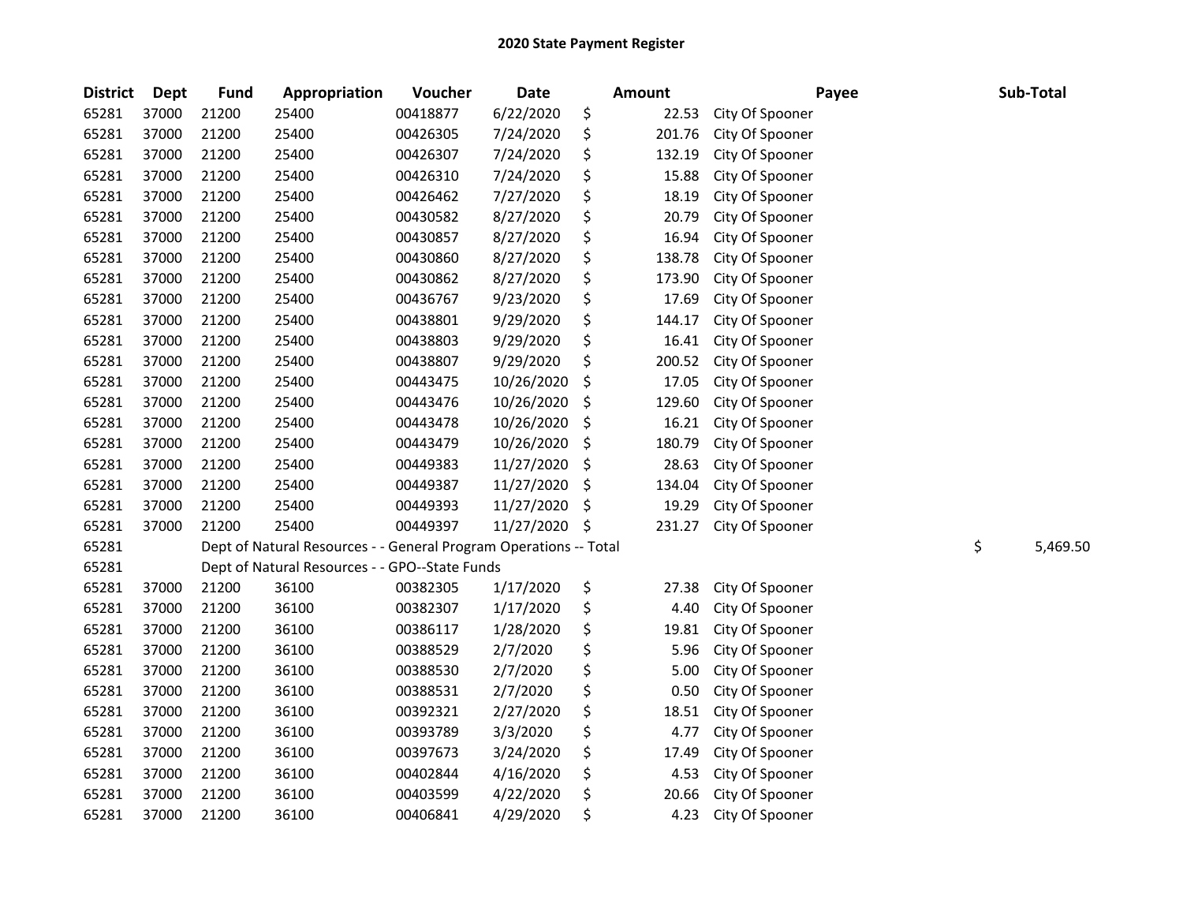# 2020 State Payment Register

| District | Dept | Fund | Appropriation | Voucher | Date | Amount | Payee | Sub-Total |
|---|---|---|---|---|---|---|---|---|
| 65281 | 37000 | 21200 | 25400 | 00418877 | 6/22/2020 | $ 22.53 | City Of Spooner | |
| 65281 | 37000 | 21200 | 25400 | 00426305 | 7/24/2020 | $ 201.76 | City Of Spooner | |
| 65281 | 37000 | 21200 | 25400 | 00426307 | 7/24/2020 | $ 132.19 | City Of Spooner | |
| 65281 | 37000 | 21200 | 25400 | 00426310 | 7/24/2020 | $ 15.88 | City Of Spooner | |
| 65281 | 37000 | 21200 | 25400 | 00426462 | 7/27/2020 | $ 18.19 | City Of Spooner | |
| 65281 | 37000 | 21200 | 25400 | 00430582 | 8/27/2020 | $ 20.79 | City Of Spooner | |
| 65281 | 37000 | 21200 | 25400 | 00430857 | 8/27/2020 | $ 16.94 | City Of Spooner | |
| 65281 | 37000 | 21200 | 25400 | 00430860 | 8/27/2020 | $ 138.78 | City Of Spooner | |
| 65281 | 37000 | 21200 | 25400 | 00430862 | 8/27/2020 | $ 173.90 | City Of Spooner | |
| 65281 | 37000 | 21200 | 25400 | 00436767 | 9/23/2020 | $ 17.69 | City Of Spooner | |
| 65281 | 37000 | 21200 | 25400 | 00438801 | 9/29/2020 | $ 144.17 | City Of Spooner | |
| 65281 | 37000 | 21200 | 25400 | 00438803 | 9/29/2020 | $ 16.41 | City Of Spooner | |
| 65281 | 37000 | 21200 | 25400 | 00438807 | 9/29/2020 | $ 200.52 | City Of Spooner | |
| 65281 | 37000 | 21200 | 25400 | 00443475 | 10/26/2020 | $ 17.05 | City Of Spooner | |
| 65281 | 37000 | 21200 | 25400 | 00443476 | 10/26/2020 | $ 129.60 | City Of Spooner | |
| 65281 | 37000 | 21200 | 25400 | 00443478 | 10/26/2020 | $ 16.21 | City Of Spooner | |
| 65281 | 37000 | 21200 | 25400 | 00443479 | 10/26/2020 | $ 180.79 | City Of Spooner | |
| 65281 | 37000 | 21200 | 25400 | 00449383 | 11/27/2020 | $ 28.63 | City Of Spooner | |
| 65281 | 37000 | 21200 | 25400 | 00449387 | 11/27/2020 | $ 134.04 | City Of Spooner | |
| 65281 | 37000 | 21200 | 25400 | 00449393 | 11/27/2020 | $ 19.29 | City Of Spooner | |
| 65281 | 37000 | 21200 | 25400 | 00449397 | 11/27/2020 | $ 231.27 | City Of Spooner | |
| 65281 | | Dept of Natural Resources - - General Program Operations -- Total | | | | | | $ 5,469.50 |
| 65281 | | Dept of Natural Resources - - GPO--State Funds | | | | | | |
| 65281 | 37000 | 21200 | 36100 | 00382305 | 1/17/2020 | $ 27.38 | City Of Spooner | |
| 65281 | 37000 | 21200 | 36100 | 00382307 | 1/17/2020 | $ 4.40 | City Of Spooner | |
| 65281 | 37000 | 21200 | 36100 | 00386117 | 1/28/2020 | $ 19.81 | City Of Spooner | |
| 65281 | 37000 | 21200 | 36100 | 00388529 | 2/7/2020 | $ 5.96 | City Of Spooner | |
| 65281 | 37000 | 21200 | 36100 | 00388530 | 2/7/2020 | $ 5.00 | City Of Spooner | |
| 65281 | 37000 | 21200 | 36100 | 00388531 | 2/7/2020 | $ 0.50 | City Of Spooner | |
| 65281 | 37000 | 21200 | 36100 | 00392321 | 2/27/2020 | $ 18.51 | City Of Spooner | |
| 65281 | 37000 | 21200 | 36100 | 00393789 | 3/3/2020 | $ 4.77 | City Of Spooner | |
| 65281 | 37000 | 21200 | 36100 | 00397673 | 3/24/2020 | $ 17.49 | City Of Spooner | |
| 65281 | 37000 | 21200 | 36100 | 00402844 | 4/16/2020 | $ 4.53 | City Of Spooner | |
| 65281 | 37000 | 21200 | 36100 | 00403599 | 4/22/2020 | $ 20.66 | City Of Spooner | |
| 65281 | 37000 | 21200 | 36100 | 00406841 | 4/29/2020 | $ 4.23 | City Of Spooner | |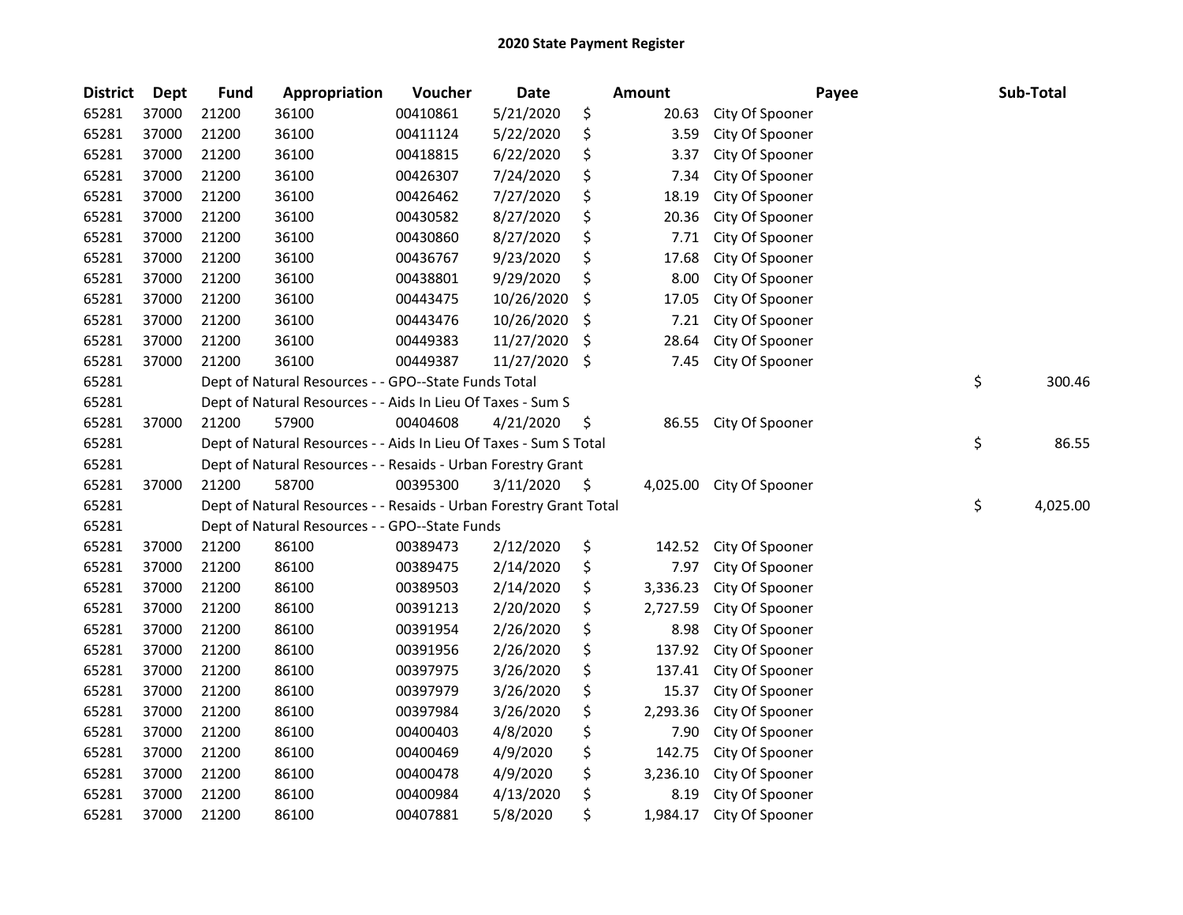## 2020 State Payment Register

| District | Dept | Fund | Appropriation | Voucher | Date | Amount | Payee | Sub-Total |
|---|---|---|---|---|---|---|---|---|
| 65281 | 37000 | 21200 | 36100 | 00410861 | 5/21/2020 | $ 20.63 | City Of Spooner | |
| 65281 | 37000 | 21200 | 36100 | 00411124 | 5/22/2020 | $ 3.59 | City Of Spooner | |
| 65281 | 37000 | 21200 | 36100 | 00418815 | 6/22/2020 | $ 3.37 | City Of Spooner | |
| 65281 | 37000 | 21200 | 36100 | 00426307 | 7/24/2020 | $ 7.34 | City Of Spooner | |
| 65281 | 37000 | 21200 | 36100 | 00426462 | 7/27/2020 | $ 18.19 | City Of Spooner | |
| 65281 | 37000 | 21200 | 36100 | 00430582 | 8/27/2020 | $ 20.36 | City Of Spooner | |
| 65281 | 37000 | 21200 | 36100 | 00430860 | 8/27/2020 | $ 7.71 | City Of Spooner | |
| 65281 | 37000 | 21200 | 36100 | 00436767 | 9/23/2020 | $ 17.68 | City Of Spooner | |
| 65281 | 37000 | 21200 | 36100 | 00438801 | 9/29/2020 | $ 8.00 | City Of Spooner | |
| 65281 | 37000 | 21200 | 36100 | 00443475 | 10/26/2020 | $ 17.05 | City Of Spooner | |
| 65281 | 37000 | 21200 | 36100 | 00443476 | 10/26/2020 | $ 7.21 | City Of Spooner | |
| 65281 | 37000 | 21200 | 36100 | 00449383 | 11/27/2020 | $ 28.64 | City Of Spooner | |
| 65281 | 37000 | 21200 | 36100 | 00449387 | 11/27/2020 | $ 7.45 | City Of Spooner | |
| 65281 | | Dept of Natural Resources - - GPO--State Funds Total | | | | | | $ 300.46 |
| 65281 | | Dept of Natural Resources - - Aids In Lieu Of Taxes - Sum S | | | | | | |
| 65281 | 37000 | 21200 | 57900 | 00404608 | 4/21/2020 | $ 86.55 | City Of Spooner | |
| 65281 | | Dept of Natural Resources - - Aids In Lieu Of Taxes - Sum S Total | | | | | | $ 86.55 |
| 65281 | | Dept of Natural Resources - - Resaids - Urban Forestry Grant | | | | | | |
| 65281 | 37000 | 21200 | 58700 | 00395300 | 3/11/2020 | $ 4,025.00 | City Of Spooner | |
| 65281 | | Dept of Natural Resources - - Resaids - Urban Forestry Grant Total | | | | | | $ 4,025.00 |
| 65281 | | Dept of Natural Resources - - GPO--State Funds | | | | | | |
| 65281 | 37000 | 21200 | 86100 | 00389473 | 2/12/2020 | $ 142.52 | City Of Spooner | |
| 65281 | 37000 | 21200 | 86100 | 00389475 | 2/14/2020 | $ 7.97 | City Of Spooner | |
| 65281 | 37000 | 21200 | 86100 | 00389503 | 2/14/2020 | $ 3,336.23 | City Of Spooner | |
| 65281 | 37000 | 21200 | 86100 | 00391213 | 2/20/2020 | $ 2,727.59 | City Of Spooner | |
| 65281 | 37000 | 21200 | 86100 | 00391954 | 2/26/2020 | $ 8.98 | City Of Spooner | |
| 65281 | 37000 | 21200 | 86100 | 00391956 | 2/26/2020 | $ 137.92 | City Of Spooner | |
| 65281 | 37000 | 21200 | 86100 | 00397975 | 3/26/2020 | $ 137.41 | City Of Spooner | |
| 65281 | 37000 | 21200 | 86100 | 00397979 | 3/26/2020 | $ 15.37 | City Of Spooner | |
| 65281 | 37000 | 21200 | 86100 | 00397984 | 3/26/2020 | $ 2,293.36 | City Of Spooner | |
| 65281 | 37000 | 21200 | 86100 | 00400403 | 4/8/2020 | $ 7.90 | City Of Spooner | |
| 65281 | 37000 | 21200 | 86100 | 00400469 | 4/9/2020 | $ 142.75 | City Of Spooner | |
| 65281 | 37000 | 21200 | 86100 | 00400478 | 4/9/2020 | $ 3,236.10 | City Of Spooner | |
| 65281 | 37000 | 21200 | 86100 | 00400984 | 4/13/2020 | $ 8.19 | City Of Spooner | |
| 65281 | 37000 | 21200 | 86100 | 00407881 | 5/8/2020 | $ 1,984.17 | City Of Spooner | |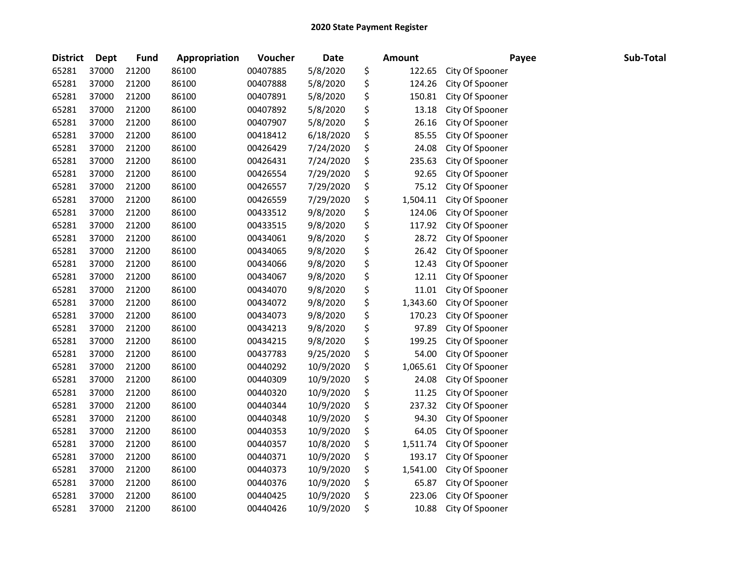# 2020 State Payment Register

| District | Dept | Fund | Appropriation | Voucher | Date | Amount | Payee | Sub-Total |
|---|---|---|---|---|---|---|---|---|
| 65281 | 37000 | 21200 | 86100 | 00407885 | 5/8/2020 | $ 122.65 | City Of Spooner | |
| 65281 | 37000 | 21200 | 86100 | 00407888 | 5/8/2020 | $ 124.26 | City Of Spooner | |
| 65281 | 37000 | 21200 | 86100 | 00407891 | 5/8/2020 | $ 150.81 | City Of Spooner | |
| 65281 | 37000 | 21200 | 86100 | 00407892 | 5/8/2020 | $ 13.18 | City Of Spooner | |
| 65281 | 37000 | 21200 | 86100 | 00407907 | 5/8/2020 | $ 26.16 | City Of Spooner | |
| 65281 | 37000 | 21200 | 86100 | 00418412 | 6/18/2020 | $ 85.55 | City Of Spooner | |
| 65281 | 37000 | 21200 | 86100 | 00426429 | 7/24/2020 | $ 24.08 | City Of Spooner | |
| 65281 | 37000 | 21200 | 86100 | 00426431 | 7/24/2020 | $ 235.63 | City Of Spooner | |
| 65281 | 37000 | 21200 | 86100 | 00426554 | 7/29/2020 | $ 92.65 | City Of Spooner | |
| 65281 | 37000 | 21200 | 86100 | 00426557 | 7/29/2020 | $ 75.12 | City Of Spooner | |
| 65281 | 37000 | 21200 | 86100 | 00426559 | 7/29/2020 | $ 1,504.11 | City Of Spooner | |
| 65281 | 37000 | 21200 | 86100 | 00433512 | 9/8/2020 | $ 124.06 | City Of Spooner | |
| 65281 | 37000 | 21200 | 86100 | 00433515 | 9/8/2020 | $ 117.92 | City Of Spooner | |
| 65281 | 37000 | 21200 | 86100 | 00434061 | 9/8/2020 | $ 28.72 | City Of Spooner | |
| 65281 | 37000 | 21200 | 86100 | 00434065 | 9/8/2020 | $ 26.42 | City Of Spooner | |
| 65281 | 37000 | 21200 | 86100 | 00434066 | 9/8/2020 | $ 12.43 | City Of Spooner | |
| 65281 | 37000 | 21200 | 86100 | 00434067 | 9/8/2020 | $ 12.11 | City Of Spooner | |
| 65281 | 37000 | 21200 | 86100 | 00434070 | 9/8/2020 | $ 11.01 | City Of Spooner | |
| 65281 | 37000 | 21200 | 86100 | 00434072 | 9/8/2020 | $ 1,343.60 | City Of Spooner | |
| 65281 | 37000 | 21200 | 86100 | 00434073 | 9/8/2020 | $ 170.23 | City Of Spooner | |
| 65281 | 37000 | 21200 | 86100 | 00434213 | 9/8/2020 | $ 97.89 | City Of Spooner | |
| 65281 | 37000 | 21200 | 86100 | 00434215 | 9/8/2020 | $ 199.25 | City Of Spooner | |
| 65281 | 37000 | 21200 | 86100 | 00437783 | 9/25/2020 | $ 54.00 | City Of Spooner | |
| 65281 | 37000 | 21200 | 86100 | 00440292 | 10/9/2020 | $ 1,065.61 | City Of Spooner | |
| 65281 | 37000 | 21200 | 86100 | 00440309 | 10/9/2020 | $ 24.08 | City Of Spooner | |
| 65281 | 37000 | 21200 | 86100 | 00440320 | 10/9/2020 | $ 11.25 | City Of Spooner | |
| 65281 | 37000 | 21200 | 86100 | 00440344 | 10/9/2020 | $ 237.32 | City Of Spooner | |
| 65281 | 37000 | 21200 | 86100 | 00440348 | 10/9/2020 | $ 94.30 | City Of Spooner | |
| 65281 | 37000 | 21200 | 86100 | 00440353 | 10/9/2020 | $ 64.05 | City Of Spooner | |
| 65281 | 37000 | 21200 | 86100 | 00440357 | 10/8/2020 | $ 1,511.74 | City Of Spooner | |
| 65281 | 37000 | 21200 | 86100 | 00440371 | 10/9/2020 | $ 193.17 | City Of Spooner | |
| 65281 | 37000 | 21200 | 86100 | 00440373 | 10/9/2020 | $ 1,541.00 | City Of Spooner | |
| 65281 | 37000 | 21200 | 86100 | 00440376 | 10/9/2020 | $ 65.87 | City Of Spooner | |
| 65281 | 37000 | 21200 | 86100 | 00440425 | 10/9/2020 | $ 223.06 | City Of Spooner | |
| 65281 | 37000 | 21200 | 86100 | 00440426 | 10/9/2020 | $ 10.88 | City Of Spooner | |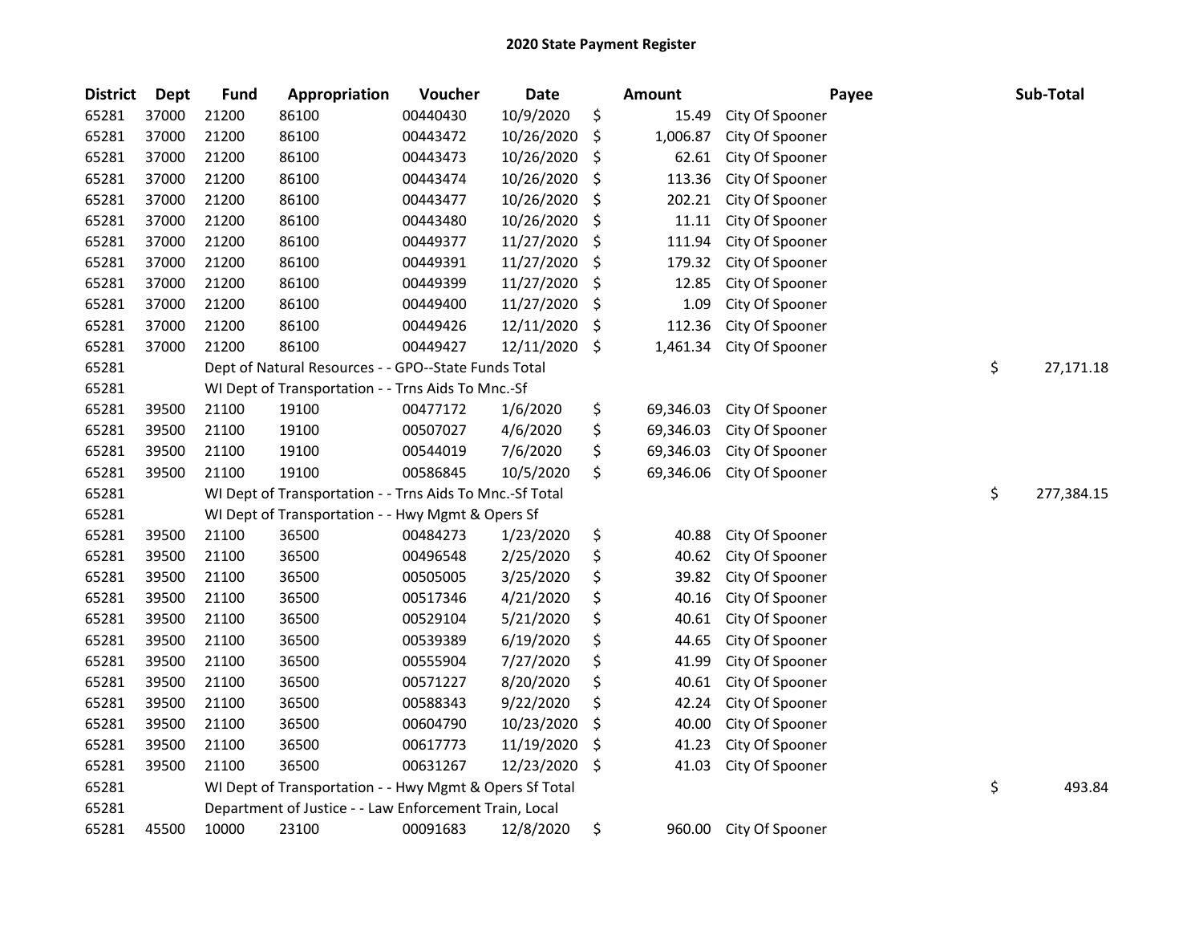## 2020 State Payment Register

| District | Dept | Fund | Appropriation | Voucher | Date | | Amount | Payee | | Sub-Total |
|---|---|---|---|---|---|---|---|---|---|---|
| 65281 | 37000 | 21200 | 86100 | 00440430 | 10/9/2020 | $ | 15.49 | City Of Spooner | | |
| 65281 | 37000 | 21200 | 86100 | 00443472 | 10/26/2020 | $ | 1,006.87 | City Of Spooner | | |
| 65281 | 37000 | 21200 | 86100 | 00443473 | 10/26/2020 | $ | 62.61 | City Of Spooner | | |
| 65281 | 37000 | 21200 | 86100 | 00443474 | 10/26/2020 | $ | 113.36 | City Of Spooner | | |
| 65281 | 37000 | 21200 | 86100 | 00443477 | 10/26/2020 | $ | 202.21 | City Of Spooner | | |
| 65281 | 37000 | 21200 | 86100 | 00443480 | 10/26/2020 | $ | 11.11 | City Of Spooner | | |
| 65281 | 37000 | 21200 | 86100 | 00449377 | 11/27/2020 | $ | 111.94 | City Of Spooner | | |
| 65281 | 37000 | 21200 | 86100 | 00449391 | 11/27/2020 | $ | 179.32 | City Of Spooner | | |
| 65281 | 37000 | 21200 | 86100 | 00449399 | 11/27/2020 | $ | 12.85 | City Of Spooner | | |
| 65281 | 37000 | 21200 | 86100 | 00449400 | 11/27/2020 | $ | 1.09 | City Of Spooner | | |
| 65281 | 37000 | 21200 | 86100 | 00449426 | 12/11/2020 | $ | 112.36 | City Of Spooner | | |
| 65281 | 37000 | 21200 | 86100 | 00449427 | 12/11/2020 | $ | 1,461.34 | City Of Spooner | | |
| 65281 | | Dept of Natural Resources - - GPO--State Funds Total | | | | | | | $ | 27,171.18 |
| 65281 | | WI Dept of Transportation - - Trns Aids To Mnc.-Sf | | | | | | | | |
| 65281 | 39500 | 21100 | 19100 | 00477172 | 1/6/2020 | $ | 69,346.03 | City Of Spooner | | |
| 65281 | 39500 | 21100 | 19100 | 00507027 | 4/6/2020 | $ | 69,346.03 | City Of Spooner | | |
| 65281 | 39500 | 21100 | 19100 | 00544019 | 7/6/2020 | $ | 69,346.03 | City Of Spooner | | |
| 65281 | 39500 | 21100 | 19100 | 00586845 | 10/5/2020 | $ | 69,346.06 | City Of Spooner | | |
| 65281 | | WI Dept of Transportation - - Trns Aids To Mnc.-Sf Total | | | | | | | $ | 277,384.15 |
| 65281 | | WI Dept of Transportation - - Hwy Mgmt & Opers Sf | | | | | | | | |
| 65281 | 39500 | 21100 | 36500 | 00484273 | 1/23/2020 | $ | 40.88 | City Of Spooner | | |
| 65281 | 39500 | 21100 | 36500 | 00496548 | 2/25/2020 | $ | 40.62 | City Of Spooner | | |
| 65281 | 39500 | 21100 | 36500 | 00505005 | 3/25/2020 | $ | 39.82 | City Of Spooner | | |
| 65281 | 39500 | 21100 | 36500 | 00517346 | 4/21/2020 | $ | 40.16 | City Of Spooner | | |
| 65281 | 39500 | 21100 | 36500 | 00529104 | 5/21/2020 | $ | 40.61 | City Of Spooner | | |
| 65281 | 39500 | 21100 | 36500 | 00539389 | 6/19/2020 | $ | 44.65 | City Of Spooner | | |
| 65281 | 39500 | 21100 | 36500 | 00555904 | 7/27/2020 | $ | 41.99 | City Of Spooner | | |
| 65281 | 39500 | 21100 | 36500 | 00571227 | 8/20/2020 | $ | 40.61 | City Of Spooner | | |
| 65281 | 39500 | 21100 | 36500 | 00588343 | 9/22/2020 | $ | 42.24 | City Of Spooner | | |
| 65281 | 39500 | 21100 | 36500 | 00604790 | 10/23/2020 | $ | 40.00 | City Of Spooner | | |
| 65281 | 39500 | 21100 | 36500 | 00617773 | 11/19/2020 | $ | 41.23 | City Of Spooner | | |
| 65281 | 39500 | 21100 | 36500 | 00631267 | 12/23/2020 | $ | 41.03 | City Of Spooner | | |
| 65281 | | WI Dept of Transportation - - Hwy Mgmt & Opers Sf Total | | | | | | | $ | 493.84 |
| 65281 | | Department of Justice - - Law Enforcement Train, Local | | | | | | | | |
| 65281 | 45500 | 10000 | 23100 | 00091683 | 12/8/2020 | $ | 960.00 | City Of Spooner | | |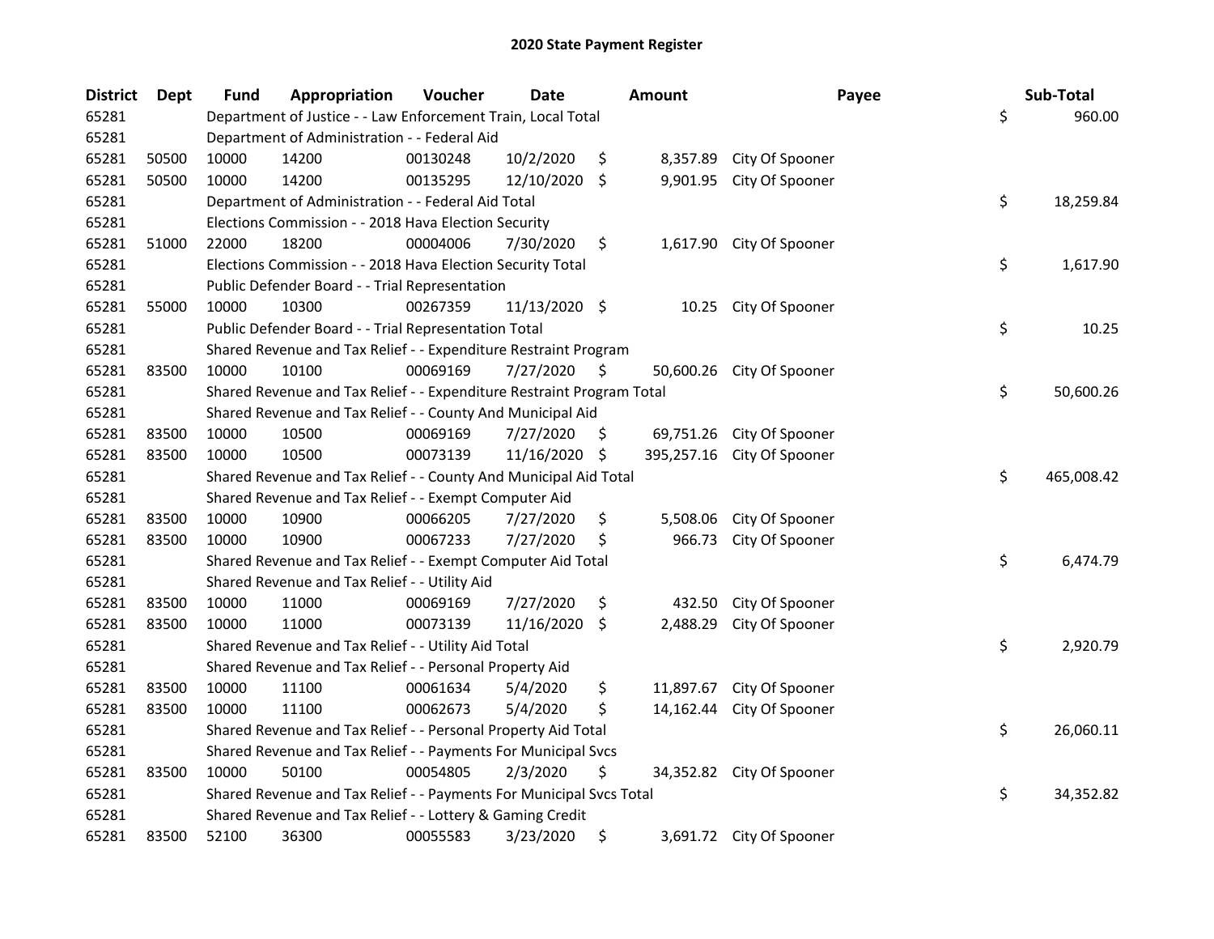# 2020 State Payment Register

| District | Dept | Fund | Appropriation | Voucher | Date | Amount | Payee | Sub-Total |
|---|---|---|---|---|---|---|---|---|
| 65281 | | Department of Justice - - Law Enforcement Train, Local Total | | | | | | $ 960.00 |
| 65281 | | Department of Administration - - Federal Aid | | | | | | |
| 65281 | 50500 | 10000 | 14200 | 00130248 | 10/2/2020 | $ 8,357.89 | City Of Spooner | |
| 65281 | 50500 | 10000 | 14200 | 00135295 | 12/10/2020 | $ 9,901.95 | City Of Spooner | |
| 65281 | | Department of Administration - - Federal Aid Total | | | | | | $ 18,259.84 |
| 65281 | | Elections Commission - - 2018 Hava Election Security | | | | | | |
| 65281 | 51000 | 22000 | 18200 | 00004006 | 7/30/2020 | $ 1,617.90 | City Of Spooner | |
| 65281 | | Elections Commission - - 2018 Hava Election Security Total | | | | | | $ 1,617.90 |
| 65281 | | Public Defender Board - - Trial Representation | | | | | | |
| 65281 | 55000 | 10000 | 10300 | 00267359 | 11/13/2020 | $ 10.25 | City Of Spooner | |
| 65281 | | Public Defender Board - - Trial Representation Total | | | | | | $ 10.25 |
| 65281 | | Shared Revenue and Tax Relief - - Expenditure Restraint Program | | | | | | |
| 65281 | 83500 | 10000 | 10100 | 00069169 | 7/27/2020 | $ 50,600.26 | City Of Spooner | |
| 65281 | | Shared Revenue and Tax Relief - - Expenditure Restraint Program Total | | | | | | $ 50,600.26 |
| 65281 | | Shared Revenue and Tax Relief - - County And Municipal Aid | | | | | | |
| 65281 | 83500 | 10000 | 10500 | 00069169 | 7/27/2020 | $ 69,751.26 | City Of Spooner | |
| 65281 | 83500 | 10000 | 10500 | 00073139 | 11/16/2020 | $ 395,257.16 | City Of Spooner | |
| 65281 | | Shared Revenue and Tax Relief - - County And Municipal Aid Total | | | | | | $ 465,008.42 |
| 65281 | | Shared Revenue and Tax Relief - - Exempt Computer Aid | | | | | | |
| 65281 | 83500 | 10000 | 10900 | 00066205 | 7/27/2020 | $ 5,508.06 | City Of Spooner | |
| 65281 | 83500 | 10000 | 10900 | 00067233 | 7/27/2020 | $ 966.73 | City Of Spooner | |
| 65281 | | Shared Revenue and Tax Relief - - Exempt Computer Aid Total | | | | | | $ 6,474.79 |
| 65281 | | Shared Revenue and Tax Relief - - Utility Aid | | | | | | |
| 65281 | 83500 | 10000 | 11000 | 00069169 | 7/27/2020 | $ 432.50 | City Of Spooner | |
| 65281 | 83500 | 10000 | 11000 | 00073139 | 11/16/2020 | $ 2,488.29 | City Of Spooner | |
| 65281 | | Shared Revenue and Tax Relief - - Utility Aid Total | | | | | | $ 2,920.79 |
| 65281 | | Shared Revenue and Tax Relief - - Personal Property Aid | | | | | | |
| 65281 | 83500 | 10000 | 11100 | 00061634 | 5/4/2020 | $ 11,897.67 | City Of Spooner | |
| 65281 | 83500 | 10000 | 11100 | 00062673 | 5/4/2020 | $ 14,162.44 | City Of Spooner | |
| 65281 | | Shared Revenue and Tax Relief - - Personal Property Aid Total | | | | | | $ 26,060.11 |
| 65281 | | Shared Revenue and Tax Relief - - Payments For Municipal Svcs | | | | | | |
| 65281 | 83500 | 10000 | 50100 | 00054805 | 2/3/2020 | $ 34,352.82 | City Of Spooner | |
| 65281 | | Shared Revenue and Tax Relief - - Payments For Municipal Svcs Total | | | | | | $ 34,352.82 |
| 65281 | | Shared Revenue and Tax Relief - - Lottery & Gaming Credit | | | | | | |
| 65281 | 83500 | 52100 | 36300 | 00055583 | 3/23/2020 | $ 3,691.72 | City Of Spooner | |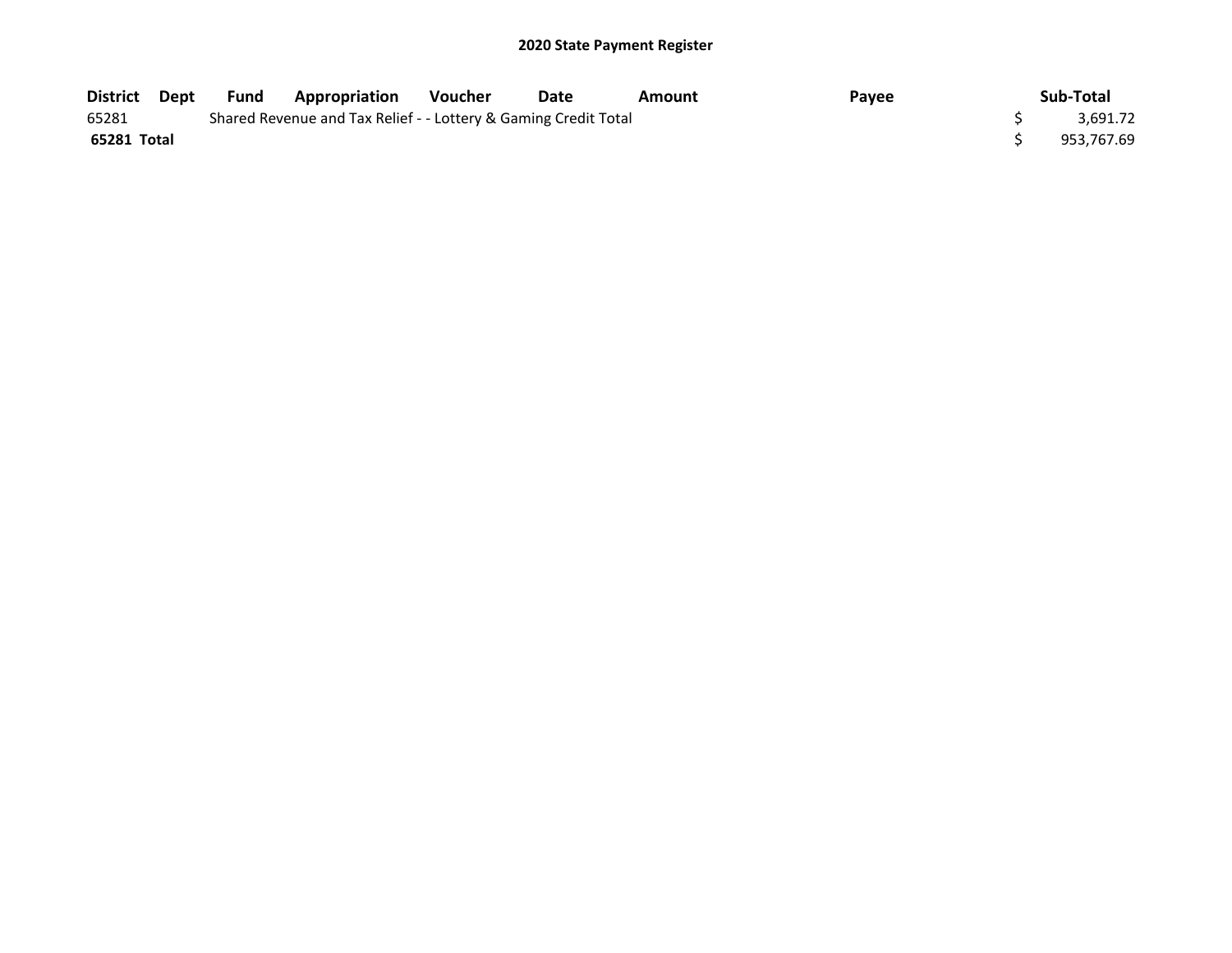## 2020 State Payment Register

| District | Dept | Fund | Appropriation | Voucher | Date | Amount | Payee | Sub-Total |
|---|---|---|---|---|---|---|---|---|
| 65281 | | Shared Revenue and Tax Relief - - Lottery & Gaming Credit Total | | | | | | $ 3,691.72 |
| **65281 Total** | | | | | | | | $ 953,767.69 |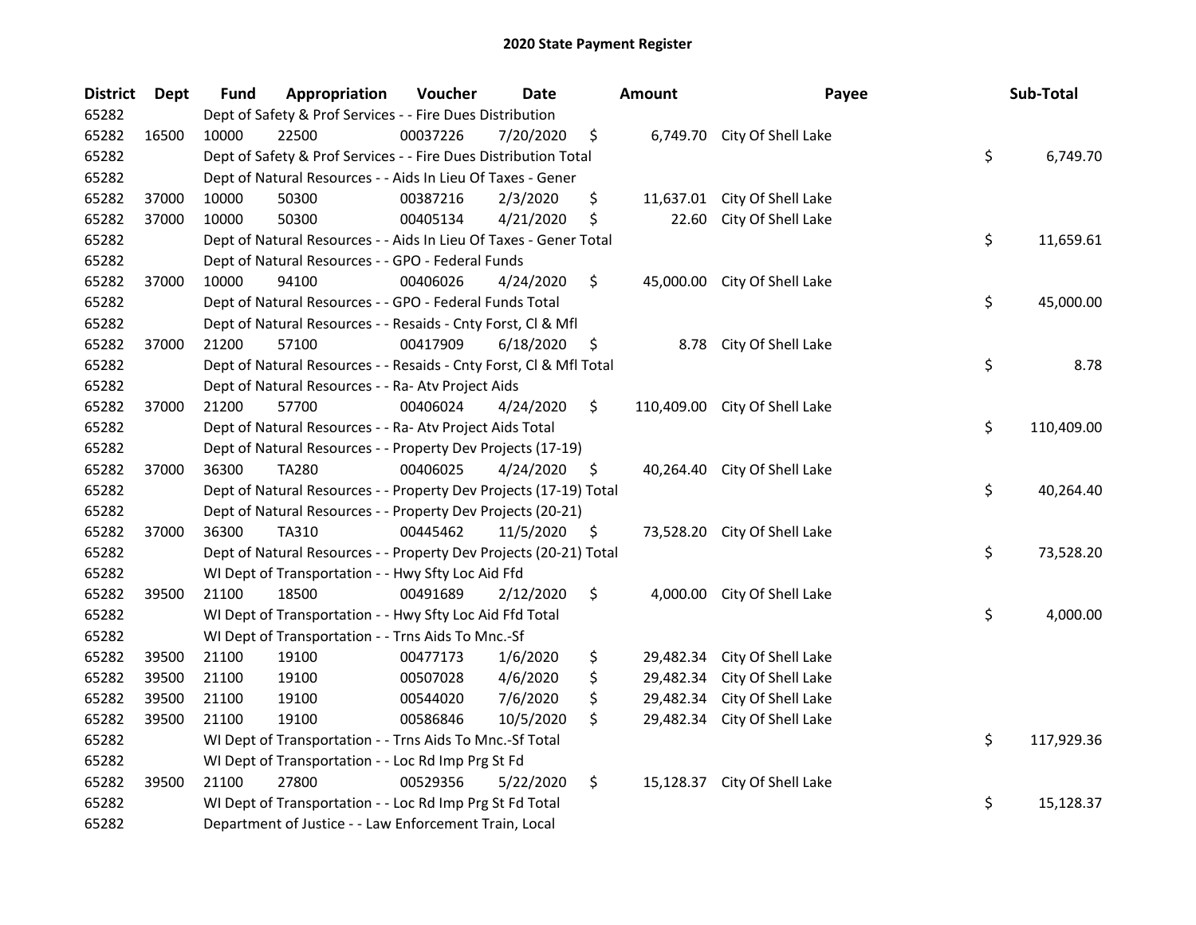# 2020 State Payment Register

| District | Dept | Fund | Appropriation | Voucher | Date | Amount | Payee | Sub-Total |
|---|---|---|---|---|---|---|---|---|
| 65282 | | Dept of Safety & Prof Services - - Fire Dues Distribution | | | | | | |
| 65282 | 16500 | 10000 | 22500 | 00037226 | 7/20/2020 | $ 6,749.70 | City Of Shell Lake | |
| 65282 | | Dept of Safety & Prof Services - - Fire Dues Distribution Total | | | | | | $ 6,749.70 |
| 65282 | | Dept of Natural Resources - - Aids In Lieu Of Taxes - Gener | | | | | | |
| 65282 | 37000 | 10000 | 50300 | 00387216 | 2/3/2020 | $ 11,637.01 | City Of Shell Lake | |
| 65282 | 37000 | 10000 | 50300 | 00405134 | 4/21/2020 | $ 22.60 | City Of Shell Lake | |
| 65282 | | Dept of Natural Resources - - Aids In Lieu Of Taxes - Gener Total | | | | | | $ 11,659.61 |
| 65282 | | Dept of Natural Resources - - GPO - Federal Funds | | | | | | |
| 65282 | 37000 | 10000 | 94100 | 00406026 | 4/24/2020 | $ 45,000.00 | City Of Shell Lake | |
| 65282 | | Dept of Natural Resources - - GPO - Federal Funds Total | | | | | | $ 45,000.00 |
| 65282 | | Dept of Natural Resources - - Resaids - Cnty Forst, Cl & Mfl | | | | | | |
| 65282 | 37000 | 21200 | 57100 | 00417909 | 6/18/2020 | $ 8.78 | City Of Shell Lake | |
| 65282 | | Dept of Natural Resources - - Resaids - Cnty Forst, Cl & Mfl Total | | | | | | $ 8.78 |
| 65282 | | Dept of Natural Resources - - Ra- Atv Project Aids | | | | | | |
| 65282 | 37000 | 21200 | 57700 | 00406024 | 4/24/2020 | $ 110,409.00 | City Of Shell Lake | |
| 65282 | | Dept of Natural Resources - - Ra- Atv Project Aids Total | | | | | | $ 110,409.00 |
| 65282 | | Dept of Natural Resources - - Property Dev Projects (17-19) | | | | | | |
| 65282 | 37000 | 36300 | TA280 | 00406025 | 4/24/2020 | $ 40,264.40 | City Of Shell Lake | |
| 65282 | | Dept of Natural Resources - - Property Dev Projects (17-19) Total | | | | | | $ 40,264.40 |
| 65282 | | Dept of Natural Resources - - Property Dev Projects (20-21) | | | | | | |
| 65282 | 37000 | 36300 | TA310 | 00445462 | 11/5/2020 | $ 73,528.20 | City Of Shell Lake | |
| 65282 | | Dept of Natural Resources - - Property Dev Projects (20-21) Total | | | | | | $ 73,528.20 |
| 65282 | | WI Dept of Transportation - - Hwy Sfty Loc Aid Ffd | | | | | | |
| 65282 | 39500 | 21100 | 18500 | 00491689 | 2/12/2020 | $ 4,000.00 | City Of Shell Lake | |
| 65282 | | WI Dept of Transportation - - Hwy Sfty Loc Aid Ffd Total | | | | | | $ 4,000.00 |
| 65282 | | WI Dept of Transportation - - Trns Aids To Mnc.-Sf | | | | | | |
| 65282 | 39500 | 21100 | 19100 | 00477173 | 1/6/2020 | $ 29,482.34 | City Of Shell Lake | |
| 65282 | 39500 | 21100 | 19100 | 00507028 | 4/6/2020 | $ 29,482.34 | City Of Shell Lake | |
| 65282 | 39500 | 21100 | 19100 | 00544020 | 7/6/2020 | $ 29,482.34 | City Of Shell Lake | |
| 65282 | 39500 | 21100 | 19100 | 00586846 | 10/5/2020 | $ 29,482.34 | City Of Shell Lake | |
| 65282 | | WI Dept of Transportation - - Trns Aids To Mnc.-Sf Total | | | | | | $ 117,929.36 |
| 65282 | | WI Dept of Transportation - - Loc Rd Imp Prg St Fd | | | | | | |
| 65282 | 39500 | 21100 | 27800 | 00529356 | 5/22/2020 | $ 15,128.37 | City Of Shell Lake | |
| 65282 | | WI Dept of Transportation - - Loc Rd Imp Prg St Fd Total | | | | | | $ 15,128.37 |
| 65282 | | Department of Justice - - Law Enforcement Train, Local | | | | | | |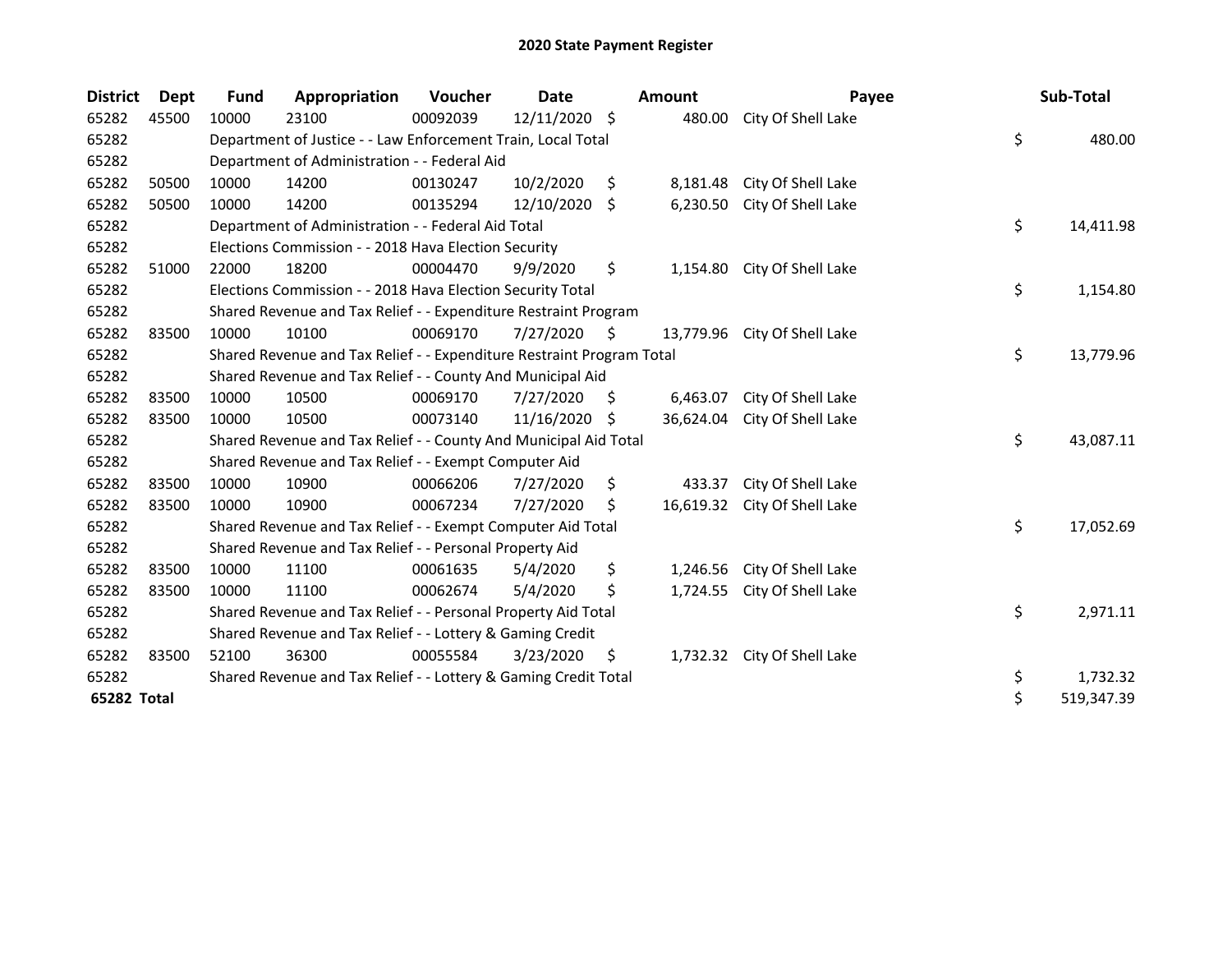# 2020 State Payment Register

| District | Dept | Fund | Appropriation | Voucher | Date | Amount | Payee | Sub-Total |
|---|---|---|---|---|---|---|---|---|
| 65282 | 45500 | 10000 | 23100 | 00092039 | 12/11/2020 | $ 480.00 | City Of Shell Lake | |
| 65282 | | Department of Justice - - Law Enforcement Train, Local Total | | | | | | $ 480.00 |
| 65282 | | Department of Administration - - Federal Aid | | | | | | |
| 65282 | 50500 | 10000 | 14200 | 00130247 | 10/2/2020 | $ 8,181.48 | City Of Shell Lake | |
| 65282 | 50500 | 10000 | 14200 | 00135294 | 12/10/2020 | $ 6,230.50 | City Of Shell Lake | |
| 65282 | | Department of Administration - - Federal Aid Total | | | | | | $ 14,411.98 |
| 65282 | | Elections Commission - - 2018 Hava Election Security | | | | | | |
| 65282 | 51000 | 22000 | 18200 | 00004470 | 9/9/2020 | $ 1,154.80 | City Of Shell Lake | |
| 65282 | | Elections Commission - - 2018 Hava Election Security Total | | | | | | $ 1,154.80 |
| 65282 | | Shared Revenue and Tax Relief - - Expenditure Restraint Program | | | | | | |
| 65282 | 83500 | 10000 | 10100 | 00069170 | 7/27/2020 | $ 13,779.96 | City Of Shell Lake | |
| 65282 | | Shared Revenue and Tax Relief - - Expenditure Restraint Program Total | | | | | | $ 13,779.96 |
| 65282 | | Shared Revenue and Tax Relief - - County And Municipal Aid | | | | | | |
| 65282 | 83500 | 10000 | 10500 | 00069170 | 7/27/2020 | $ 6,463.07 | City Of Shell Lake | |
| 65282 | 83500 | 10000 | 10500 | 00073140 | 11/16/2020 | $ 36,624.04 | City Of Shell Lake | |
| 65282 | | Shared Revenue and Tax Relief - - County And Municipal Aid Total | | | | | | $ 43,087.11 |
| 65282 | | Shared Revenue and Tax Relief - - Exempt Computer Aid | | | | | | |
| 65282 | 83500 | 10000 | 10900 | 00066206 | 7/27/2020 | $ 433.37 | City Of Shell Lake | |
| 65282 | 83500 | 10000 | 10900 | 00067234 | 7/27/2020 | $ 16,619.32 | City Of Shell Lake | |
| 65282 | | Shared Revenue and Tax Relief - - Exempt Computer Aid Total | | | | | | $ 17,052.69 |
| 65282 | | Shared Revenue and Tax Relief - - Personal Property Aid | | | | | | |
| 65282 | 83500 | 10000 | 11100 | 00061635 | 5/4/2020 | $ 1,246.56 | City Of Shell Lake | |
| 65282 | 83500 | 10000 | 11100 | 00062674 | 5/4/2020 | $ 1,724.55 | City Of Shell Lake | |
| 65282 | | Shared Revenue and Tax Relief - - Personal Property Aid Total | | | | | | $ 2,971.11 |
| 65282 | | Shared Revenue and Tax Relief - - Lottery & Gaming Credit | | | | | | |
| 65282 | 83500 | 52100 | 36300 | 00055584 | 3/23/2020 | $ 1,732.32 | City Of Shell Lake | |
| 65282 | | Shared Revenue and Tax Relief - - Lottery & Gaming Credit Total | | | | | | $ 1,732.32 |
| **65282 Total** | | | | | | | | $ 519,347.39 |